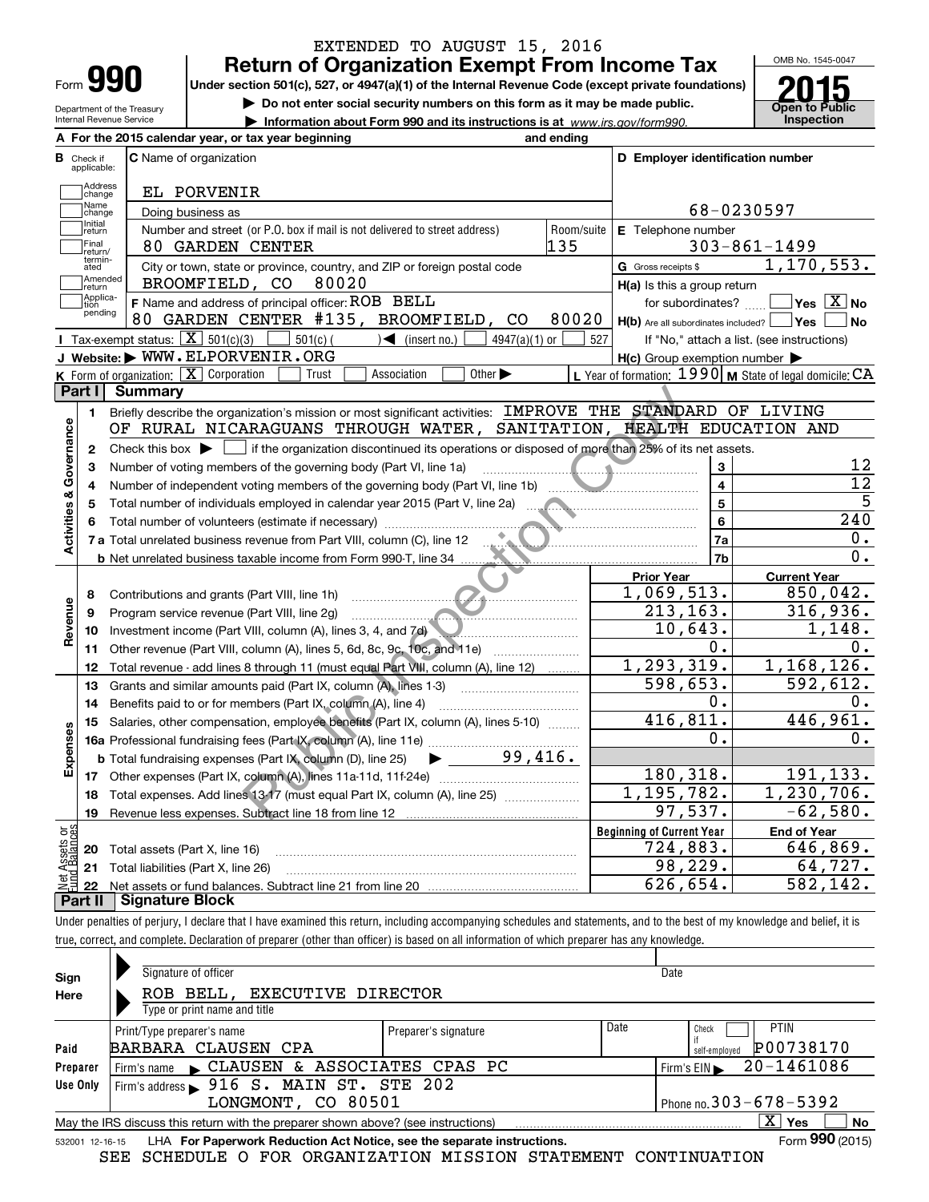EXTENDED TO AUGUST 15, 2016

# Form 990 — Return of Organization Exempt From Income Tax (2015)

Under section 501(c), 527, or 4947(a)(1) of the Internal Revenue Code (except private foundations)

▶ Do not enter social security numbers on this form as it may be made public.

▶ Information about Form 990 and its instructions is at www.irs.gov/form990.

Department of the Treasury, Internal Revenue Service. OMB No. 1545-0047. Open to Public Inspection.

**A** For the 2015 calendar year, or tax year beginning and ending

**B** Check if applicable: Address change, Name change, Initial return, Final return/terminated, Amended return, Application pending

**C** Name of organization: EL PORVENIR

Doing business as

Number and street (or P.O. box if mail is not delivered to street address): 80 GARDEN CENTER — Room/suite: 135

City or town, state or province, country, and ZIP or foreign postal code: BROOMFIELD, CO 80020

**D** Employer identification number: 68-0230597

**E** Telephone number: 303-861-1499

**G** Gross receipts $ 1,170,553.

**F** Name and address of principal officer: ROB BELL, 80 GARDEN CENTER #135, BROOMFIELD, CO 80020

**H(a)** Is this a group return for subordinates? Yes [ ] No [X]

**H(b)** Are all subordinates included? Yes [ ] No [ ] If "No," attach a list. (see instructions)

**H(c)** Group exemption number ▶

**I** Tax-exempt status: [X] 501(c)(3) [ ] 501(c) ( ) ◀ (insert no.) [ ] 4947(a)(1) or [ ] 527

**J** Website: ▶ WWW.ELPORVENIR.ORG

**K** Form of organization: [X] Corporation [ ] Trust [ ] Association [ ] Other ▶

**L** Year of formation: 1990 **M** State of legal domicile: CA

## Part I Summary

**Activities & Governance**

1. Briefly describe the organization's mission or most significant activities: IMPROVE THE STANDARD OF LIVING OF RURAL NICARAGUANS THROUGH WATER, SANITATION, HEALTH EDUCATION AND
2. Check this box ▶ [ ] if the organization discontinued its operations or disposed of more than 25% of its net assets.

| Line | Description | | Value |
|---|---|---|---|
| 3 | Number of voting members of the governing body (Part VI, line 1a) | 3 | 12 |
| 4 | Number of independent voting members of the governing body (Part VI, line 1b) | 4 | 12 |
| 5 | Total number of individuals employed in calendar year 2015 (Part V, line 2a) | 5 | 5 |
| 6 | Total number of volunteers (estimate if necessary) | 6 | 240 |
| 7a | Total unrelated business revenue from Part VIII, column (C), line 12 | 7a | 0. |
| b | Net unrelated business taxable income from Form 990-T, line 34 | 7b | 0. |

| Line | Description | Prior Year | Current Year |
|---|---|---|---|
| **Revenue** | | | |
| 8 | Contributions and grants (Part VIII, line 1h) | 1,069,513. | 850,042. |
| 9 | Program service revenue (Part VIII, line 2g) | 213,163. | 316,936. |
| 10 | Investment income (Part VIII, column (A), lines 3, 4, and 7d) | 10,643. | 1,148. |
| 11 | Other revenue (Part VIII, column (A), lines 5, 6d, 8c, 9c, 10c, and 11e) | 0. | 0. |
| 12 | Total revenue - add lines 8 through 11 (must equal Part VIII, column (A), line 12) | 1,293,319. | 1,168,126. |
| **Expenses** | | | |
| 13 | Grants and similar amounts paid (Part IX, column (A), lines 1-3) | 598,653. | 592,612. |
| 14 | Benefits paid to or for members (Part IX, column (A), line 4) | 0. | 0. |
| 15 | Salaries, other compensation, employee benefits (Part IX, column (A), lines 5-10) | 416,811. | 446,961. |
| 16a | Professional fundraising fees (Part IX, column (A), line 11e) | 0. | 0. |
| b | Total fundraising expenses (Part IX, column (D), line 25) ▶ 99,416. | | |
| 17 | Other expenses (Part IX, column (A), lines 11a-11d, 11f-24e) | 180,318. | 191,133. |
| 18 | Total expenses. Add lines 13-17 (must equal Part IX, column (A), line 25) | 1,195,782. | 1,230,706. |
| 19 | Revenue less expenses. Subtract line 18 from line 12 | 97,537. | -62,580. |

| Line | Net Assets or Fund Balances | Beginning of Current Year | End of Year |
|---|---|---|---|
| 20 | Total assets (Part X, line 16) | 724,883. | 646,869. |
| 21 | Total liabilities (Part X, line 26) | 98,229. | 64,727. |
| 22 | Net assets or fund balances. Subtract line 21 from line 20 | 626,654. | 582,142. |

## Part II Signature Block

Under penalties of perjury, I declare that I have examined this return, including accompanying schedules and statements, and to the best of my knowledge and belief, it is true, correct, and complete. Declaration of preparer (other than officer) is based on all information of which preparer has any knowledge.

**Sign Here**

Signature of officer — Date

ROB BELL, EXECUTIVE DIRECTOR

Type or print name and title

**Paid Preparer Use Only**

| Print/Type preparer's name | Preparer's signature | Date | Check if self-employed | PTIN |
|---|---|---|---|---|
| BARBARA CLAUSEN CPA | | | [ ] | P00738170 |

Firm's name ▶ CLAUSEN & ASSOCIATES CPAS PC — Firm's EIN ▶ 20-1461086

Firm's address ▶ 916 S. MAIN ST. STE 202, LONGMONT, CO 80501 — Phone no. 303-678-5392

May the IRS discuss this return with the preparer shown above? (see instructions) [X] Yes [ ] No

532001 12-16-15 LHA For Paperwork Reduction Act Notice, see the separate instructions. Form 990 (2015)

SEE SCHEDULE O FOR ORGANIZATION MISSION STATEMENT CONTINUATION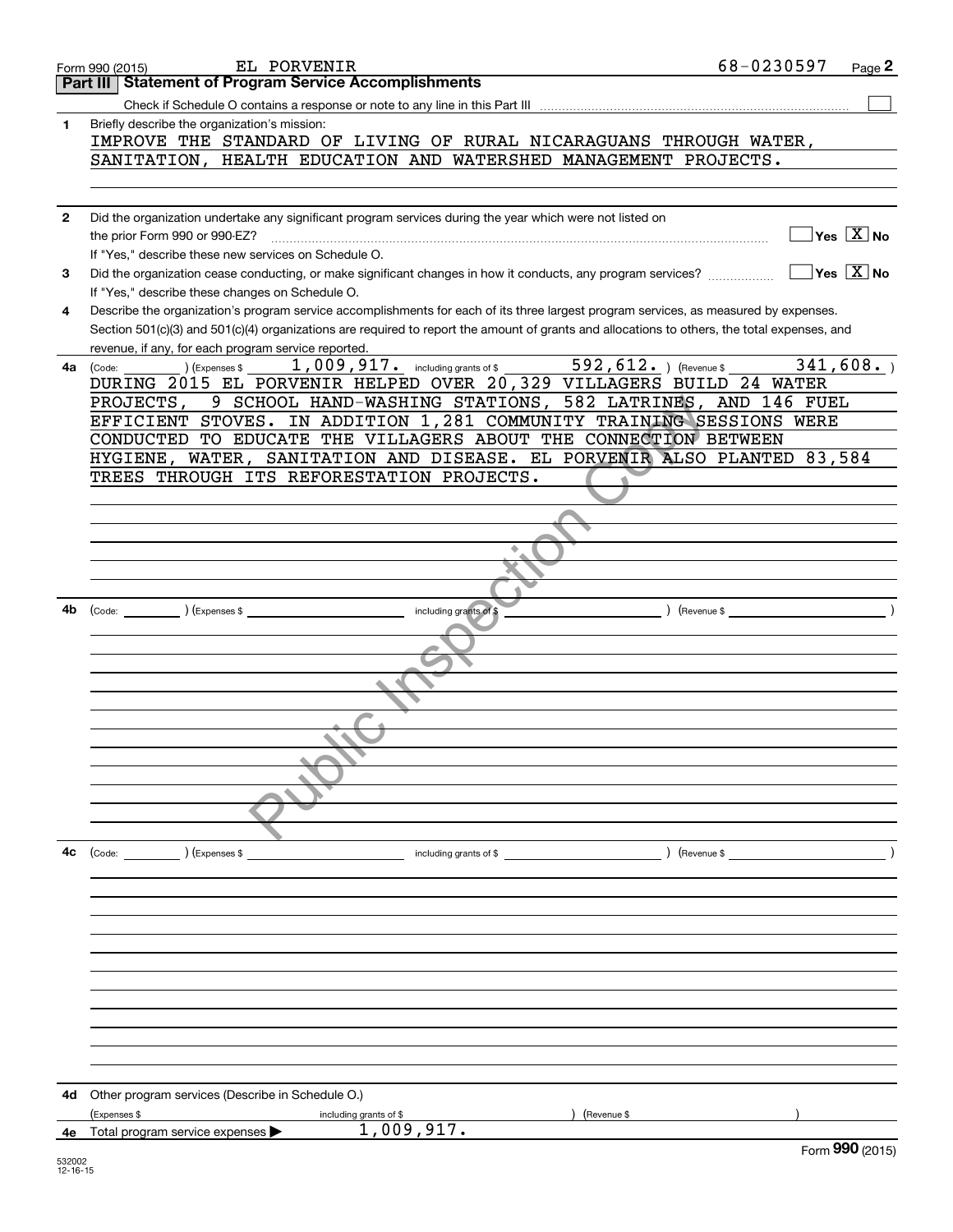Form 990 (2015) EL PORVENIR 68-0230597 Page **2**

## Part III Statement of Program Service Accomplishments

Check if Schedule O contains a response or note to any line in this Part III ☐

**1** Briefly describe the organization's mission:

IMPROVE THE STANDARD OF LIVING OF RURAL NICARAGUANS THROUGH WATER, SANITATION, HEALTH EDUCATION AND WATERSHED MANAGEMENT PROJECTS.

**2** Did the organization undertake any significant program services during the year which were not listed on the prior Form 990 or 990-EZ? ☐ Yes ☒ No

If "Yes," describe these new services on Schedule O.

**3** Did the organization cease conducting, or make significant changes in how it conducts, any program services? ☐ Yes ☒ No

If "Yes," describe these changes on Schedule O.

**4** Describe the organization's program service accomplishments for each of its three largest program services, as measured by expenses. Section 501(c)(3) and 501(c)(4) organizations are required to report the amount of grants and allocations to others, the total expenses, and revenue, if any, for each program service reported.

**4a** (Code: ) (Expenses $ 1,009,917. including grants of $ 592,612. ) (Revenue $ 341,608. )

DURING 2015 EL PORVENIR HELPED OVER 20,329 VILLAGERS BUILD 24 WATER PROJECTS, 9 SCHOOL HAND-WASHING STATIONS, 582 LATRINES, AND 146 FUEL EFFICIENT STOVES. IN ADDITION 1,281 COMMUNITY TRAINING SESSIONS WERE CONDUCTED TO EDUCATE THE VILLAGERS ABOUT THE CONNECTION BETWEEN HYGIENE, WATER, SANITATION AND DISEASE. EL PORVENIR ALSO PLANTED 83,584 TREES THROUGH ITS REFORESTATION PROJECTS.

**4b** (Code: ) (Expenses $ including grants of $ ) (Revenue $ )

**4c** (Code: ) (Expenses $ including grants of $ ) (Revenue $ )

**4d** Other program services (Describe in Schedule O.)

(Expenses $ including grants of $ ) (Revenue $ )

**4e** Total program service expenses ▶ 1,009,917.

Form **990** (2015)

532002 12-16-15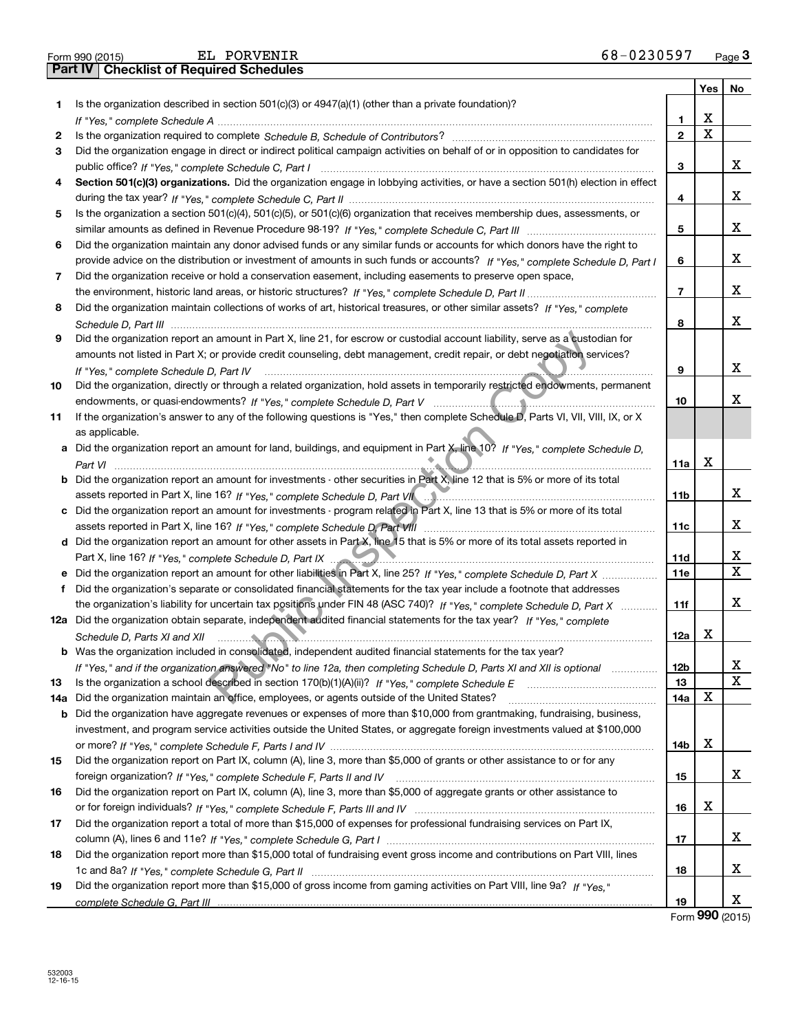Form 990 (2015) EL PORVENIR 68-0230597

**Part IV | Checklist of Required Schedules**

| | | | Yes | No |
|---|---|---|---|---|
| 1 | Is the organization described in section 501(c)(3) or 4947(a)(1) (other than a private foundation)? *If "Yes," complete Schedule A* | 1 | X | |
| 2 | Is the organization required to complete *Schedule B, Schedule of Contributors*? | 2 | X | |
| 3 | Did the organization engage in direct or indirect political campaign activities on behalf of or in opposition to candidates for public office? *If "Yes," complete Schedule C, Part I* | 3 | | X |
| 4 | **Section 501(c)(3) organizations.** Did the organization engage in lobbying activities, or have a section 501(h) election in effect during the tax year? *If "Yes," complete Schedule C, Part II* | 4 | | X |
| 5 | Is the organization a section 501(c)(4), 501(c)(5), or 501(c)(6) organization that receives membership dues, assessments, or similar amounts as defined in Revenue Procedure 98-19? *If "Yes," complete Schedule C, Part III* | 5 | | X |
| 6 | Did the organization maintain any donor advised funds or any similar funds or accounts for which donors have the right to provide advice on the distribution or investment of amounts in such funds or accounts? *If "Yes," complete Schedule D, Part I* | 6 | | X |
| 7 | Did the organization receive or hold a conservation easement, including easements to preserve open space, the environment, historic land areas, or historic structures? *If "Yes," complete Schedule D, Part II* | 7 | | X |
| 8 | Did the organization maintain collections of works of art, historical treasures, or other similar assets? *If "Yes," complete Schedule D, Part III* | 8 | | X |
| 9 | Did the organization report an amount in Part X, line 21, for escrow or custodial account liability, serve as a custodian for amounts not listed in Part X; or provide credit counseling, debt management, credit repair, or debt negotiation services? *If "Yes," complete Schedule D, Part IV* | 9 | | X |
| 10 | Did the organization, directly or through a related organization, hold assets in temporarily restricted endowments, permanent endowments, or quasi-endowments? *If "Yes," complete Schedule D, Part V* | 10 | | X |
| 11 | If the organization's answer to any of the following questions is "Yes," then complete Schedule D, Parts VI, VII, VIII, IX, or X as applicable. | | | |
| a | Did the organization report an amount for land, buildings, and equipment in Part X, line 10? *If "Yes," complete Schedule D, Part VI* | 11a | X | |
| b | Did the organization report an amount for investments - other securities in Part X, line 12 that is 5% or more of its total assets reported in Part X, line 16? *If "Yes," complete Schedule D, Part VII* | 11b | | X |
| c | Did the organization report an amount for investments - program related in Part X, line 13 that is 5% or more of its total assets reported in Part X, line 16? *If "Yes," complete Schedule D, Part VIII* | 11c | | X |
| d | Did the organization report an amount for other assets in Part X, line 15 that is 5% or more of its total assets reported in Part X, line 16? *If "Yes," complete Schedule D, Part IX* | 11d | | X |
| e | Did the organization report an amount for other liabilities in Part X, line 25? *If "Yes," complete Schedule D, Part X* | 11e | | X |
| f | Did the organization's separate or consolidated financial statements for the tax year include a footnote that addresses the organization's liability for uncertain tax positions under FIN 48 (ASC 740)? *If "Yes," complete Schedule D, Part X* | 11f | | X |
| 12a | Did the organization obtain separate, independent audited financial statements for the tax year? *If "Yes," complete Schedule D, Parts XI and XII* | 12a | X | |
| b | Was the organization included in consolidated, independent audited financial statements for the tax year? *If "Yes," and if the organization answered "No" to line 12a, then completing Schedule D, Parts XI and XII is optional* | 12b | | X |
| 13 | Is the organization a school described in section 170(b)(1)(A)(ii)? *If "Yes," complete Schedule E* | 13 | | X |
| 14a | Did the organization maintain an office, employees, or agents outside of the United States? | 14a | X | |
| b | Did the organization have aggregate revenues or expenses of more than $10,000 from grantmaking, fundraising, business, investment, and program service activities outside the United States, or aggregate foreign investments valued at $100,000 or more? *If "Yes," complete Schedule F, Parts I and IV* | 14b | X | |
| 15 | Did the organization report on Part IX, column (A), line 3, more than $5,000 of grants or other assistance to or for any foreign organization? *If "Yes," complete Schedule F, Parts II and IV* | 15 | | X |
| 16 | Did the organization report on Part IX, column (A), line 3, more than $5,000 of aggregate grants or other assistance to or for foreign individuals? *If "Yes," complete Schedule F, Parts III and IV* | 16 | X | |
| 17 | Did the organization report a total of more than $15,000 of expenses for professional fundraising services on Part IX, column (A), lines 6 and 11e? *If "Yes," complete Schedule G, Part I* | 17 | | X |
| 18 | Did the organization report more than $15,000 total of fundraising event gross income and contributions on Part VIII, lines 1c and 8a? *If "Yes," complete Schedule G, Part II* | 18 | | X |
| 19 | Did the organization report more than $15,000 of gross income from gaming activities on Part VIII, line 9a? *If "Yes," complete Schedule G, Part III* | 19 | | X |

Form **990** (2015)

532003
12-16-15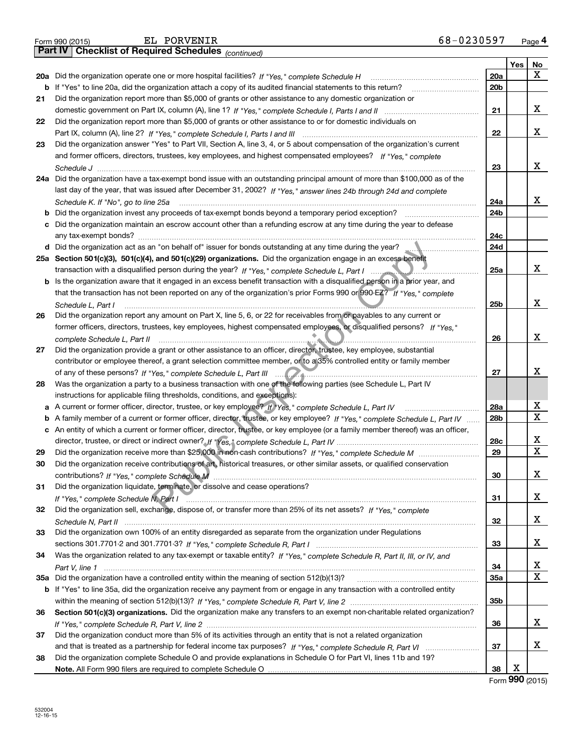Form 990 (2015) EL PORVENIR 68-0230597 Page 4

**Part IV Checklist of Required Schedules** *(continued)*

| | | | Yes | No |
|---|---|---|---|---|
| **20a** | Did the organization operate one or more hospital facilities? *If "Yes," complete Schedule H* | 20a | | X |
| **b** | If "Yes" to line 20a, did the organization attach a copy of its audited financial statements to this return? | 20b | | |
| **21** | Did the organization report more than $5,000 of grants or other assistance to any domestic organization or domestic government on Part IX, column (A), line 1? *If "Yes," complete Schedule I, Parts I and II* | 21 | | X |
| **22** | Did the organization report more than $5,000 of grants or other assistance to or for domestic individuals on Part IX, column (A), line 2? *If "Yes," complete Schedule I, Parts I and III* | 22 | | X |
| **23** | Did the organization answer "Yes" to Part VII, Section A, line 3, 4, or 5 about compensation of the organization's current and former officers, directors, trustees, key employees, and highest compensated employees? *If "Yes," complete Schedule J* | 23 | | X |
| **24a** | Did the organization have a tax-exempt bond issue with an outstanding principal amount of more than $100,000 as of the last day of the year, that was issued after December 31, 2002? *If "Yes," answer lines 24b through 24d and complete Schedule K. If "No", go to line 25a* | 24a | | X |
| **b** | Did the organization invest any proceeds of tax-exempt bonds beyond a temporary period exception? | 24b | | |
| **c** | Did the organization maintain an escrow account other than a refunding escrow at any time during the year to defease any tax-exempt bonds? | 24c | | |
| **d** | Did the organization act as an "on behalf of" issuer for bonds outstanding at any time during the year? | 24d | | |
| **25a** | **Section 501(c)(3), 501(c)(4), and 501(c)(29) organizations.** Did the organization engage in an excess benefit transaction with a disqualified person during the year? *If "Yes," complete Schedule L, Part I* | 25a | | X |
| **b** | Is the organization aware that it engaged in an excess benefit transaction with a disqualified person in a prior year, and that the transaction has not been reported on any of the organization's prior Forms 990 or 990-EZ? *If "Yes," complete Schedule L, Part I* | 25b | | X |
| **26** | Did the organization report any amount on Part X, line 5, 6, or 22 for receivables from or payables to any current or former officers, directors, trustees, key employees, highest compensated employees, or disqualified persons? *If "Yes," complete Schedule L, Part II* | 26 | | X |
| **27** | Did the organization provide a grant or other assistance to an officer, director, trustee, key employee, substantial contributor or employee thereof, a grant selection committee member, or to a 35% controlled entity or family member of any of these persons? *If "Yes," complete Schedule L, Part III* | 27 | | X |
| **28** | Was the organization a party to a business transaction with one of the following parties (see Schedule L, Part IV instructions for applicable filing thresholds, conditions, and exceptions): | | | |
| **a** | A current or former officer, director, trustee, or key employee? *If "Yes," complete Schedule L, Part IV* | 28a | | X |
| **b** | A family member of a current or former officer, director, trustee, or key employee? *If "Yes," complete Schedule L, Part IV* | 28b | | X |
| **c** | An entity of which a current or former officer, director, trustee, or key employee (or a family member thereof) was an officer, director, trustee, or direct or indirect owner? *If "Yes," complete Schedule L, Part IV* | 28c | | X |
| **29** | Did the organization receive more than $25,000 in non-cash contributions? *If "Yes," complete Schedule M* | 29 | | X |
| **30** | Did the organization receive contributions of art, historical treasures, or other similar assets, or qualified conservation contributions? *If "Yes," complete Schedule M* | 30 | | X |
| **31** | Did the organization liquidate, terminate, or dissolve and cease operations? *If "Yes," complete Schedule N, Part I* | 31 | | X |
| **32** | Did the organization sell, exchange, dispose of, or transfer more than 25% of its net assets? *If "Yes," complete Schedule N, Part II* | 32 | | X |
| **33** | Did the organization own 100% of an entity disregarded as separate from the organization under Regulations sections 301.7701-2 and 301.7701-3? *If "Yes," complete Schedule R, Part I* | 33 | | X |
| **34** | Was the organization related to any tax-exempt or taxable entity? *If "Yes," complete Schedule R, Part II, III, or IV, and Part V, line 1* | 34 | | X |
| **35a** | Did the organization have a controlled entity within the meaning of section 512(b)(13)? | 35a | | X |
| **b** | If "Yes" to line 35a, did the organization receive any payment from or engage in any transaction with a controlled entity within the meaning of section 512(b)(13)? *If "Yes," complete Schedule R, Part V, line 2* | 35b | | |
| **36** | **Section 501(c)(3) organizations.** Did the organization make any transfers to an exempt non-charitable related organization? *If "Yes," complete Schedule R, Part V, line 2* | 36 | | X |
| **37** | Did the organization conduct more than 5% of its activities through an entity that is not a related organization and that is treated as a partnership for federal income tax purposes? *If "Yes," complete Schedule R, Part VI* | 37 | | X |
| **38** | Did the organization complete Schedule O and provide explanations in Schedule O for Part VI, lines 11b and 19? **Note.** All Form 990 filers are required to complete Schedule O | 38 | X | |

Form **990** (2015)

532004 12-16-15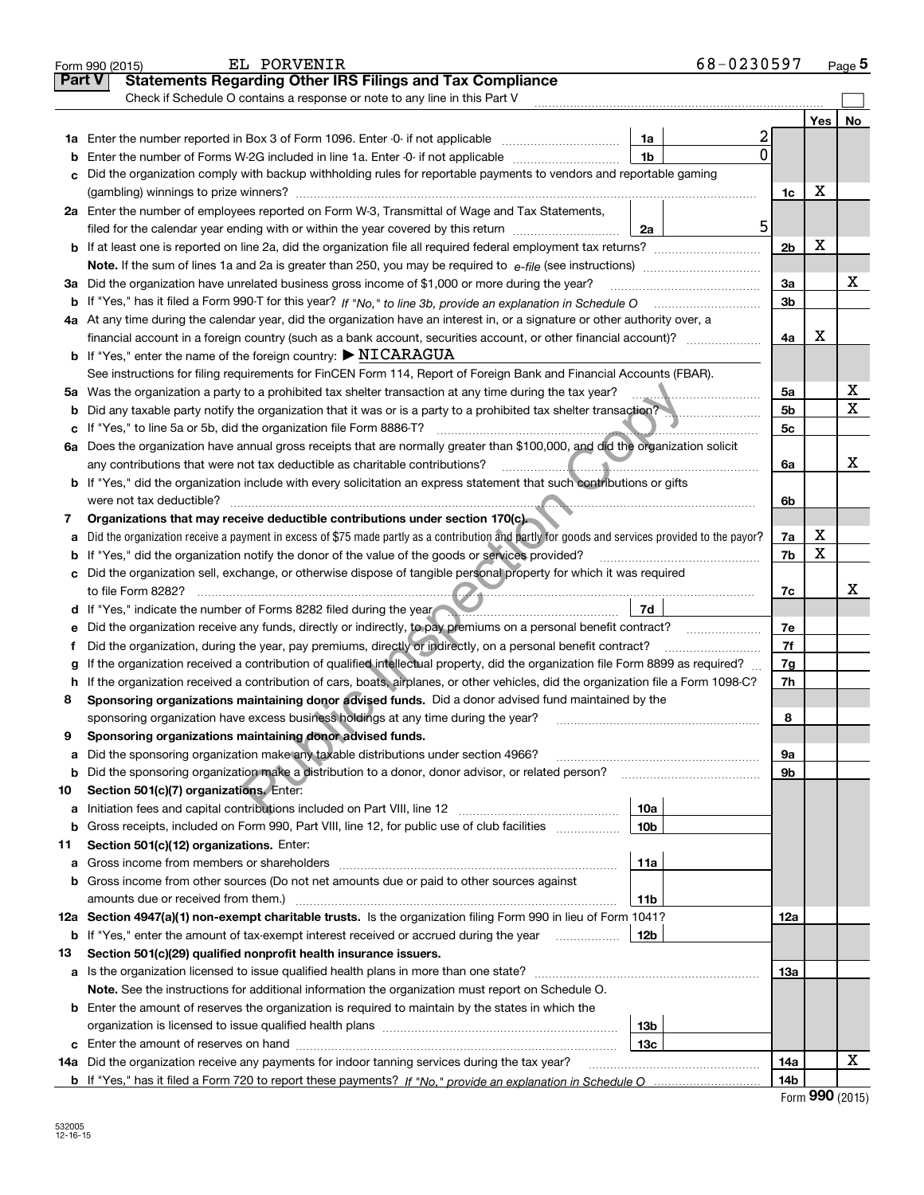Form 990 (2015) EL PORVENIR 68-0230597 Page 5

**Part V Statements Regarding Other IRS Filings and Tax Compliance**

Check if Schedule O contains a response or note to any line in this Part V

| | | | | | Yes | No |
|---|---|---|---|---|---|---|
| 1a | Enter the number reported in Box 3 of Form 1096. Enter -0- if not applicable | 1a | 2 | | | |
| b | Enter the number of Forms W-2G included in line 1a. Enter -0- if not applicable | 1b | 0 | | | |
| c | Did the organization comply with backup withholding rules for reportable payments to vendors and reportable gaming (gambling) winnings to prize winners? | | | 1c | X | |
| 2a | Enter the number of employees reported on Form W-3, Transmittal of Wage and Tax Statements, filed for the calendar year ending with or within the year covered by this return | 2a | 5 | | | |
| b | If at least one is reported on line 2a, did the organization file all required federal employment tax returns? | | | 2b | X | |
| | **Note.** If the sum of lines 1a and 2a is greater than 250, you may be required to *e-file* (see instructions) | | | | | |
| 3a | Did the organization have unrelated business gross income of $1,000 or more during the year? | | | 3a | | X |
| b | If "Yes," has it filed a Form 990-T for this year? *If "No," to line 3b, provide an explanation in Schedule O* | | | 3b | | |
| 4a | At any time during the calendar year, did the organization have an interest in, or a signature or other authority over, a financial account in a foreign country (such as a bank account, securities account, or other financial account)? | | | 4a | X | |
| b | If "Yes," enter the name of the foreign country: ▶ NICARAGUA | | | | | |
| | See instructions for filing requirements for FinCEN Form 114, Report of Foreign Bank and Financial Accounts (FBAR). | | | | | |
| 5a | Was the organization a party to a prohibited tax shelter transaction at any time during the tax year? | | | 5a | | X |
| b | Did any taxable party notify the organization that it was or is a party to a prohibited tax shelter transaction? | | | 5b | | X |
| c | If "Yes," to line 5a or 5b, did the organization file Form 8886-T? | | | 5c | | |
| 6a | Does the organization have annual gross receipts that are normally greater than $100,000, and did the organization solicit any contributions that were not tax deductible as charitable contributions? | | | 6a | | X |
| b | If "Yes," did the organization include with every solicitation an express statement that such contributions or gifts were not tax deductible? | | | 6b | | |
| 7 | **Organizations that may receive deductible contributions under section 170(c).** | | | | | |
| a | Did the organization receive a payment in excess of $75 made partly as a contribution and partly for goods and services provided to the payor? | | | 7a | X | |
| b | If "Yes," did the organization notify the donor of the value of the goods or services provided? | | | 7b | X | |
| c | Did the organization sell, exchange, or otherwise dispose of tangible personal property for which it was required to file Form 8282? | | | 7c | | X |
| d | If "Yes," indicate the number of Forms 8282 filed during the year | 7d | | | | |
| e | Did the organization receive any funds, directly or indirectly, to pay premiums on a personal benefit contract? | | | 7e | | |
| f | Did the organization, during the year, pay premiums, directly or indirectly, on a personal benefit contract? | | | 7f | | |
| g | If the organization received a contribution of qualified intellectual property, did the organization file Form 8899 as required? | | | 7g | | |
| h | If the organization received a contribution of cars, boats, airplanes, or other vehicles, did the organization file a Form 1098-C? | | | 7h | | |
| 8 | **Sponsoring organizations maintaining donor advised funds.** Did a donor advised fund maintained by the sponsoring organization have excess business holdings at any time during the year? | | | 8 | | |
| 9 | **Sponsoring organizations maintaining donor advised funds.** | | | | | |
| a | Did the sponsoring organization make any taxable distributions under section 4966? | | | 9a | | |
| b | Did the sponsoring organization make a distribution to a donor, donor advisor, or related person? | | | 9b | | |
| 10 | **Section 501(c)(7) organizations.** Enter: | | | | | |
| a | Initiation fees and capital contributions included on Part VIII, line 12 | 10a | | | | |
| b | Gross receipts, included on Form 990, Part VIII, line 12, for public use of club facilities | 10b | | | | |
| 11 | **Section 501(c)(12) organizations.** Enter: | | | | | |
| a | Gross income from members or shareholders | 11a | | | | |
| b | Gross income from other sources (Do not net amounts due or paid to other sources against amounts due or received from them.) | 11b | | | | |
| 12a | **Section 4947(a)(1) non-exempt charitable trusts.** Is the organization filing Form 990 in lieu of Form 1041? | | | 12a | | |
| b | If "Yes," enter the amount of tax-exempt interest received or accrued during the year | 12b | | | | |
| 13 | **Section 501(c)(29) qualified nonprofit health insurance issuers.** | | | | | |
| a | Is the organization licensed to issue qualified health plans in more than one state? | | | 13a | | |
| | **Note.** See the instructions for additional information the organization must report on Schedule O. | | | | | |
| b | Enter the amount of reserves the organization is required to maintain by the states in which the organization is licensed to issue qualified health plans | 13b | | | | |
| c | Enter the amount of reserves on hand | 13c | | | | |
| 14a | Did the organization receive any payments for indoor tanning services during the tax year? | | | 14a | | X |
| b | If "Yes," has it filed a Form 720 to report these payments? *If "No," provide an explanation in Schedule O* | | | 14b | | |

Form **990** (2015)

532005 12-16-15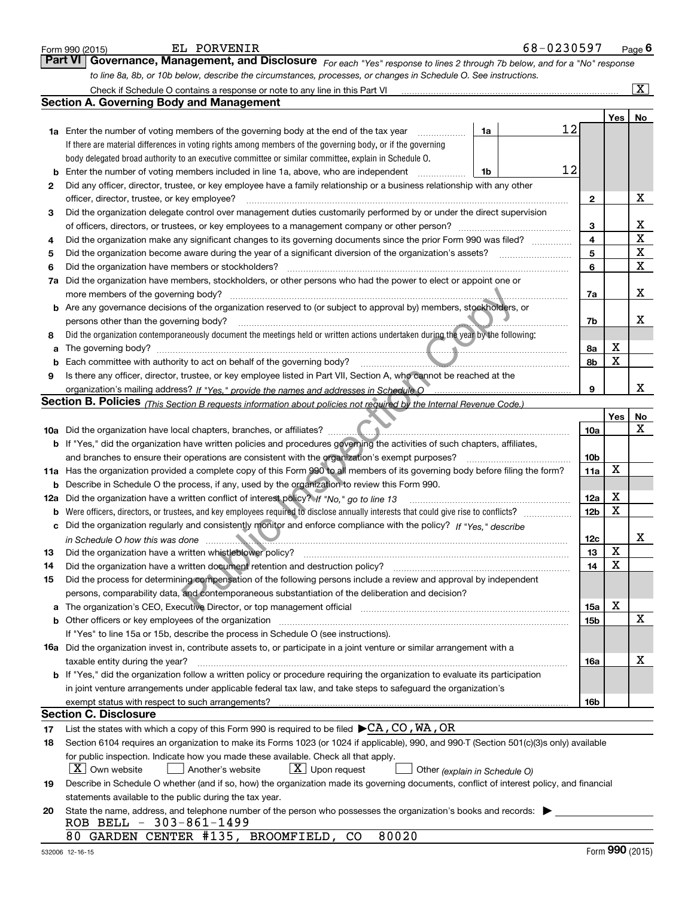Form 990 (2015) EL PORVENIR 68-0230597 Page 6

## Part VI Governance, Management, and Disclosure

*For each "Yes" response to lines 2 through 7b below, and for a "No" response to line 8a, 8b, or 10b below, describe the circumstances, processes, or changes in Schedule O. See instructions.*

Check if Schedule O contains a response or note to any line in this Part VI [X]

### Section A. Governing Body and Management

| | | | Yes | No |
|---|---|---|---|---|
| **1a** | Enter the number of voting members of the governing body at the end of the tax year — **1a** 12 <br> If there are material differences in voting rights among members of the governing body, or if the governing body delegated broad authority to an executive committee or similar committee, explain in Schedule O. | | | |
| **b** | Enter the number of voting members included in line 1a, above, who are independent — **1b** 12 | | | |
| **2** | Did any officer, director, trustee, or key employee have a family relationship or a business relationship with any other officer, director, trustee, or key employee? | 2 | | X |
| **3** | Did the organization delegate control over management duties customarily performed by or under the direct supervision of officers, directors, or trustees, or key employees to a management company or other person? | 3 | | X |
| **4** | Did the organization make any significant changes to its governing documents since the prior Form 990 was filed? | 4 | | X |
| **5** | Did the organization become aware during the year of a significant diversion of the organization's assets? | 5 | | X |
| **6** | Did the organization have members or stockholders? | 6 | | X |
| **7a** | Did the organization have members, stockholders, or other persons who had the power to elect or appoint one or more members of the governing body? | 7a | | X |
| **b** | Are any governance decisions of the organization reserved to (or subject to approval by) members, stockholders, or persons other than the governing body? | 7b | | X |
| **8** | Did the organization contemporaneously document the meetings held or written actions undertaken during the year by the following: | | | |
| **a** | The governing body? | 8a | X | |
| **b** | Each committee with authority to act on behalf of the governing body? | 8b | X | |
| **9** | Is there any officer, director, trustee, or key employee listed in Part VII, Section A, who cannot be reached at the organization's mailing address? *If "Yes," provide the names and addresses in Schedule O* | 9 | | X |

### Section B. Policies *(This Section B requests information about policies not required by the Internal Revenue Code.)*

| | | | Yes | No |
|---|---|---|---|---|
| **10a** | Did the organization have local chapters, branches, or affiliates? | 10a | | X |
| **b** | If "Yes," did the organization have written policies and procedures governing the activities of such chapters, affiliates, and branches to ensure their operations are consistent with the organization's exempt purposes? | 10b | | |
| **11a** | Has the organization provided a complete copy of this Form 990 to all members of its governing body before filing the form? | 11a | X | |
| **b** | Describe in Schedule O the process, if any, used by the organization to review this Form 990. | | | |
| **12a** | Did the organization have a written conflict of interest policy? *If "No," go to line 13* | 12a | X | |
| **b** | Were officers, directors, or trustees, and key employees required to disclose annually interests that could give rise to conflicts? | 12b | X | |
| **c** | Did the organization regularly and consistently monitor and enforce compliance with the policy? *If "Yes," describe in Schedule O how this was done* | 12c | | X |
| **13** | Did the organization have a written whistleblower policy? | 13 | X | |
| **14** | Did the organization have a written document retention and destruction policy? | 14 | X | |
| **15** | Did the process for determining compensation of the following persons include a review and approval by independent persons, comparability data, and contemporaneous substantiation of the deliberation and decision? | | | |
| **a** | The organization's CEO, Executive Director, or top management official | 15a | X | |
| **b** | Other officers or key employees of the organization <br> If "Yes" to line 15a or 15b, describe the process in Schedule O (see instructions). | 15b | | X |
| **16a** | Did the organization invest in, contribute assets to, or participate in a joint venture or similar arrangement with a taxable entity during the year? | 16a | | X |
| **b** | If "Yes," did the organization follow a written policy or procedure requiring the organization to evaluate its participation in joint venture arrangements under applicable federal tax law, and take steps to safeguard the organization's exempt status with respect to such arrangements? | 16b | | |

### Section C. Disclosure

**17** List the states with which a copy of this Form 990 is required to be filed ▶ CA, CO, WA, OR

**18** Section 6104 requires an organization to make its Forms 1023 (or 1024 if applicable), 990, and 990-T (Section 501(c)(3)s only) available for public inspection. Indicate how you made these available. Check all that apply.

[X] Own website   [ ] Another's website   [X] Upon request   [ ] Other *(explain in Schedule O)*

**19** Describe in Schedule O whether (and if so, how) the organization made its governing documents, conflict of interest policy, and financial statements available to the public during the tax year.

**20** State the name, address, and telephone number of the person who possesses the organization's books and records: ▶

ROB BELL - 303-861-1499
80 GARDEN CENTER #135, BROOMFIELD, CO 80020

532006 12-16-15 Form **990** (2015)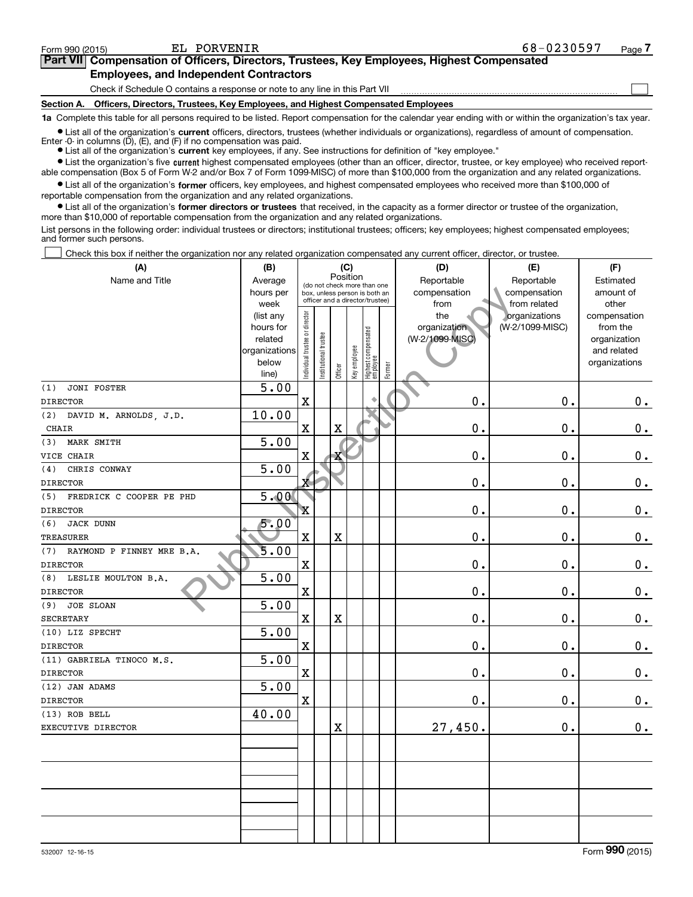Form 990 (2015) EL PORVENIR 68-0230597

## Part VII Compensation of Officers, Directors, Trustees, Key Employees, Highest Compensated Employees, and Independent Contractors

Check if Schedule O contains a response or note to any line in this Part VII ☐

### Section A. Officers, Directors, Trustees, Key Employees, and Highest Compensated Employees

**1a** Complete this table for all persons required to be listed. Report compensation for the calendar year ending with or within the organization's tax year.

- List all of the organization's **current** officers, directors, trustees (whether individuals or organizations), regardless of amount of compensation. Enter -0- in columns (D), (E), and (F) if no compensation was paid.
- List all of the organization's **current** key employees, if any. See instructions for definition of "key employee."
- List the organization's five **current** highest compensated employees (other than an officer, director, trustee, or key employee) who received reportable compensation (Box 5 of Form W-2 and/or Box 7 of Form 1099-MISC) of more than $100,000 from the organization and any related organizations.
- List all of the organization's **former** officers, key employees, and highest compensated employees who received more than $100,000 of reportable compensation from the organization and any related organizations.
- List all of the organization's **former directors or trustees** that received, in the capacity as a former director or trustee of the organization, more than $10,000 of reportable compensation from the organization and any related organizations.

List persons in the following order: individual trustees or directors; institutional trustees; officers; key employees; highest compensated employees; and former such persons.

☐ Check this box if neither the organization nor any related organization compensated any current officer, director, or trustee.

| (A) Name and Title | (B) Average hours per week (list any hours for related organizations below line) | (C) Position: Individual trustee or director | Institutional trustee | Officer | Key employee | Highest compensated employee | Former | (D) Reportable compensation from the organization (W-2/1099-MISC) | (E) Reportable compensation from related organizations (W-2/1099-MISC) | (F) Estimated amount of other compensation from the organization and related organizations |
|---|---|---|---|---|---|---|---|---|---|---|
| (1) JONI FOSTER<br>DIRECTOR | 5.00 | X | | | | | | 0. | 0. | 0. |
| (2) DAVID M. ARNOLDS, J.D.<br>CHAIR | 10.00 | X | | X | | | | 0. | 0. | 0. |
| (3) MARK SMITH<br>VICE CHAIR | 5.00 | X | | X | | | | 0. | 0. | 0. |
| (4) CHRIS CONWAY<br>DIRECTOR | 5.00 | X | | | | | | 0. | 0. | 0. |
| (5) FREDRICK C COOPER PE PHD<br>DIRECTOR | 5.00 | X | | | | | | 0. | 0. | 0. |
| (6) JACK DUNN<br>TREASURER | 5.00 | X | | X | | | | 0. | 0. | 0. |
| (7) RAYMOND P FINNEY MRE B.A.<br>DIRECTOR | 5.00 | X | | | | | | 0. | 0. | 0. |
| (8) LESLIE MOULTON B.A.<br>DIRECTOR | 5.00 | X | | | | | | 0. | 0. | 0. |
| (9) JOE SLOAN<br>SECRETARY | 5.00 | X | | X | | | | 0. | 0. | 0. |
| (10) LIZ SPECHT<br>DIRECTOR | 5.00 | X | | | | | | 0. | 0. | 0. |
| (11) GABRIELA TINOCO M.S.<br>DIRECTOR | 5.00 | X | | | | | | 0. | 0. | 0. |
| (12) JAN ADAMS<br>DIRECTOR | 5.00 | X | | | | | | 0. | 0. | 0. |
| (13) ROB BELL<br>EXECUTIVE DIRECTOR | 40.00 | | | X | | | | 27,450. | 0. | 0. |

532007 12-16-15 Form **990** (2015)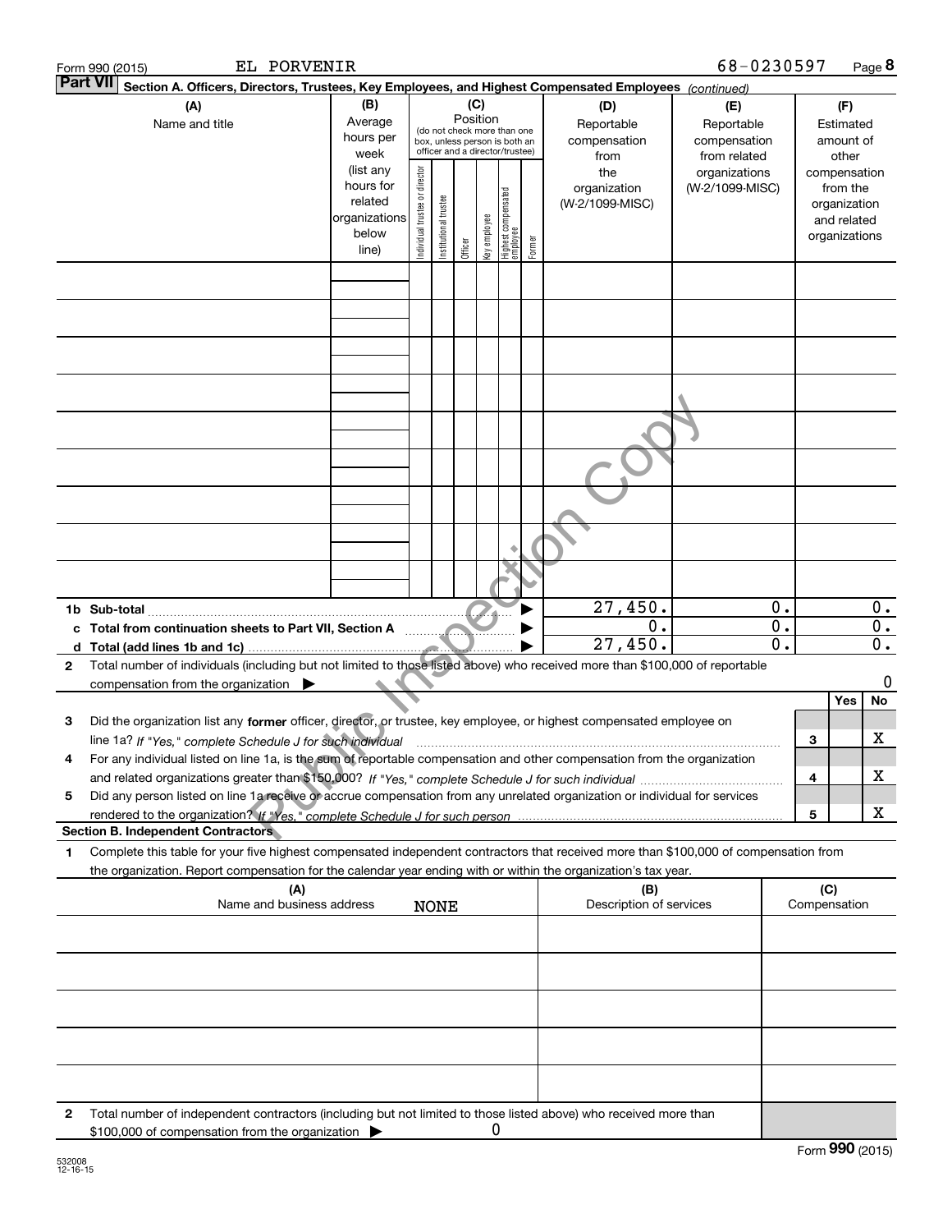Form 990 (2015) EL PORVENIR 68-0230597

**Part VII Section A. Officers, Directors, Trustees, Key Employees, and Highest Compensated Employees** *(continued)*

| (A) Name and title | (B) Average hours per week (list any hours for related organizations below line) | (C) Position: Individual trustee or director | Institutional trustee | Officer | Key employee | Highest compensated employee | Former | (D) Reportable compensation from the organization (W-2/1099-MISC) | (E) Reportable compensation from related organizations (W-2/1099-MISC) | (F) Estimated amount of other compensation from the organization and related organizations |
|---|---|---|---|---|---|---|---|---|---|---|
| | | | | | | | | | | |
| | | | | | | | | | | |
| | | | | | | | | | | |
| | | | | | | | | | | |
| | | | | | | | | | | |
| | | | | | | | | | | |
| | | | | | | | | | | |
| | | | | | | | | | | |
| | | | | | | | | | | |
| **1b Sub-total** | | | | | | | | 27,450. | 0. | 0. |
| **c Total from continuation sheets to Part VII, Section A** | | | | | | | | 0. | 0. | 0. |
| **d Total (add lines 1b and 1c)** | | | | | | | | 27,450. | 0. | 0. |

**2** Total number of individuals (including but not limited to those listed above) who received more than $100,000 of reportable compensation from the organization ▶ 0

| | | | Yes | No |
|---|---|---|---|---|
| **3** | Did the organization list any **former** officer, director, or trustee, key employee, or highest compensated employee on line 1a? *If "Yes," complete Schedule J for such individual* | 3 | | X |
| **4** | For any individual listed on line 1a, is the sum of reportable compensation and other compensation from the organization and related organizations greater than $150,000? *If "Yes," complete Schedule J for such individual* | 4 | | X |
| **5** | Did any person listed on line 1a receive or accrue compensation from any unrelated organization or individual for services rendered to the organization? *If "Yes," complete Schedule J for such person* | 5 | | X |

**Section B. Independent Contractors**

**1** Complete this table for your five highest compensated independent contractors that received more than $100,000 of compensation from the organization. Report compensation for the calendar year ending with or within the organization's tax year.

| (A) Name and business address | (B) Description of services | (C) Compensation |
|---|---|---|
| NONE | | |
| | | |
| | | |
| | | |
| | | |

**2** Total number of independent contractors (including but not limited to those listed above) who received more than $100,000 of compensation from the organization ▶ 0

Form **990** (2015)

532008 12-16-15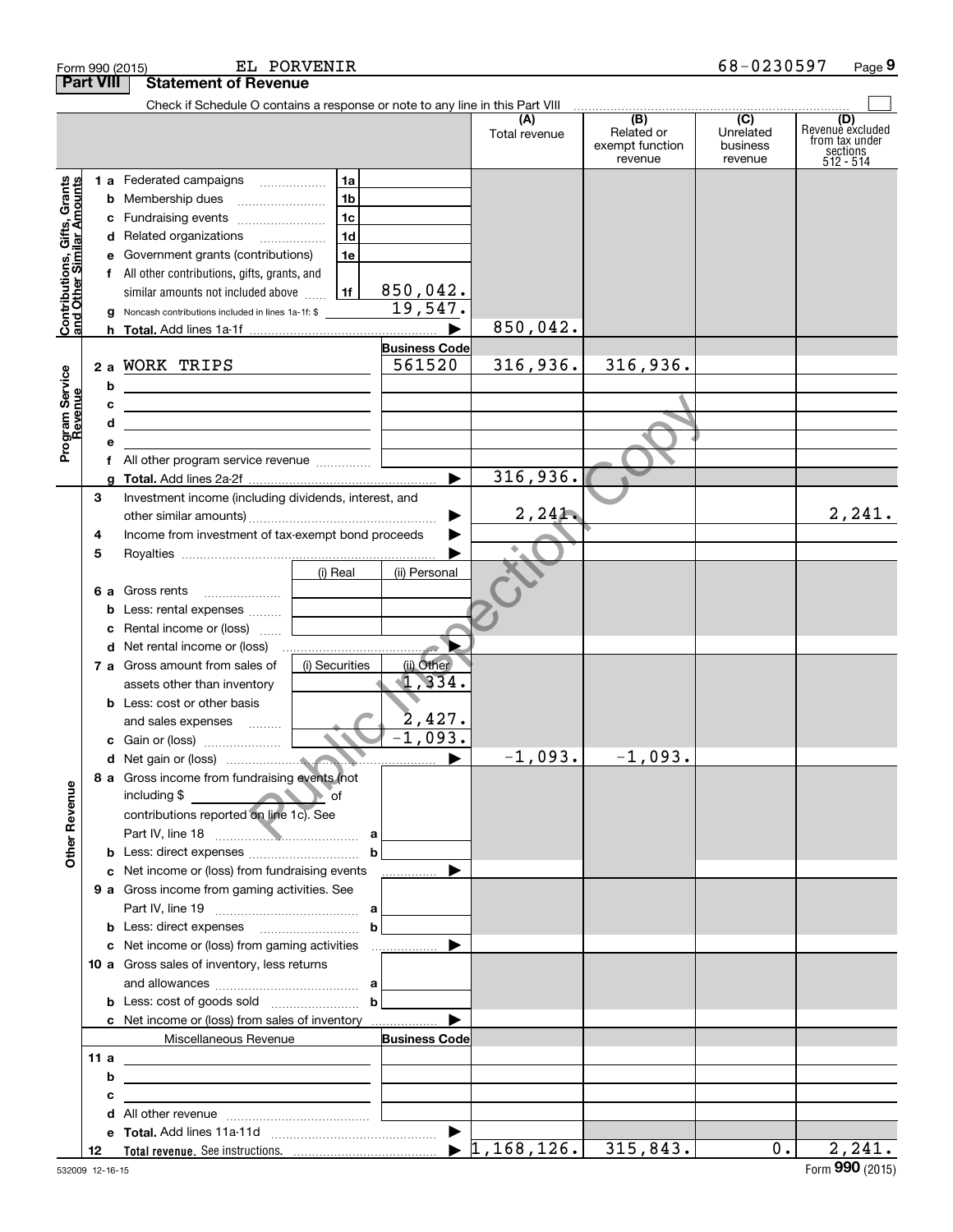Form 990 (2015) EL PORVENIR 68-0230597

## Part VIII Statement of Revenue

Check if Schedule O contains a response or note to any line in this Part VIII

| | | | (A) Total revenue | (B) Related or exempt function revenue | (C) Unrelated business revenue | (D) Revenue excluded from tax under sections 512 - 514 |
|---|---|---|---|---|---|---|
| **Contributions, Gifts, Grants and Other Similar Amounts** | 1 a Federated campaigns | 1a | | | | |
| | b Membership dues | 1b | | | | |
| | c Fundraising events | 1c | | | | |
| | d Related organizations | 1d | | | | |
| | e Government grants (contributions) | 1e | | | | |
| | f All other contributions, gifts, grants, and similar amounts not included above | 1f 850,042. | | | | |
| | g Noncash contributions included in lines 1a-1f: $ | 19,547. | | | | |
| | h **Total.** Add lines 1a-1f | | 850,042. | | | |
| **Program Service Revenue** | | **Business Code** | | | | |
| | 2 a WORK TRIPS | 561520 | 316,936. | 316,936. | | |
| | b | | | | | |
| | c | | | | | |
| | d | | | | | |
| | e | | | | | |
| | f All other program service revenue | | | | | |
| | g **Total.** Add lines 2a-2f | | 316,936. | | | |
| | 3 Investment income (including dividends, interest, and other similar amounts) | | 2,241. | | | 2,241. |
| | 4 Income from investment of tax-exempt bond proceeds | | | | | |
| | 5 Royalties | | | | | |
| | | (i) Real / (ii) Personal | | | | |
| | 6 a Gross rents | | | | | |
| | b Less: rental expenses | | | | | |
| | c Rental income or (loss) | | | | | |
| | d Net rental income or (loss) | | | | | |
| | 7 a Gross amount from sales of assets other than inventory | (i) Securities: / (ii) Other: 1,334. | | | | |
| | b Less: cost or other basis and sales expenses | (ii) Other: 2,427. | | | | |
| | c Gain or (loss) | (ii) Other: -1,093. | | | | |
| | d Net gain or (loss) | | -1,093. | -1,093. | | |
| **Other Revenue** | 8 a Gross income from fundraising events (not including $ ______ of contributions reported on line 1c). See Part IV, line 18 | a | | | | |
| | b Less: direct expenses | b | | | | |
| | c Net income or (loss) from fundraising events | | | | | |
| | 9 a Gross income from gaming activities. See Part IV, line 19 | a | | | | |
| | b Less: direct expenses | b | | | | |
| | c Net income or (loss) from gaming activities | | | | | |
| | 10 a Gross sales of inventory, less returns and allowances | a | | | | |
| | b Less: cost of goods sold | b | | | | |
| | c Net income or (loss) from sales of inventory | | | | | |
| | Miscellaneous Revenue | **Business Code** | | | | |
| | 11 a | | | | | |
| | b | | | | | |
| | c | | | | | |
| | d All other revenue | | | | | |
| | e **Total.** Add lines 11a-11d | | | | | |
| | 12 **Total revenue.** See instructions. | | 1,168,126. | 315,843. | 0. | 2,241. |

532009 12-16-15 Form **990** (2015)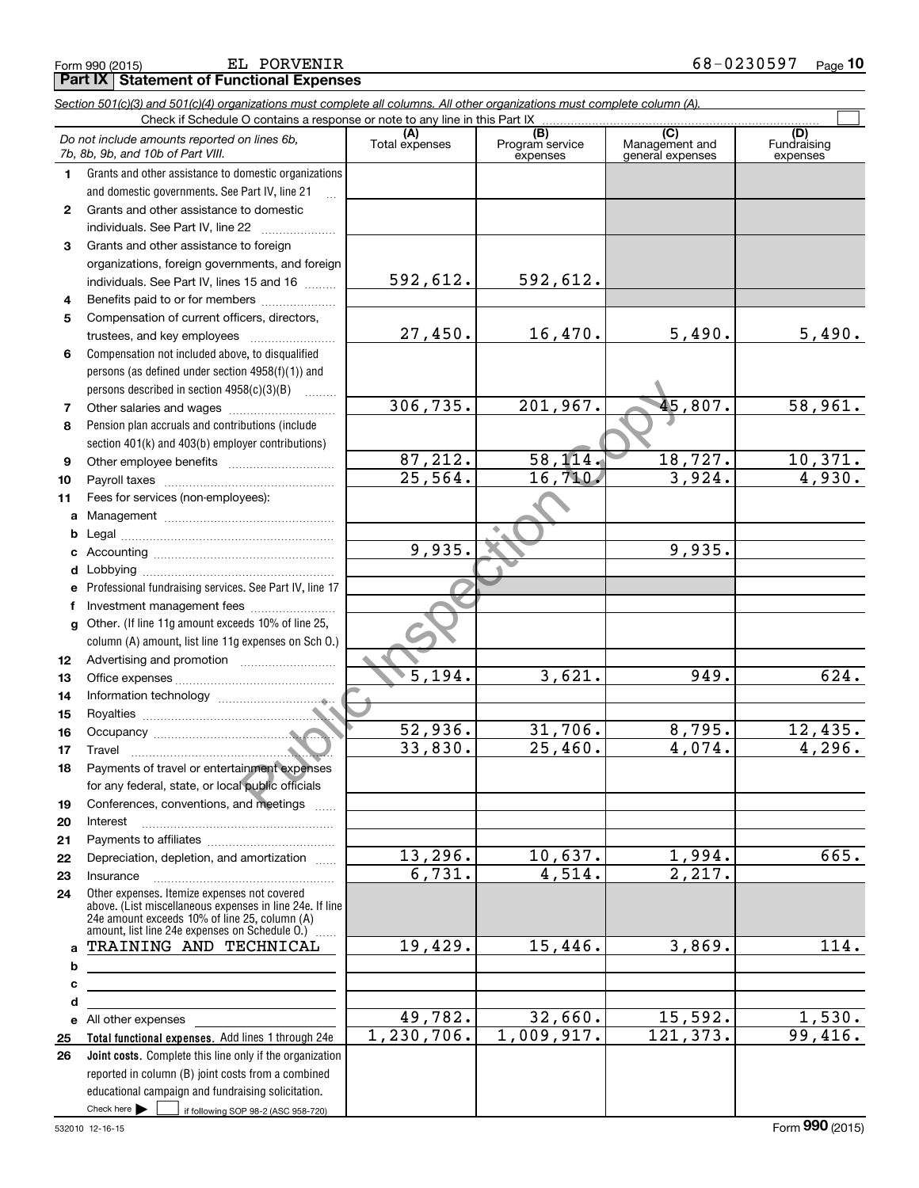Form 990 (2015) EL PORVENIR 68-0230597

## Part IX Statement of Functional Expenses

*Section 501(c)(3) and 501(c)(4) organizations must complete all columns. All other organizations must complete column (A).*

Check if Schedule O contains a response or note to any line in this Part IX ☐

| *Do not include amounts reported on lines 6b, 7b, 8b, 9b, and 10b of Part VIII.* | (A) Total expenses | (B) Program service expenses | (C) Management and general expenses | (D) Fundraising expenses |
|---|---|---|---|---|
| 1 Grants and other assistance to domestic organizations and domestic governments. See Part IV, line 21 | | | | |
| 2 Grants and other assistance to domestic individuals. See Part IV, line 22 | | | | |
| 3 Grants and other assistance to foreign organizations, foreign governments, and foreign individuals. See Part IV, lines 15 and 16 | 592,612. | 592,612. | | |
| 4 Benefits paid to or for members | | | | |
| 5 Compensation of current officers, directors, trustees, and key employees | 27,450. | 16,470. | 5,490. | 5,490. |
| 6 Compensation not included above, to disqualified persons (as defined under section 4958(f)(1)) and persons described in section 4958(c)(3)(B) | | | | |
| 7 Other salaries and wages | 306,735. | 201,967. | 45,807. | 58,961. |
| 8 Pension plan accruals and contributions (include section 401(k) and 403(b) employer contributions) | | | | |
| 9 Other employee benefits | 87,212. | 58,114. | 18,727. | 10,371. |
| 10 Payroll taxes | 25,564. | 16,710. | 3,924. | 4,930. |
| 11 Fees for services (non-employees): | | | | |
| a Management | | | | |
| b Legal | | | | |
| c Accounting | 9,935. | | 9,935. | |
| d Lobbying | | | | |
| e Professional fundraising services. See Part IV, line 17 | | | | |
| f Investment management fees | | | | |
| g Other. (If line 11g amount exceeds 10% of line 25, column (A) amount, list line 11g expenses on Sch O.) | | | | |
| 12 Advertising and promotion | | | | |
| 13 Office expenses | 5,194. | 3,621. | 949. | 624. |
| 14 Information technology | | | | |
| 15 Royalties | | | | |
| 16 Occupancy | 52,936. | 31,706. | 8,795. | 12,435. |
| 17 Travel | 33,830. | 25,460. | 4,074. | 4,296. |
| 18 Payments of travel or entertainment expenses for any federal, state, or local public officials | | | | |
| 19 Conferences, conventions, and meetings | | | | |
| 20 Interest | | | | |
| 21 Payments to affiliates | | | | |
| 22 Depreciation, depletion, and amortization | 13,296. | 10,637. | 1,994. | 665. |
| 23 Insurance | 6,731. | 4,514. | 2,217. | |
| 24 Other expenses. Itemize expenses not covered above. (List miscellaneous expenses in line 24e. If line 24e amount exceeds 10% of line 25, column (A) amount, list line 24e expenses on Schedule O.) | | | | |
| a TRAINING AND TECHNICAL | 19,429. | 15,446. | 3,869. | 114. |
| b | | | | |
| c | | | | |
| d | | | | |
| e All other expenses | 49,782. | 32,660. | 15,592. | 1,530. |
| 25 **Total functional expenses.** Add lines 1 through 24e | 1,230,706. | 1,009,917. | 121,373. | 99,416. |
| 26 **Joint costs.** Complete this line only if the organization reported in column (B) joint costs from a combined educational campaign and fundraising solicitation. Check here ☐ if following SOP 98-2 (ASC 958-720) | | | | |

532010 12-16-15 Form **990** (2015)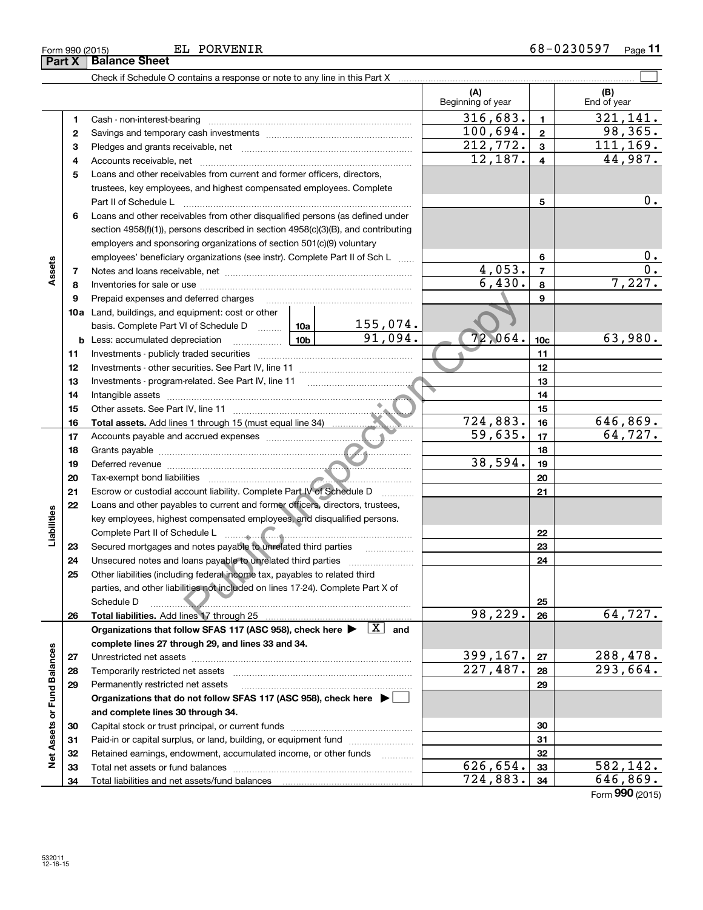Form 990 (2015) EL PORVENIR 68-0230597

## Part X Balance Sheet

Check if Schedule O contains a response or note to any line in this Part X ☐

| | | | (A) Beginning of year | | (B) End of year |
|---|---|---|---|---|---|
| **Assets** | 1 | Cash - non-interest-bearing | 316,683. | 1 | 321,141. |
| | 2 | Savings and temporary cash investments | 100,694. | 2 | 98,365. |
| | 3 | Pledges and grants receivable, net | 212,772. | 3 | 111,169. |
| | 4 | Accounts receivable, net | 12,187. | 4 | 44,987. |
| | 5 | Loans and other receivables from current and former officers, directors, trustees, key employees, and highest compensated employees. Complete Part II of Schedule L | | 5 | 0. |
| | 6 | Loans and other receivables from other disqualified persons (as defined under section 4958(f)(1)), persons described in section 4958(c)(3)(B), and contributing employers and sponsoring organizations of section 501(c)(9) voluntary employees' beneficiary organizations (see instr). Complete Part II of Sch L | | 6 | 0. |
| | 7 | Notes and loans receivable, net | 4,053. | 7 | 0. |
| | 8 | Inventories for sale or use | 6,430. | 8 | 7,227. |
| | 9 | Prepaid expenses and deferred charges | | 9 | |
| | 10a | Land, buildings, and equipment: cost or other basis. Complete Part VI of Schedule D — 10a: 155,074. | | | |
| | b | Less: accumulated depreciation — 10b: 91,094. | 72,064. | 10c | 63,980. |
| | 11 | Investments - publicly traded securities | | 11 | |
| | 12 | Investments - other securities. See Part IV, line 11 | | 12 | |
| | 13 | Investments - program-related. See Part IV, line 11 | | 13 | |
| | 14 | Intangible assets | | 14 | |
| | 15 | Other assets. See Part IV, line 11 | | 15 | |
| | 16 | **Total assets.** Add lines 1 through 15 (must equal line 34) | 724,883. | 16 | 646,869. |
| **Liabilities** | 17 | Accounts payable and accrued expenses | 59,635. | 17 | 64,727. |
| | 18 | Grants payable | | 18 | |
| | 19 | Deferred revenue | 38,594. | 19 | |
| | 20 | Tax-exempt bond liabilities | | 20 | |
| | 21 | Escrow or custodial account liability. Complete Part IV of Schedule D | | 21 | |
| | 22 | Loans and other payables to current and former officers, directors, trustees, key employees, highest compensated employees, and disqualified persons. Complete Part II of Schedule L | | 22 | |
| | 23 | Secured mortgages and notes payable to unrelated third parties | | 23 | |
| | 24 | Unsecured notes and loans payable to unrelated third parties | | 24 | |
| | 25 | Other liabilities (including federal income tax, payables to related third parties, and other liabilities not included on lines 17-24). Complete Part X of Schedule D | | 25 | |
| | 26 | **Total liabilities.** Add lines 17 through 25 | 98,229. | 26 | 64,727. |
| **Net Assets or Fund Balances** | | **Organizations that follow SFAS 117 (ASC 958), check here ▶ [X] and complete lines 27 through 29, and lines 33 and 34.** | | | |
| | 27 | Unrestricted net assets | 399,167. | 27 | 288,478. |
| | 28 | Temporarily restricted net assets | 227,487. | 28 | 293,664. |
| | 29 | Permanently restricted net assets | | 29 | |
| | | **Organizations that do not follow SFAS 117 (ASC 958), check here ▶ ☐ and complete lines 30 through 34.** | | | |
| | 30 | Capital stock or trust principal, or current funds | | 30 | |
| | 31 | Paid-in or capital surplus, or land, building, or equipment fund | | 31 | |
| | 32 | Retained earnings, endowment, accumulated income, or other funds | | 32 | |
| | 33 | Total net assets or fund balances | 626,654. | 33 | 582,142. |
| | 34 | Total liabilities and net assets/fund balances | 724,883. | 34 | 646,869. |

Form 990 (2015)

532011 12-16-15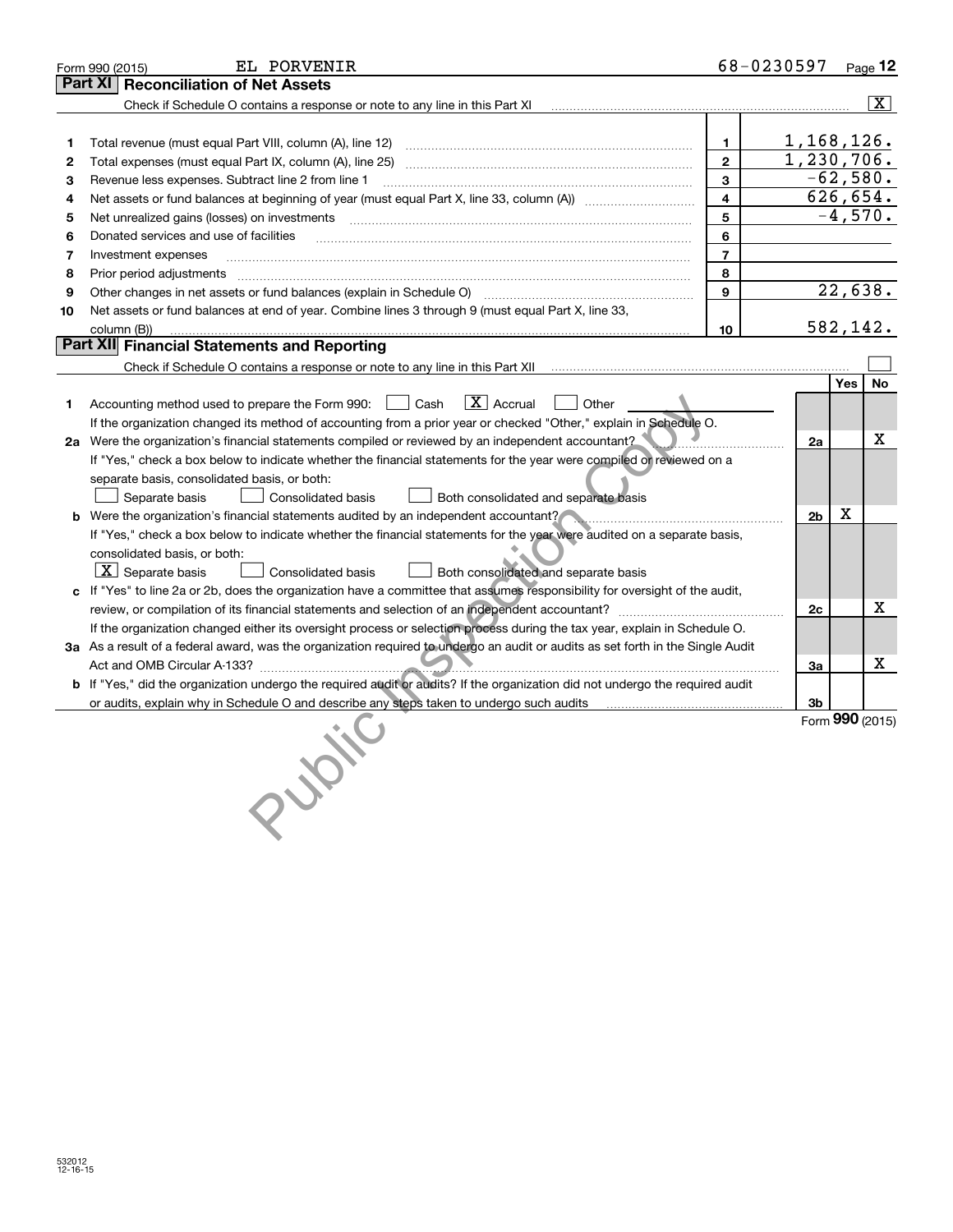Form 990 (2015) EL PORVENIR 68-0230597

## Part XI Reconciliation of Net Assets

Check if Schedule O contains a response or note to any line in this Part XI [X]

| | | | |
|---|---|---|---|
| 1 | Total revenue (must equal Part VIII, column (A), line 12) | 1 | 1,168,126. |
| 2 | Total expenses (must equal Part IX, column (A), line 25) | 2 | 1,230,706. |
| 3 | Revenue less expenses. Subtract line 2 from line 1 | 3 | -62,580. |
| 4 | Net assets or fund balances at beginning of year (must equal Part X, line 33, column (A)) | 4 | 626,654. |
| 5 | Net unrealized gains (losses) on investments | 5 | -4,570. |
| 6 | Donated services and use of facilities | 6 | |
| 7 | Investment expenses | 7 | |
| 8 | Prior period adjustments | 8 | |
| 9 | Other changes in net assets or fund balances (explain in Schedule O) | 9 | 22,638. |
| 10 | Net assets or fund balances at end of year. Combine lines 3 through 9 (must equal Part X, line 33, column (B)) | 10 | 582,142. |

## Part XII Financial Statements and Reporting

Check if Schedule O contains a response or note to any line in this Part XII [ ]

| | | | Yes | No |
|---|---|---|---|---|
| 1 | Accounting method used to prepare the Form 990: [ ] Cash [X] Accrual [ ] Other<br>If the organization changed its method of accounting from a prior year or checked "Other," explain in Schedule O. | | | |
| 2a | Were the organization's financial statements compiled or reviewed by an independent accountant?<br>If "Yes," check a box below to indicate whether the financial statements for the year were compiled or reviewed on a separate basis, consolidated basis, or both:<br>[ ] Separate basis [ ] Consolidated basis [ ] Both consolidated and separate basis | 2a | | X |
| b | Were the organization's financial statements audited by an independent accountant?<br>If "Yes," check a box below to indicate whether the financial statements for the year were audited on a separate basis, consolidated basis, or both:<br>[X] Separate basis [ ] Consolidated basis [ ] Both consolidated and separate basis | 2b | X | |
| c | If "Yes" to line 2a or 2b, does the organization have a committee that assumes responsibility for oversight of the audit, review, or compilation of its financial statements and selection of an independent accountant?<br>If the organization changed either its oversight process or selection process during the tax year, explain in Schedule O. | 2c | | X |
| 3a | As a result of a federal award, was the organization required to undergo an audit or audits as set forth in the Single Audit Act and OMB Circular A-133? | 3a | | X |
| b | If "Yes," did the organization undergo the required audit or audits? If the organization did not undergo the required audit or audits, explain why in Schedule O and describe any steps taken to undergo such audits | 3b | | |

Form **990** (2015)

532012 12-16-15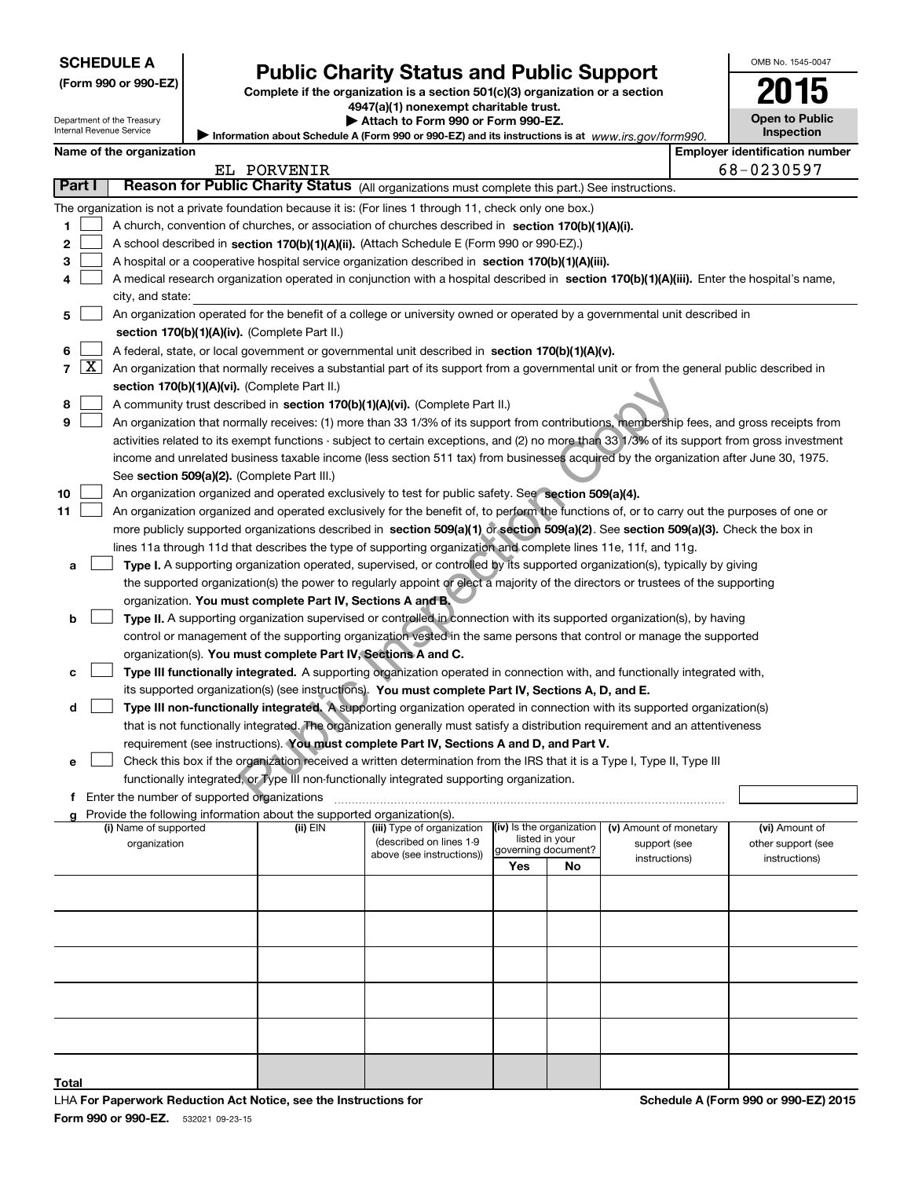**SCHEDULE A**
**(Form 990 or 990-EZ)**

Department of the Treasury
Internal Revenue Service

# Public Charity Status and Public Support

**Complete if the organization is a section 501(c)(3) organization or a section 4947(a)(1) nonexempt charitable trust.**
**▶ Attach to Form 990 or Form 990-EZ.**
**▶ Information about Schedule A (Form 990 or 990-EZ) and its instructions is at** *www.irs.gov/form990.*

OMB No. 1545-0047
**2015**
**Open to Public Inspection**

**Name of the organization:** EL PORVENIR
**Employer identification number:** 68-0230597

## Part I Reason for Public Charity Status (All organizations must complete this part.) See instructions.

The organization is not a private foundation because it is: (For lines 1 through 11, check only one box.)

1. [ ] A church, convention of churches, or association of churches described in **section 170(b)(1)(A)(i).**
2. [ ] A school described in **section 170(b)(1)(A)(ii).** (Attach Schedule E (Form 990 or 990-EZ).)
3. [ ] A hospital or a cooperative hospital service organization described in **section 170(b)(1)(A)(iii).**
4. [ ] A medical research organization operated in conjunction with a hospital described in **section 170(b)(1)(A)(iii).** Enter the hospital's name, city, and state:
5. [ ] An organization operated for the benefit of a college or university owned or operated by a governmental unit described in **section 170(b)(1)(A)(iv).** (Complete Part II.)
6. [ ] A federal, state, or local government or governmental unit described in **section 170(b)(1)(A)(v).**
7. [X] An organization that normally receives a substantial part of its support from a governmental unit or from the general public described in **section 170(b)(1)(A)(vi).** (Complete Part II.)
8. [ ] A community trust described in **section 170(b)(1)(A)(vi).** (Complete Part II.)
9. [ ] An organization that normally receives: (1) more than 33 1/3% of its support from contributions, membership fees, and gross receipts from activities related to its exempt functions - subject to certain exceptions, and (2) no more than 33 1/3% of its support from gross investment income and unrelated business taxable income (less section 511 tax) from businesses acquired by the organization after June 30, 1975. See **section 509(a)(2).** (Complete Part III.)
10. [ ] An organization organized and operated exclusively to test for public safety. See **section 509(a)(4).**
11. [ ] An organization organized and operated exclusively for the benefit of, to perform the functions of, or to carry out the purposes of one or more publicly supported organizations described in **section 509(a)(1)** or **section 509(a)(2).** See **section 509(a)(3).** Check the box in lines 11a through 11d that describes the type of supporting organization and complete lines 11e, 11f, and 11g.
   - **a** [ ] **Type I.** A supporting organization operated, supervised, or controlled by its supported organization(s), typically by giving the supported organization(s) the power to regularly appoint or elect a majority of the directors or trustees of the supporting organization. **You must complete Part IV, Sections A and B.**
   - **b** [ ] **Type II.** A supporting organization supervised or controlled in connection with its supported organization(s), by having control or management of the supporting organization vested in the same persons that control or manage the supported organization(s). **You must complete Part IV, Sections A and C.**
   - **c** [ ] **Type III functionally integrated.** A supporting organization operated in connection with, and functionally integrated with, its supported organization(s) (see instructions). **You must complete Part IV, Sections A, D, and E.**
   - **d** [ ] **Type III non-functionally integrated.** A supporting organization operated in connection with its supported organization(s) that is not functionally integrated. The organization generally must satisfy a distribution requirement and an attentiveness requirement (see instructions). **You must complete Part IV, Sections A and D, and Part V.**
   - **e** [ ] Check this box if the organization received a written determination from the IRS that it is a Type I, Type II, Type III functionally integrated, or Type III non-functionally integrated supporting organization.
   - **f** Enter the number of supported organizations
   - **g** Provide the following information about the supported organization(s).

| (i) Name of supported organization | (ii) EIN | (iii) Type of organization (described on lines 1-9 above (see instructions)) | (iv) Is the organization listed in your governing document? Yes | No | (v) Amount of monetary support (see instructions) | (vi) Amount of other support (see instructions) |
|---|---|---|---|---|---|---|
| | | | | | | |
| | | | | | | |
| | | | | | | |
| | | | | | | |
| | | | | | | |
| | | | | | | |
| **Total** | | | | | | |

LHA **For Paperwork Reduction Act Notice, see the Instructions for Form 990 or 990-EZ.** 532021 09-23-15

**Schedule A (Form 990 or 990-EZ) 2015**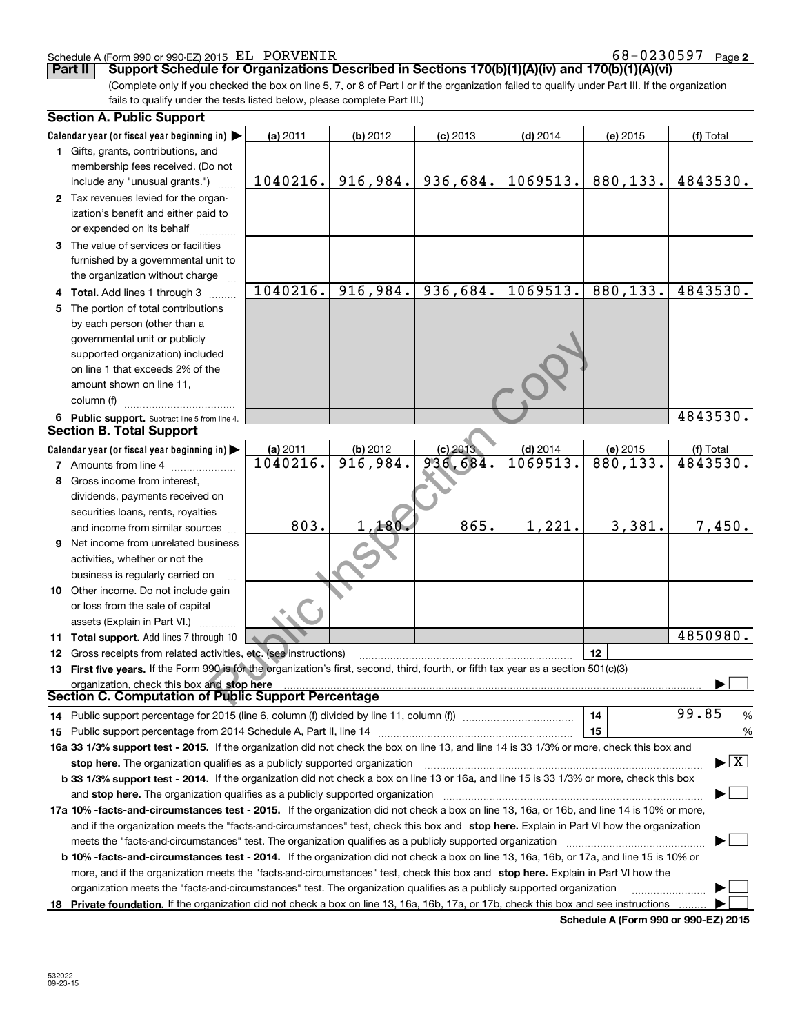Schedule A (Form 990 or 990-EZ) 2015 EL PORVENIR 68-0230597 Page **2**

## Part II Support Schedule for Organizations Described in Sections 170(b)(1)(A)(iv) and 170(b)(1)(A)(vi)

(Complete only if you checked the box on line 5, 7, or 8 of Part I or if the organization failed to qualify under Part III. If the organization fails to qualify under the tests listed below, please complete Part III.)

### Section A. Public Support

| Calendar year (or fiscal year beginning in) ▶ | (a) 2011 | (b) 2012 | (c) 2013 | (d) 2014 | (e) 2015 | (f) Total |
|---|---|---|---|---|---|---|
| **1** Gifts, grants, contributions, and membership fees received. (Do not include any "unusual grants.") | 1040216. | 916,984. | 936,684. | 1069513. | 880,133. | 4843530. |
| **2** Tax revenues levied for the organization's benefit and either paid to or expended on its behalf | | | | | | |
| **3** The value of services or facilities furnished by a governmental unit to the organization without charge | | | | | | |
| **4** **Total.** Add lines 1 through 3 | 1040216. | 916,984. | 936,684. | 1069513. | 880,133. | 4843530. |
| **5** The portion of total contributions by each person (other than a governmental unit or publicly supported organization) included on line 1 that exceeds 2% of the amount shown on line 11, column (f) | | | | | | |
| **6** **Public support.** Subtract line 5 from line 4. | | | | | | 4843530. |

### Section B. Total Support

| Calendar year (or fiscal year beginning in) ▶ | (a) 2011 | (b) 2012 | (c) 2013 | (d) 2014 | (e) 2015 | (f) Total |
|---|---|---|---|---|---|---|
| **7** Amounts from line 4 | 1040216. | 916,984. | 936,684. | 1069513. | 880,133. | 4843530. |
| **8** Gross income from interest, dividends, payments received on securities loans, rents, royalties and income from similar sources | 803. | 1,180. | 865. | 1,221. | 3,381. | 7,450. |
| **9** Net income from unrelated business activities, whether or not the business is regularly carried on | | | | | | |
| **10** Other income. Do not include gain or loss from the sale of capital assets (Explain in Part VI.) | | | | | | |
| **11** **Total support.** Add lines 7 through 10 | | | | | | 4850980. |

**12** Gross receipts from related activities, etc. (see instructions) | **12** |

**13** **First five years.** If the Form 990 is for the organization's first, second, third, fourth, or fifth tax year as a section 501(c)(3) organization, check this box and **stop here** ▶ ☐

### Section C. Computation of Public Support Percentage

**14** Public support percentage for 2015 (line 6, column (f) divided by line 11, column (f)) | **14** | 99.85 %

**15** Public support percentage from 2014 Schedule A, Part II, line 14 | **15** | %

**16a 33 1/3% support test - 2015.** If the organization did not check the box on line 13, and line 14 is 33 1/3% or more, check this box and **stop here.** The organization qualifies as a publicly supported organization ▶ ☒

**b 33 1/3% support test - 2014.** If the organization did not check a box on line 13 or 16a, and line 15 is 33 1/3% or more, check this box and **stop here.** The organization qualifies as a publicly supported organization ▶ ☐

**17a 10% -facts-and-circumstances test - 2015.** If the organization did not check a box on line 13, 16a, or 16b, and line 14 is 10% or more, and if the organization meets the "facts-and-circumstances" test, check this box and **stop here.** Explain in Part VI how the organization meets the "facts-and-circumstances" test. The organization qualifies as a publicly supported organization ▶ ☐

**b 10% -facts-and-circumstances test - 2014.** If the organization did not check a box on line 13, 16a, 16b, or 17a, and line 15 is 10% or more, and if the organization meets the "facts-and-circumstances" test, check this box and **stop here.** Explain in Part VI how the organization meets the "facts-and-circumstances" test. The organization qualifies as a publicly supported organization ▶ ☐

**18** **Private foundation.** If the organization did not check a box on line 13, 16a, 16b, 17a, or 17b, check this box and see instructions ▶ ☐

**Schedule A (Form 990 or 990-EZ) 2015**

532022 09-23-15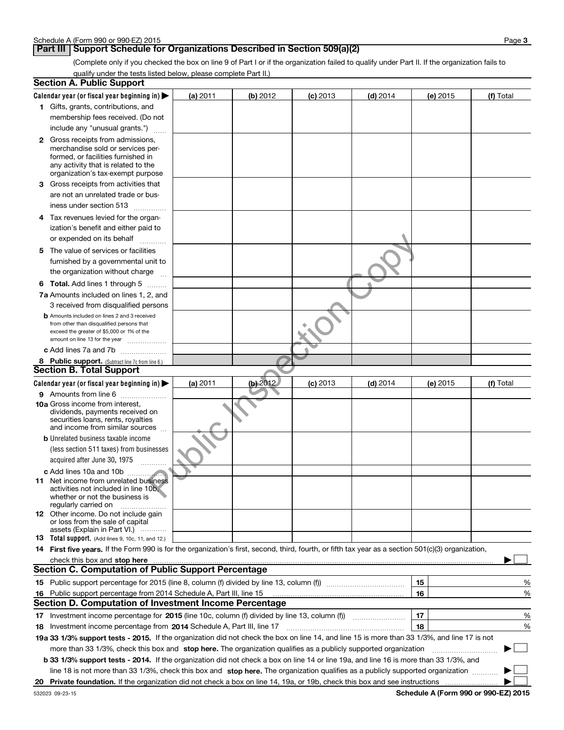## Part III Support Schedule for Organizations Described in Section 509(a)(2)

(Complete only if you checked the box on line 9 of Part I or if the organization failed to qualify under Part II. If the organization fails to qualify under the tests listed below, please complete Part II.)

### Section A. Public Support

| Calendar year (or fiscal year beginning in) ▶ | (a) 2011 | (b) 2012 | (c) 2013 | (d) 2014 | (e) 2015 | (f) Total |
|---|---|---|---|---|---|---|
| **1** Gifts, grants, contributions, and membership fees received. (Do not include any "unusual grants.") | | | | | | |
| **2** Gross receipts from admissions, merchandise sold or services performed, or facilities furnished in any activity that is related to the organization's tax-exempt purpose | | | | | | |
| **3** Gross receipts from activities that are not an unrelated trade or business under section 513 | | | | | | |
| **4** Tax revenues levied for the organization's benefit and either paid to or expended on its behalf | | | | | | |
| **5** The value of services or facilities furnished by a governmental unit to the organization without charge | | | | | | |
| **6 Total.** Add lines 1 through 5 | | | | | | |
| **7a** Amounts included on lines 1, 2, and 3 received from disqualified persons | | | | | | |
| **b** Amounts included on lines 2 and 3 received from other than disqualified persons that exceed the greater of $5,000 or 1% of the amount on line 13 for the year | | | | | | |
| **c** Add lines 7a and 7b | | | | | | |
| **8 Public support.** (Subtract line 7c from line 6.) | | | | | | |

### Section B. Total Support

| Calendar year (or fiscal year beginning in) ▶ | (a) 2011 | (b) 2012 | (c) 2013 | (d) 2014 | (e) 2015 | (f) Total |
|---|---|---|---|---|---|---|
| **9** Amounts from line 6 | | | | | | |
| **10a** Gross income from interest, dividends, payments received on securities loans, rents, royalties and income from similar sources | | | | | | |
| **b** Unrelated business taxable income (less section 511 taxes) from businesses acquired after June 30, 1975 | | | | | | |
| **c** Add lines 10a and 10b | | | | | | |
| **11** Net income from unrelated business activities not included in line 10b, whether or not the business is regularly carried on | | | | | | |
| **12** Other income. Do not include gain or loss from the sale of capital assets (Explain in Part VI.) | | | | | | |
| **13 Total support.** (Add lines 9, 10c, 11, and 12.) | | | | | | |

**14 First five years.** If the Form 990 is for the organization's first, second, third, fourth, or fifth tax year as a section 501(c)(3) organization, check this box and **stop here** ▶ ☐

### Section C. Computation of Public Support Percentage

| | | | |
|---|---|---|---|
| **15** | Public support percentage for 2015 (line 8, column (f) divided by line 13, column (f)) | 15 | % |
| **16** | Public support percentage from 2014 Schedule A, Part III, line 15 | 16 | % |

### Section D. Computation of Investment Income Percentage

| | | | |
|---|---|---|---|
| **17** | Investment income percentage for **2015** (line 10c, column (f) divided by line 13, column (f)) | 17 | % |
| **18** | Investment income percentage from **2014** Schedule A, Part III, line 17 | 18 | % |

**19a 33 1/3% support tests - 2015.** If the organization did not check the box on line 14, and line 15 is more than 33 1/3%, and line 17 is not more than 33 1/3%, check this box and **stop here.** The organization qualifies as a publicly supported organization ▶ ☐

**b 33 1/3% support tests - 2014.** If the organization did not check a box on line 14 or line 19a, and line 16 is more than 33 1/3%, and line 18 is not more than 33 1/3%, check this box and **stop here.** The organization qualifies as a publicly supported organization ▶ ☐

**20 Private foundation.** If the organization did not check a box on line 14, 19a, or 19b, check this box and see instructions ▶ ☐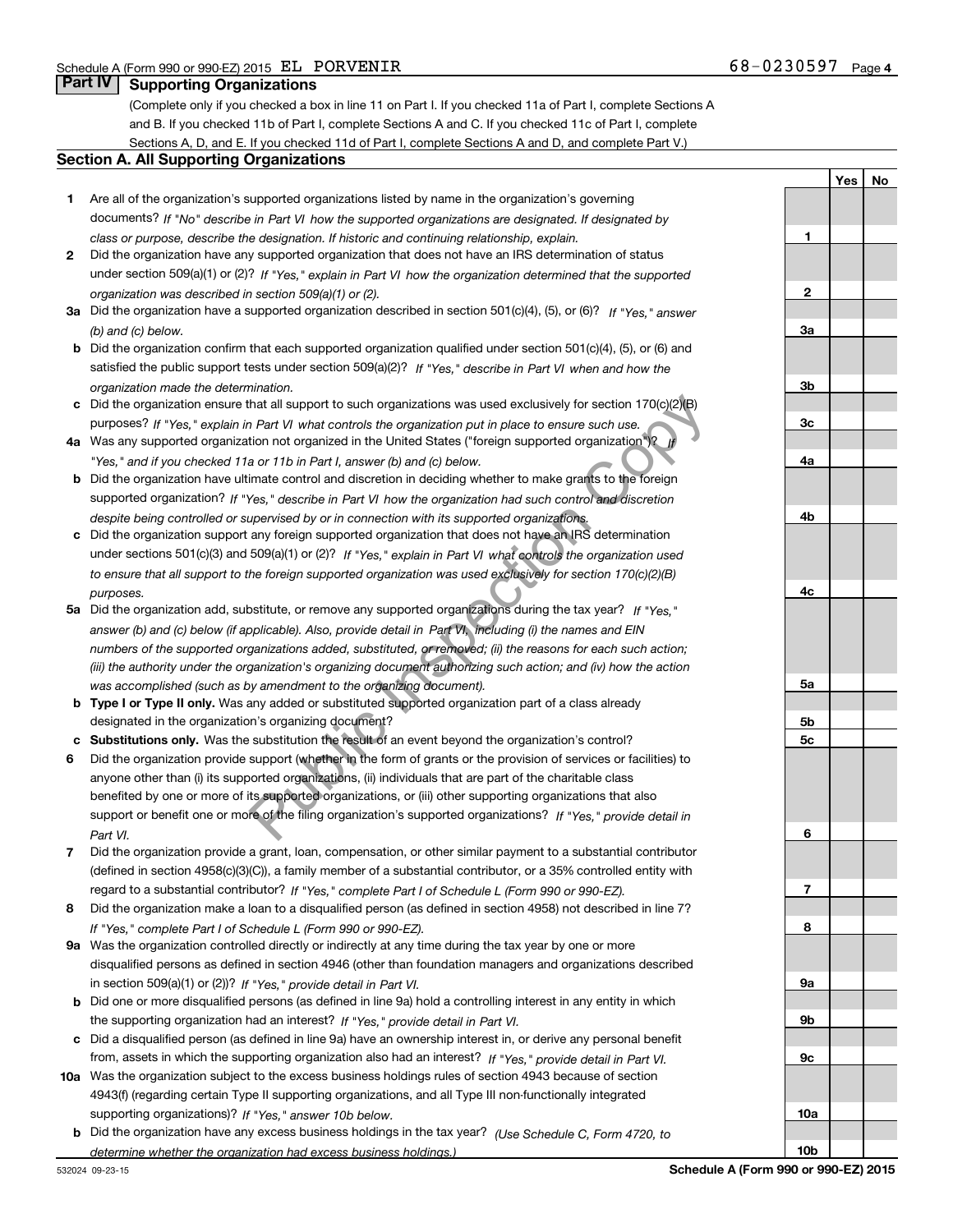Schedule A (Form 990 or 990-EZ) 2015 EL PORVENIR 68-0230597 Page 4

## Part IV Supporting Organizations

(Complete only if you checked a box in line 11 on Part I. If you checked 11a of Part I, complete Sections A and B. If you checked 11b of Part I, complete Sections A and C. If you checked 11c of Part I, complete Sections A, D, and E. If you checked 11d of Part I, complete Sections A and D, and complete Part V.)

### Section A. All Supporting Organizations

| | | | Yes | No |
|---|---|---|---|---|
| **1** | Are all of the organization's supported organizations listed by name in the organization's governing documents? *If "No" describe in Part VI how the supported organizations are designated. If designated by class or purpose, describe the designation. If historic and continuing relationship, explain.* | 1 | | |
| **2** | Did the organization have any supported organization that does not have an IRS determination of status under section 509(a)(1) or (2)? *If "Yes," explain in Part VI how the organization determined that the supported organization was described in section 509(a)(1) or (2).* | 2 | | |
| **3a** | Did the organization have a supported organization described in section 501(c)(4), (5), or (6)? *If "Yes," answer (b) and (c) below.* | 3a | | |
| **b** | Did the organization confirm that each supported organization qualified under section 501(c)(4), (5), or (6) and satisfied the public support tests under section 509(a)(2)? *If "Yes," describe in Part VI when and how the organization made the determination.* | 3b | | |
| **c** | Did the organization ensure that all support to such organizations was used exclusively for section 170(c)(2)(B) purposes? *If "Yes," explain in Part VI what controls the organization put in place to ensure such use.* | 3c | | |
| **4a** | Was any supported organization not organized in the United States ("foreign supported organization")? *If "Yes," and if you checked 11a or 11b in Part I, answer (b) and (c) below.* | 4a | | |
| **b** | Did the organization have ultimate control and discretion in deciding whether to make grants to the foreign supported organization? *If "Yes," describe in Part VI how the organization had such control and discretion despite being controlled or supervised by or in connection with its supported organizations.* | 4b | | |
| **c** | Did the organization support any foreign supported organization that does not have an IRS determination under sections 501(c)(3) and 509(a)(1) or (2)? *If "Yes," explain in Part VI what controls the organization used to ensure that all support to the foreign supported organization was used exclusively for section 170(c)(2)(B) purposes.* | 4c | | |
| **5a** | Did the organization add, substitute, or remove any supported organizations during the tax year? *If "Yes," answer (b) and (c) below (if applicable). Also, provide detail in Part VI, including (i) the names and EIN numbers of the supported organizations added, substituted, or removed; (ii) the reasons for each such action; (iii) the authority under the organization's organizing document authorizing such action; and (iv) how the action was accomplished (such as by amendment to the organizing document).* | 5a | | |
| **b** | **Type I or Type II only.** Was any added or substituted supported organization part of a class already designated in the organization's organizing document? | 5b | | |
| **c** | **Substitutions only.** Was the substitution the result of an event beyond the organization's control? | 5c | | |
| **6** | Did the organization provide support (whether in the form of grants or the provision of services or facilities) to anyone other than (i) its supported organizations, (ii) individuals that are part of the charitable class benefited by one or more of its supported organizations, or (iii) other supporting organizations that also support or benefit one or more of the filing organization's supported organizations? *If "Yes," provide detail in Part VI.* | 6 | | |
| **7** | Did the organization provide a grant, loan, compensation, or other similar payment to a substantial contributor (defined in section 4958(c)(3)(C)), a family member of a substantial contributor, or a 35% controlled entity with regard to a substantial contributor? *If "Yes," complete Part I of Schedule L (Form 990 or 990-EZ).* | 7 | | |
| **8** | Did the organization make a loan to a disqualified person (as defined in section 4958) not described in line 7? *If "Yes," complete Part I of Schedule L (Form 990 or 990-EZ).* | 8 | | |
| **9a** | Was the organization controlled directly or indirectly at any time during the tax year by one or more disqualified persons as defined in section 4946 (other than foundation managers and organizations described in section 509(a)(1) or (2))? *If "Yes," provide detail in Part VI.* | 9a | | |
| **b** | Did one or more disqualified persons (as defined in line 9a) hold a controlling interest in any entity in which the supporting organization had an interest? *If "Yes," provide detail in Part VI.* | 9b | | |
| **c** | Did a disqualified person (as defined in line 9a) have an ownership interest in, or derive any personal benefit from, assets in which the supporting organization also had an interest? *If "Yes," provide detail in Part VI.* | 9c | | |
| **10a** | Was the organization subject to the excess business holdings rules of section 4943 because of section 4943(f) (regarding certain Type II supporting organizations, and all Type III non-functionally integrated supporting organizations)? *If "Yes," answer 10b below.* | 10a | | |
| **b** | Did the organization have any excess business holdings in the tax year? *(Use Schedule C, Form 4720, to determine whether the organization had excess business holdings.)* | 10b | | |

532024 09-23-15 **Schedule A (Form 990 or 990-EZ) 2015**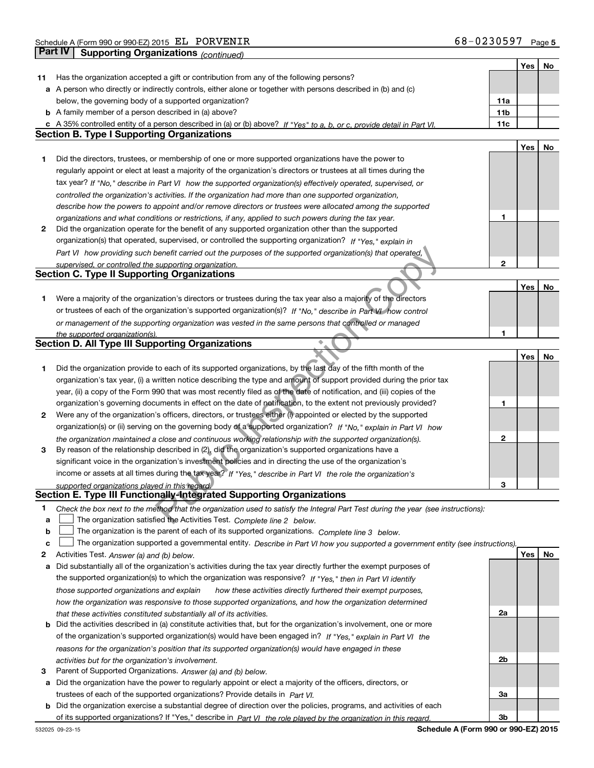Schedule A (Form 990 or 990-EZ) 2015 EL PORVENIR 68-0230597

## Part IV Supporting Organizations *(continued)*

| | | | Yes | No |
|---|---|---|---|---|
| **11** | Has the organization accepted a gift or contribution from any of the following persons? | | | |
| **a** | A person who directly or indirectly controls, either alone or together with persons described in (b) and (c) below, the governing body of a supported organization? | 11a | | |
| **b** | A family member of a person described in (a) above? | 11b | | |
| **c** | A 35% controlled entity of a person described in (a) or (b) above? *If "Yes" to a, b, or c, provide detail in Part VI.* | 11c | | |

### Section B. Type I Supporting Organizations

| | | | Yes | No |
|---|---|---|---|---|
| **1** | Did the directors, trustees, or membership of one or more supported organizations have the power to regularly appoint or elect at least a majority of the organization's directors or trustees at all times during the tax year? *If "No," describe in Part VI how the supported organization(s) effectively operated, supervised, or controlled the organization's activities. If the organization had more than one supported organization, describe how the powers to appoint and/or remove directors or trustees were allocated among the supported organizations and what conditions or restrictions, if any, applied to such powers during the tax year.* | 1 | | |
| **2** | Did the organization operate for the benefit of any supported organization other than the supported organization(s) that operated, supervised, or controlled the supporting organization? *If "Yes," explain in Part VI how providing such benefit carried out the purposes of the supported organization(s) that operated, supervised, or controlled the supporting organization.* | 2 | | |

### Section C. Type II Supporting Organizations

| | | | Yes | No |
|---|---|---|---|---|
| **1** | Were a majority of the organization's directors or trustees during the tax year also a majority of the directors or trustees of each of the organization's supported organization(s)? *If "No," describe in Part VI how control or management of the supporting organization was vested in the same persons that controlled or managed the supported organization(s).* | 1 | | |

### Section D. All Type III Supporting Organizations

| | | | Yes | No |
|---|---|---|---|---|
| **1** | Did the organization provide to each of its supported organizations, by the last day of the fifth month of the organization's tax year, (i) a written notice describing the type and amount of support provided during the prior tax year, (ii) a copy of the Form 990 that was most recently filed as of the date of notification, and (iii) copies of the organization's governing documents in effect on the date of notification, to the extent not previously provided? | 1 | | |
| **2** | Were any of the organization's officers, directors, or trustees either (i) appointed or elected by the supported organization(s) or (ii) serving on the governing body of a supported organization? *If "No," explain in Part VI how the organization maintained a close and continuous working relationship with the supported organization(s).* | 2 | | |
| **3** | By reason of the relationship described in (2), did the organization's supported organizations have a significant voice in the organization's investment policies and in directing the use of the organization's income or assets at all times during the tax year? *If "Yes," describe in Part VI the role the organization's supported organizations played in this regard.* | 3 | | |

### Section E. Type III Functionally-Integrated Supporting Organizations

**1** *Check the box next to the method that the organization used to satisfy the Integral Part Test during the year (see instructions):*

- **a** ☐ The organization satisfied the Activities Test. *Complete line 2 below.*
- **b** ☐ The organization is the parent of each of its supported organizations. *Complete line 3 below.*
- **c** ☐ The organization supported a governmental entity. *Describe in Part VI how you supported a government entity (see instructions).*

| | | | Yes | No |
|---|---|---|---|---|
| **2** | Activities Test. *Answer (a) and (b) below.* | | | |
| **a** | Did substantially all of the organization's activities during the tax year directly further the exempt purposes of the supported organization(s) to which the organization was responsive? *If "Yes," then in Part VI identify those supported organizations and explain how these activities directly furthered their exempt purposes, how the organization was responsive to those supported organizations, and how the organization determined that these activities constituted substantially all of its activities.* | 2a | | |
| **b** | Did the activities described in (a) constitute activities that, but for the organization's involvement, one or more of the organization's supported organization(s) would have been engaged in? *If "Yes," explain in Part VI the reasons for the organization's position that its supported organization(s) would have engaged in these activities but for the organization's involvement.* | 2b | | |
| **3** | Parent of Supported Organizations. *Answer (a) and (b) below.* | | | |
| **a** | Did the organization have the power to regularly appoint or elect a majority of the officers, directors, or trustees of each of the supported organizations? Provide details in *Part VI.* | 3a | | |
| **b** | Did the organization exercise a substantial degree of direction over the policies, programs, and activities of each of its supported organizations? If "Yes," describe in *Part VI the role played by the organization in this regard.* | 3b | | |

532025 09-23-15 **Schedule A (Form 990 or 990-EZ) 2015**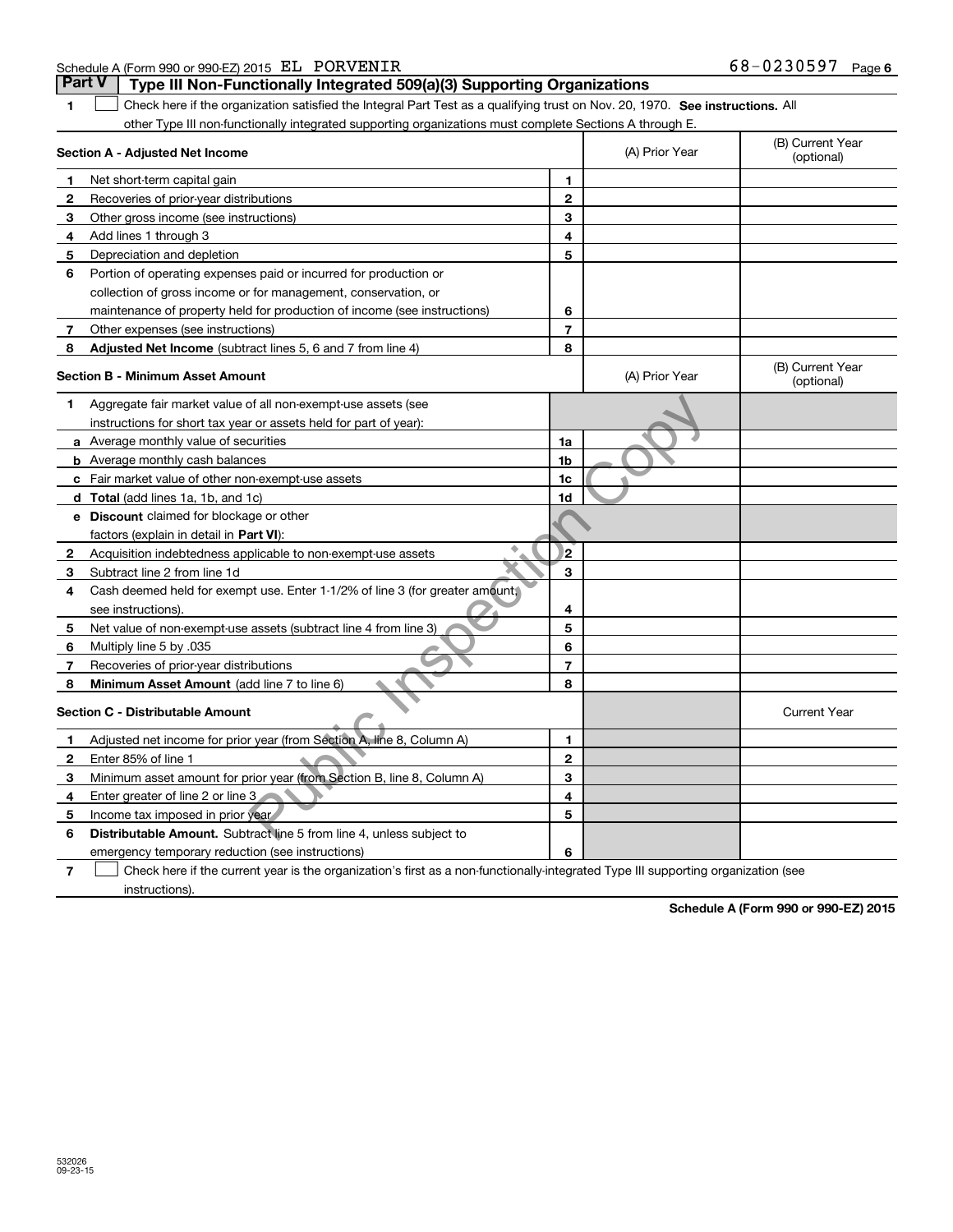Schedule A (Form 990 or 990-EZ) 2015 EL PORVENIR 68-0230597

## Part V Type III Non-Functionally Integrated 509(a)(3) Supporting Organizations

**1** ☐ Check here if the organization satisfied the Integral Part Test as a qualifying trust on Nov. 20, 1970. **See instructions.** All other Type III non-functionally integrated supporting organizations must complete Sections A through E.

| **Section A - Adjusted Net Income** | | (A) Prior Year | (B) Current Year (optional) |
|---|---|---|---|
| **1** Net short-term capital gain | 1 | | |
| **2** Recoveries of prior-year distributions | 2 | | |
| **3** Other gross income (see instructions) | 3 | | |
| **4** Add lines 1 through 3 | 4 | | |
| **5** Depreciation and depletion | 5 | | |
| **6** Portion of operating expenses paid or incurred for production or collection of gross income or for management, conservation, or maintenance of property held for production of income (see instructions) | 6 | | |
| **7** Other expenses (see instructions) | 7 | | |
| **8** **Adjusted Net Income** (subtract lines 5, 6 and 7 from line 4) | 8 | | |

| **Section B - Minimum Asset Amount** | | (A) Prior Year | (B) Current Year (optional) |
|---|---|---|---|
| **1** Aggregate fair market value of all non-exempt-use assets (see instructions for short tax year or assets held for part of year): | | | |
| **a** Average monthly value of securities | 1a | | |
| **b** Average monthly cash balances | 1b | | |
| **c** Fair market value of other non-exempt-use assets | 1c | | |
| **d** **Total** (add lines 1a, 1b, and 1c) | 1d | | |
| **e** **Discount** claimed for blockage or other factors (explain in detail in **Part VI**): | | | |
| **2** Acquisition indebtedness applicable to non-exempt-use assets | 2 | | |
| **3** Subtract line 2 from line 1d | 3 | | |
| **4** Cash deemed held for exempt use. Enter 1-1/2% of line 3 (for greater amount, see instructions). | 4 | | |
| **5** Net value of non-exempt-use assets (subtract line 4 from line 3) | 5 | | |
| **6** Multiply line 5 by .035 | 6 | | |
| **7** Recoveries of prior-year distributions | 7 | | |
| **8** **Minimum Asset Amount** (add line 7 to line 6) | 8 | | |

| **Section C - Distributable Amount** | | | Current Year |
|---|---|---|---|
| **1** Adjusted net income for prior year (from Section A, line 8, Column A) | 1 | | |
| **2** Enter 85% of line 1 | 2 | | |
| **3** Minimum asset amount for prior year (from Section B, line 8, Column A) | 3 | | |
| **4** Enter greater of line 2 or line 3 | 4 | | |
| **5** Income tax imposed in prior year | 5 | | |
| **6** **Distributable Amount.** Subtract line 5 from line 4, unless subject to emergency temporary reduction (see instructions) | 6 | | |

**7** ☐ Check here if the current year is the organization's first as a non-functionally-integrated Type III supporting organization (see instructions).

**Schedule A (Form 990 or 990-EZ) 2015**

532026 09-23-15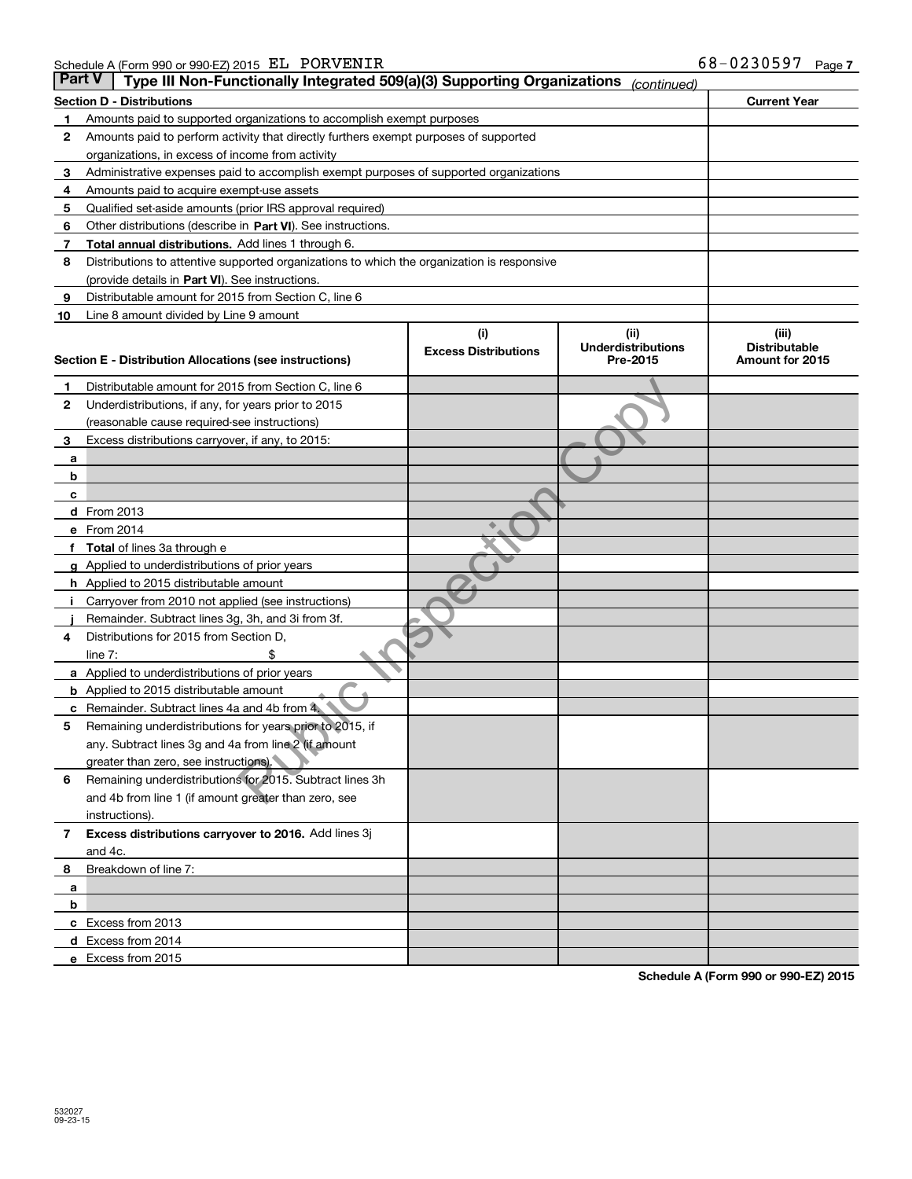Schedule A (Form 990 or 990-EZ) 2015 EL PORVENIR 68-0230597

## Part V | Type III Non-Functionally Integrated 509(a)(3) Supporting Organizations *(continued)*

| **Section D - Distributions** | | **Current Year** |
|---|---|---|
| 1 | Amounts paid to supported organizations to accomplish exempt purposes | |
| 2 | Amounts paid to perform activity that directly furthers exempt purposes of supported organizations, in excess of income from activity | |
| 3 | Administrative expenses paid to accomplish exempt purposes of supported organizations | |
| 4 | Amounts paid to acquire exempt-use assets | |
| 5 | Qualified set-aside amounts (prior IRS approval required) | |
| 6 | Other distributions (describe in **Part VI**). See instructions. | |
| 7 | **Total annual distributions.** Add lines 1 through 6. | |
| 8 | Distributions to attentive supported organizations to which the organization is responsive (provide details in **Part VI**). See instructions. | |
| 9 | Distributable amount for 2015 from Section C, line 6 | |
| 10 | Line 8 amount divided by Line 9 amount | |

| **Section E - Distribution Allocations (see instructions)** | | (i) Excess Distributions | (ii) Underdistributions Pre-2015 | (iii) Distributable Amount for 2015 |
|---|---|---|---|---|
| 1 | Distributable amount for 2015 from Section C, line 6 | | | |
| 2 | Underdistributions, if any, for years prior to 2015 (reasonable cause required-see instructions) | | | |
| 3 | Excess distributions carryover, if any, to 2015: | | | |
| a | | | | |
| b | | | | |
| c | | | | |
| d | From 2013 | | | |
| e | From 2014 | | | |
| f | **Total** of lines 3a through e | | | |
| g | Applied to underdistributions of prior years | | | |
| h | Applied to 2015 distributable amount | | | |
| i | Carryover from 2010 not applied (see instructions) | | | |
| j | Remainder. Subtract lines 3g, 3h, and 3i from 3f. | | | |
| 4 | Distributions for 2015 from Section D, line 7: $ | | | |
| a | Applied to underdistributions of prior years | | | |
| b | Applied to 2015 distributable amount | | | |
| c | Remainder. Subtract lines 4a and 4b from 4. | | | |
| 5 | Remaining underdistributions for years prior to 2015, if any. Subtract lines 3g and 4a from line 2 (if amount greater than zero, see instructions). | | | |
| 6 | Remaining underdistributions for 2015. Subtract lines 3h and 4b from line 1 (if amount greater than zero, see instructions). | | | |
| 7 | **Excess distributions carryover to 2016.** Add lines 3j and 4c. | | | |
| 8 | Breakdown of line 7: | | | |
| a | | | | |
| b | | | | |
| c | Excess from 2013 | | | |
| d | Excess from 2014 | | | |
| e | Excess from 2015 | | | |

**Schedule A (Form 990 or 990-EZ) 2015**

532027
09-23-15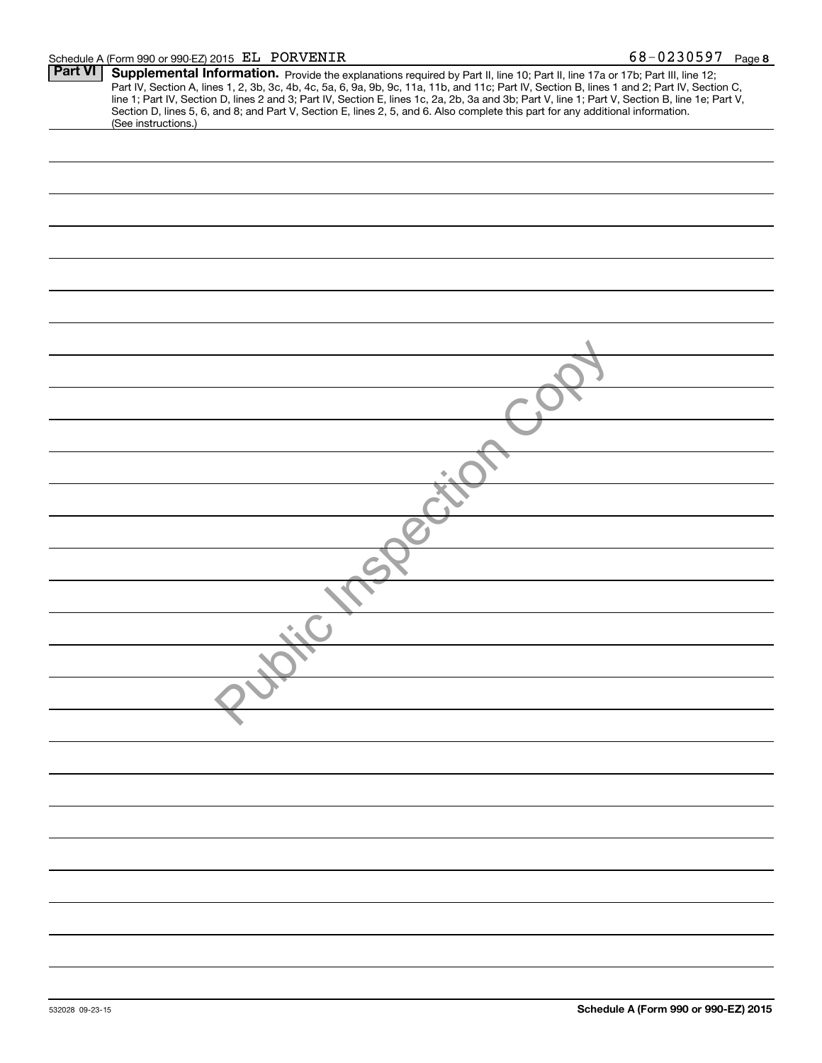Schedule A (Form 990 or 990-EZ) 2015 EL PORVENIR 68-0230597

**Part VI** **Supplemental Information.** Provide the explanations required by Part II, line 10; Part II, line 17a or 17b; Part III, line 12; Part IV, Section A, lines 1, 2, 3b, 3c, 4b, 4c, 5a, 6, 9a, 9b, 9c, 11a, 11b, and 11c; Part IV, Section B, lines 1 and 2; Part IV, Section C, line 1; Part IV, Section D, lines 2 and 3; Part IV, Section E, lines 1c, 2a, 2b, 3a and 3b; Part V, line 1; Part V, Section B, line 1e; Part V, Section D, lines 5, 6, and 8; and Part V, Section E, lines 2, 5, and 6. Also complete this part for any additional information. (See instructions.)

Public Inspection Copy

532028 09-23-15

**Schedule A (Form 990 or 990-EZ) 2015**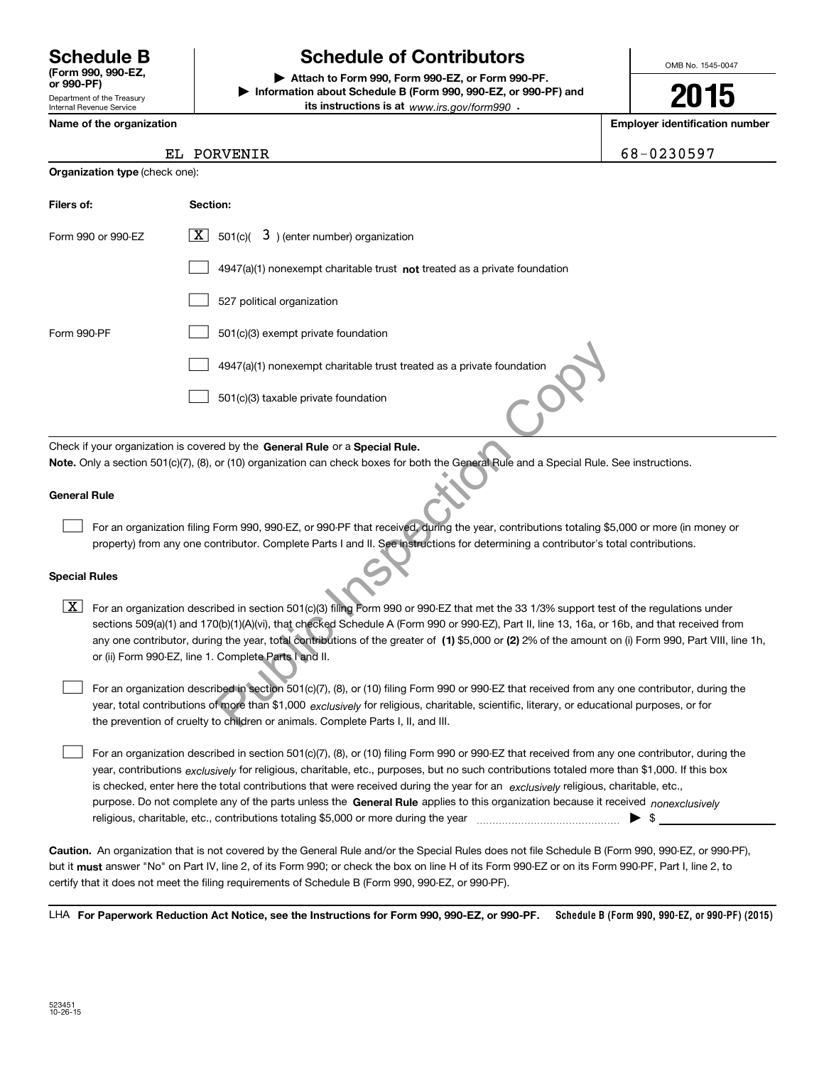# Schedule B

**(Form 990, 990-EZ, or 990-PF)**

Department of the Treasury
Internal Revenue Service

## Schedule of Contributors

▶ **Attach to Form 990, Form 990-EZ, or Form 990-PF.**

▶ **Information about Schedule B (Form 990, 990-EZ, or 990-PF) and its instructions is at** *www.irs.gov/form990* .

OMB No. 1545-0047

**2015**

| **Name of the organization** | **Employer identification number** |
|---|---|
| EL PORVENIR | 68-0230597 |

**Organization type** (check one):

| **Filers of:** | **Section:** |
|---|---|
| Form 990 or 990-EZ | [X] 501(c)( 3 ) (enter number) organization |
| | [ ] 4947(a)(1) nonexempt charitable trust **not** treated as a private foundation |
| | [ ] 527 political organization |
| Form 990-PF | [ ] 501(c)(3) exempt private foundation |
| | [ ] 4947(a)(1) nonexempt charitable trust treated as a private foundation |
| | [ ] 501(c)(3) taxable private foundation |

Check if your organization is covered by the **General Rule** or a **Special Rule.**

**Note.** Only a section 501(c)(7), (8), or (10) organization can check boxes for both the General Rule and a Special Rule. See instructions.

### General Rule

[ ] For an organization filing Form 990, 990-EZ, or 990-PF that received, during the year, contributions totaling $5,000 or more (in money or property) from any one contributor. Complete Parts I and II. See instructions for determining a contributor's total contributions.

### Special Rules

[X] For an organization described in section 501(c)(3) filing Form 990 or 990-EZ that met the 33 1/3% support test of the regulations under sections 509(a)(1) and 170(b)(1)(A)(vi), that checked Schedule A (Form 990 or 990-EZ), Part II, line 13, 16a, or 16b, and that received from any one contributor, during the year, total contributions of the greater of **(1)** $5,000 or **(2)** 2% of the amount on (i) Form 990, Part VIII, line 1h, or (ii) Form 990-EZ, line 1. Complete Parts I and II.

[ ] For an organization described in section 501(c)(7), (8), or (10) filing Form 990 or 990-EZ that received from any one contributor, during the year, total contributions of more than $1,000 *exclusively* for religious, charitable, scientific, literary, or educational purposes, or for the prevention of cruelty to children or animals. Complete Parts I, II, and III.

[ ] For an organization described in section 501(c)(7), (8), or (10) filing Form 990 or 990-EZ that received from any one contributor, during the year, contributions *exclusively* for religious, charitable, etc., purposes, but no such contributions totaled more than $1,000. If this box is checked, enter here the total contributions that were received during the year for an *exclusively* religious, charitable, etc., purpose. Do not complete any of the parts unless the **General Rule** applies to this organization because it received *nonexclusively* religious, charitable, etc., contributions totaling $5,000 or more during the year ▶ $

**Caution.** An organization that is not covered by the General Rule and/or the Special Rules does not file Schedule B (Form 990, 990-EZ, or 990-PF), but it **must** answer "No" on Part IV, line 2, of its Form 990; or check the box on line H of its Form 990-EZ or on its Form 990-PF, Part I, line 2, to certify that it does not meet the filing requirements of Schedule B (Form 990, 990-EZ, or 990-PF).

LHA **For Paperwork Reduction Act Notice, see the Instructions for Form 990, 990-EZ, or 990-PF.** **Schedule B (Form 990, 990-EZ, or 990-PF) (2015)**

523451
10-26-15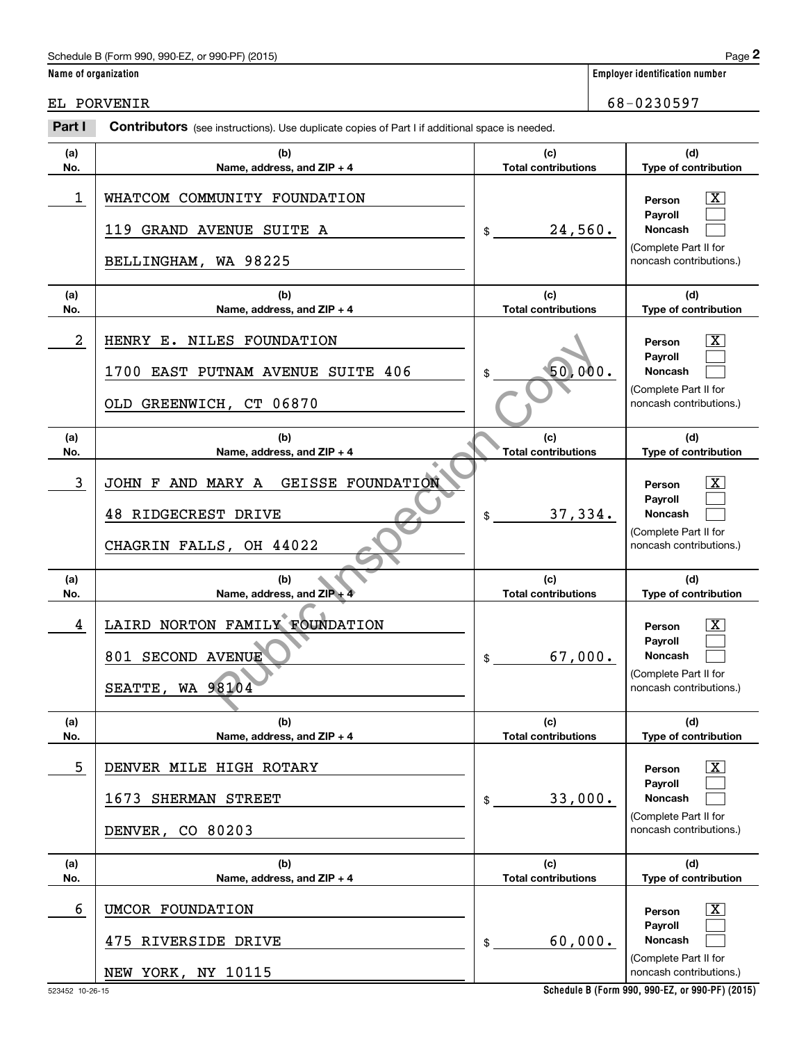Schedule B (Form 990, 990-EZ, or 990-PF) (2015)

**Name of organization**

EL PORVENIR

**Employer identification number**

68-0230597

**Part I** **Contributors** (see instructions). Use duplicate copies of Part I if additional space is needed.

| (a) No. | (b) Name, address, and ZIP + 4 | (c) Total contributions | (d) Type of contribution |
|---|---|---|---|
| 1 | WHATCOM COMMUNITY FOUNDATION<br>119 GRAND AVENUE SUITE A<br>BELLINGHAM, WA 98225 | $ 24,560. | Person [X]<br>Payroll [ ]<br>Noncash [ ]<br>(Complete Part II for noncash contributions.) |
| 2 | HENRY E. NILES FOUNDATION<br>1700 EAST PUTNAM AVENUE SUITE 406<br>OLD GREENWICH, CT 06870 | $ 50,000. | Person [X]<br>Payroll [ ]<br>Noncash [ ]<br>(Complete Part II for noncash contributions.) |
| 3 | JOHN F AND MARY A GEISSE FOUNDATION<br>48 RIDGECREST DRIVE<br>CHAGRIN FALLS, OH 44022 | $ 37,334. | Person [X]<br>Payroll [ ]<br>Noncash [ ]<br>(Complete Part II for noncash contributions.) |
| 4 | LAIRD NORTON FAMILY FOUNDATION<br>801 SECOND AVENUE<br>SEATTE, WA 98104 | $ 67,000. | Person [X]<br>Payroll [ ]<br>Noncash [ ]<br>(Complete Part II for noncash contributions.) |
| 5 | DENVER MILE HIGH ROTARY<br>1673 SHERMAN STREET<br>DENVER, CO 80203 | $ 33,000. | Person [X]<br>Payroll [ ]<br>Noncash [ ]<br>(Complete Part II for noncash contributions.) |
| 6 | UMCOR FOUNDATION<br>475 RIVERSIDE DRIVE<br>NEW YORK, NY 10115 | $ 60,000. | Person [X]<br>Payroll [ ]<br>Noncash [ ]<br>(Complete Part II for noncash contributions.) |

523452 10-26-15

**Schedule B (Form 990, 990-EZ, or 990-PF) (2015)**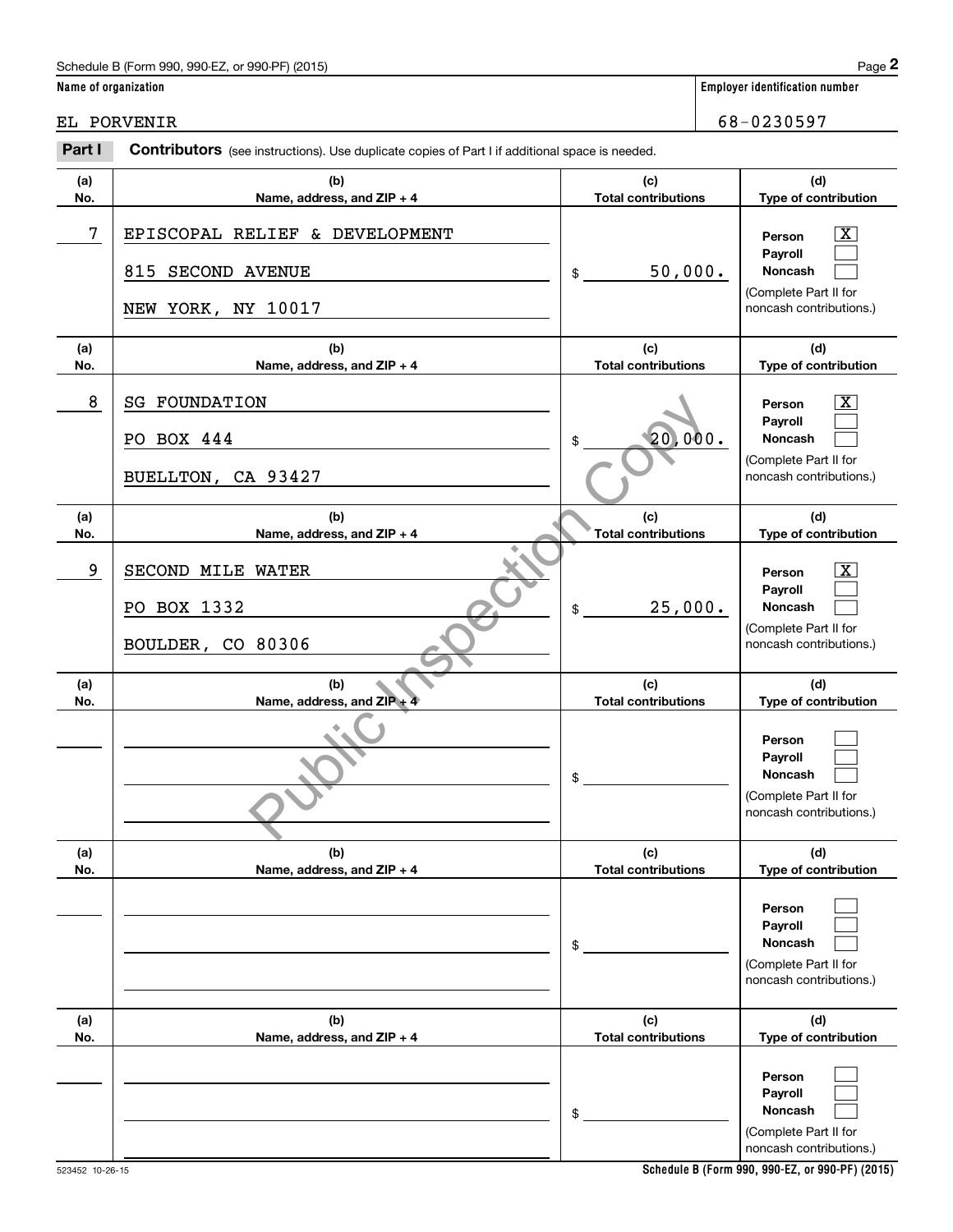Schedule B (Form 990, 990-EZ, or 990-PF) (2015)

**Name of organization:** EL PORVENIR

**Employer identification number:** 68-0230597

**Part I — Contributors** (see instructions). Use duplicate copies of Part I if additional space is needed.

| (a) No. | (b) Name, address, and ZIP + 4 | (c) Total contributions | (d) Type of contribution |
|---|---|---|---|
| 7 | EPISCOPAL RELIEF & DEVELOPMENT<br>815 SECOND AVENUE<br>NEW YORK, NY 10017 | $ 50,000. | Person [X]<br>Payroll [ ]<br>Noncash [ ]<br>(Complete Part II for noncash contributions.) |
| 8 | SG FOUNDATION<br>PO BOX 444<br>BUELLTON, CA 93427 | $ 20,000. | Person [X]<br>Payroll [ ]<br>Noncash [ ]<br>(Complete Part II for noncash contributions.) |
| 9 | SECOND MILE WATER<br>PO BOX 1332<br>BOULDER, CO 80306 | $ 25,000. | Person [X]<br>Payroll [ ]<br>Noncash [ ]<br>(Complete Part II for noncash contributions.) |
| | | $ | Person [ ]<br>Payroll [ ]<br>Noncash [ ]<br>(Complete Part II for noncash contributions.) |
| | | $ | Person [ ]<br>Payroll [ ]<br>Noncash [ ]<br>(Complete Part II for noncash contributions.) |
| | | $ | Person [ ]<br>Payroll [ ]<br>Noncash [ ]<br>(Complete Part II for noncash contributions.) |

Public Inspection Copy

523452 10-26-15

Schedule B (Form 990, 990-EZ, or 990-PF) (2015)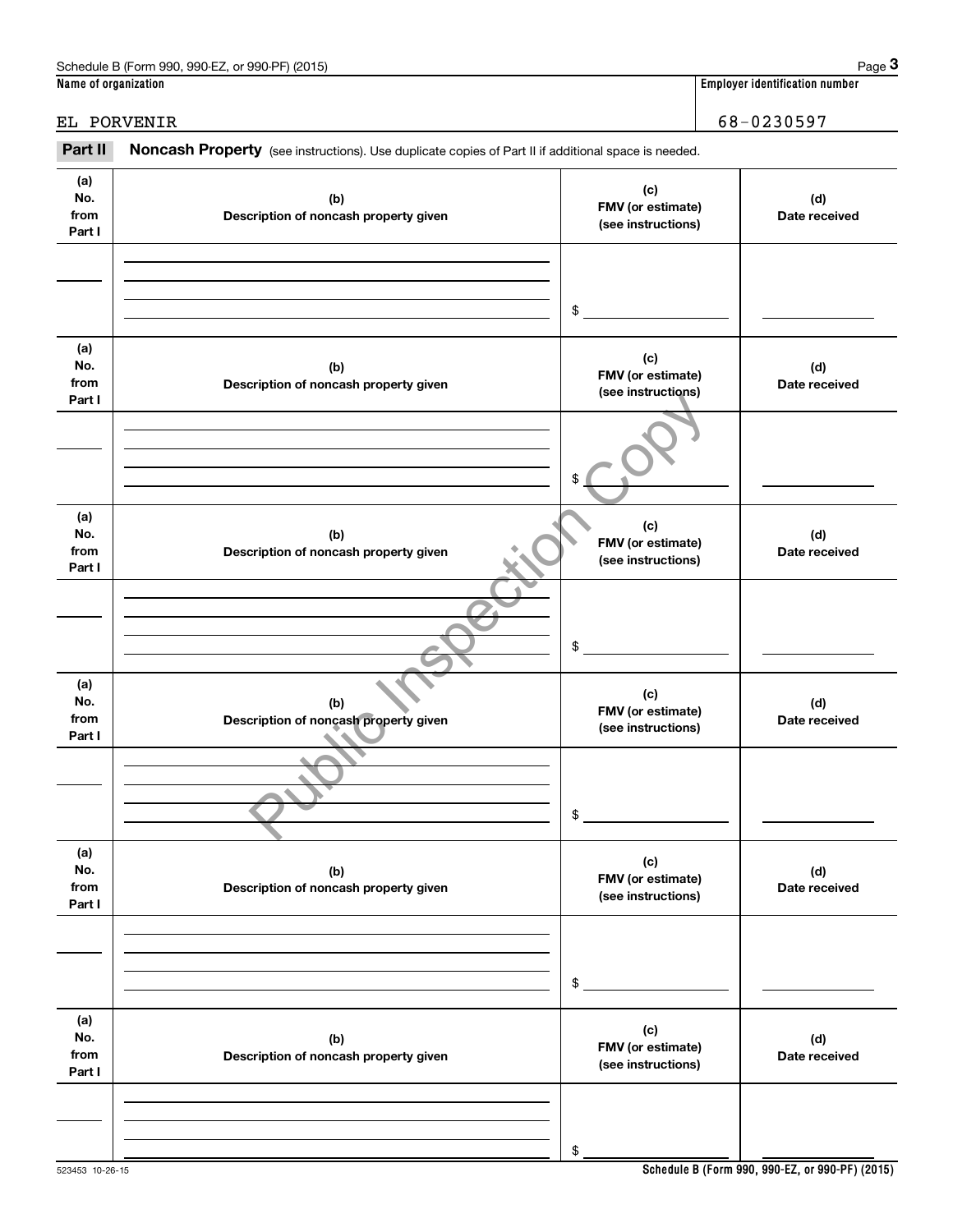Name of organization: EL PORVENIR

Employer identification number: 68-0230597

## Part II Noncash Property

(see instructions). Use duplicate copies of Part II if additional space is needed.

| (a) No. from Part I | (b) Description of noncash property given | (c) FMV (or estimate) (see instructions) | (d) Date received |
|---|---|---|---|
| | | $ | |

| (a) No. from Part I | (b) Description of noncash property given | (c) FMV (or estimate) (see instructions) | (d) Date received |
|---|---|---|---|
| | | $ | |

| (a) No. from Part I | (b) Description of noncash property given | (c) FMV (or estimate) (see instructions) | (d) Date received |
|---|---|---|---|
| | | $ | |

| (a) No. from Part I | (b) Description of noncash property given | (c) FMV (or estimate) (see instructions) | (d) Date received |
|---|---|---|---|
| | | $ | |

| (a) No. from Part I | (b) Description of noncash property given | (c) FMV (or estimate) (see instructions) | (d) Date received |
|---|---|---|---|
| | | $ | |

| (a) No. from Part I | (b) Description of noncash property given | (c) FMV (or estimate) (see instructions) | (d) Date received |
|---|---|---|---|
| | | $ | |

Public Inspection Copy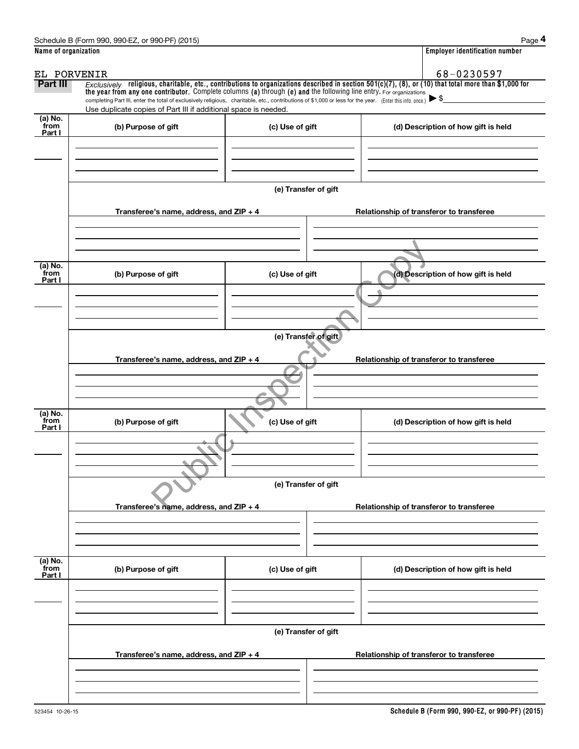Schedule B (Form 990, 990-EZ, or 990-PF) (2015)

**Name of organization**

EL PORVENIR

**Employer identification number**

68-0230597

**Part III** *Exclusively* **religious, charitable, etc., contributions to organizations described in section 501(c)(7), (8), or (10) that total more than $1,000 for the year from any one contributor.** Complete columns **(a)** through **(e) and** the following line entry. For organizations completing Part III, enter the total of exclusively religious, charitable, etc., contributions of $1,000 or less for the year. (Enter this info. once.) ▶ $

Use duplicate copies of Part III if additional space is needed.

| (a) No. from Part I | (b) Purpose of gift | (c) Use of gift | (d) Description of how gift is held |
|---|---|---|---|
| | | | |

**(e) Transfer of gift**

| Transferee's name, address, and ZIP + 4 | Relationship of transferor to transferee |
|---|---|
| | |

| (a) No. from Part I | (b) Purpose of gift | (c) Use of gift | (d) Description of how gift is held |
|---|---|---|---|
| | | | |

**(e) Transfer of gift**

| Transferee's name, address, and ZIP + 4 | Relationship of transferor to transferee |
|---|---|
| | |

| (a) No. from Part I | (b) Purpose of gift | (c) Use of gift | (d) Description of how gift is held |
|---|---|---|---|
| | | | |

**(e) Transfer of gift**

| Transferee's name, address, and ZIP + 4 | Relationship of transferor to transferee |
|---|---|
| | |

| (a) No. from Part I | (b) Purpose of gift | (c) Use of gift | (d) Description of how gift is held |
|---|---|---|---|
| | | | |

**(e) Transfer of gift**

| Transferee's name, address, and ZIP + 4 | Relationship of transferor to transferee |
|---|---|
| | |

523454 10-26-15

**Schedule B (Form 990, 990-EZ, or 990-PF) (2015)**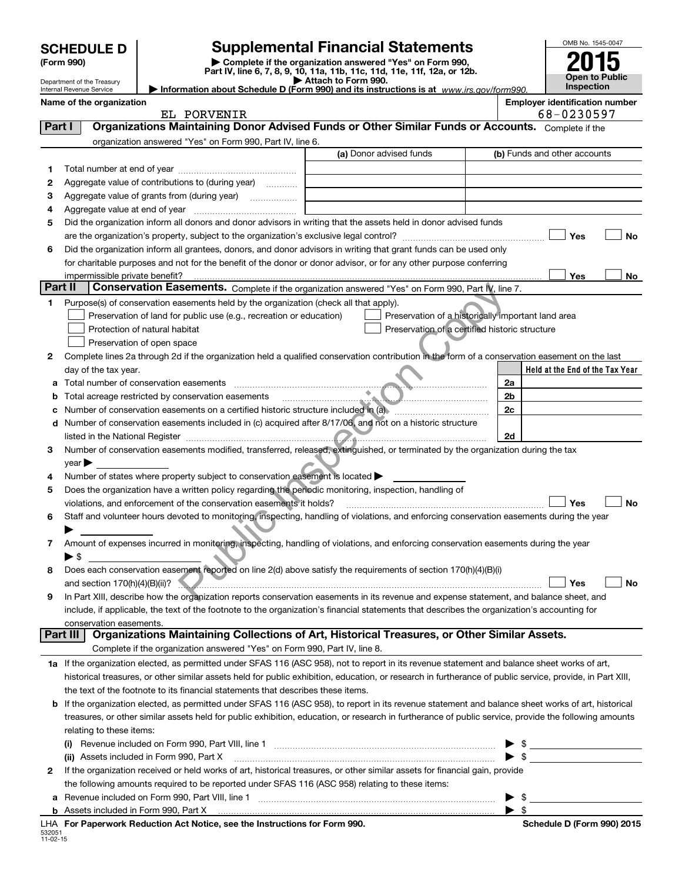# SCHEDULE D (Form 990)

Department of the Treasury
Internal Revenue Service

## Supplemental Financial Statements

▶ Complete if the organization answered "Yes" on Form 990, Part IV, line 6, 7, 8, 9, 10, 11a, 11b, 11c, 11d, 11e, 11f, 12a, or 12b.
▶ Attach to Form 990.
▶ Information about Schedule D (Form 990) and its instructions is at www.irs.gov/form990.

OMB No. 1545-0047
**2015**
**Open to Public Inspection**

**Name of the organization:** EL PORVENIR
**Employer identification number:** 68-0230597

## Part I — Organizations Maintaining Donor Advised Funds or Other Similar Funds or Accounts.

Complete if the organization answered "Yes" on Form 990, Part IV, line 6.

| | | (a) Donor advised funds | (b) Funds and other accounts |
|---|---|---|---|
| 1 | Total number at end of year | | |
| 2 | Aggregate value of contributions to (during year) | | |
| 3 | Aggregate value of grants from (during year) | | |
| 4 | Aggregate value at end of year | | |

5 Did the organization inform all donors and donor advisors in writing that the assets held in donor advised funds are the organization's property, subject to the organization's exclusive legal control? ☐ Yes ☐ No

6 Did the organization inform all grantees, donors, and donor advisors in writing that grant funds can be used only for charitable purposes and not for the benefit of the donor or donor advisor, or for any other purpose conferring impermissible private benefit? ☐ Yes ☐ No

## Part II — Conservation Easements.

Complete if the organization answered "Yes" on Form 990, Part IV, line 7.

1 Purpose(s) of conservation easements held by the organization (check all that apply).

- ☐ Preservation of land for public use (e.g., recreation or education)
- ☐ Protection of natural habitat
- ☐ Preservation of open space
- ☐ Preservation of a historically important land area
- ☐ Preservation of a certified historic structure

2 Complete lines 2a through 2d if the organization held a qualified conservation contribution in the form of a conservation easement on the last day of the tax year.

| | | | Held at the End of the Tax Year |
|---|---|---|---|
| a | Total number of conservation easements | 2a | |
| b | Total acreage restricted by conservation easements | 2b | |
| c | Number of conservation easements on a certified historic structure included in (a) | 2c | |
| d | Number of conservation easements included in (c) acquired after 8/17/06, and not on a historic structure listed in the National Register | 2d | |

3 Number of conservation easements modified, transferred, released, extinguished, or terminated by the organization during the tax year ▶

4 Number of states where property subject to conservation easement is located ▶

5 Does the organization have a written policy regarding the periodic monitoring, inspection, handling of violations, and enforcement of the conservation easements it holds? ☐ Yes ☐ No

6 Staff and volunteer hours devoted to monitoring, inspecting, handling of violations, and enforcing conservation easements during the year ▶

7 Amount of expenses incurred in monitoring, inspecting, handling of violations, and enforcing conservation easements during the year ▶ $

8 Does each conservation easement reported on line 2(d) above satisfy the requirements of section 170(h)(4)(B)(i) and section 170(h)(4)(B)(ii)? ☐ Yes ☐ No

9 In Part XIII, describe how the organization reports conservation easements in its revenue and expense statement, and balance sheet, and include, if applicable, the text of the footnote to the organization's financial statements that describes the organization's accounting for conservation easements.

## Part III — Organizations Maintaining Collections of Art, Historical Treasures, or Other Similar Assets.

Complete if the organization answered "Yes" on Form 990, Part IV, line 8.

1a If the organization elected, as permitted under SFAS 116 (ASC 958), not to report in its revenue statement and balance sheet works of art, historical treasures, or other similar assets held for public exhibition, education, or research in furtherance of public service, provide, in Part XIII, the text of the footnote to its financial statements that describes these items.

b If the organization elected, as permitted under SFAS 116 (ASC 958), to report in its revenue statement and balance sheet works of art, historical treasures, or other similar assets held for public exhibition, education, or research in furtherance of public service, provide the following amounts relating to these items:

(i) Revenue included on Form 990, Part VIII, line 1 ▶ $

(ii) Assets included in Form 990, Part X ▶ $

2 If the organization received or held works of art, historical treasures, or other similar assets for financial gain, provide the following amounts required to be reported under SFAS 116 (ASC 958) relating to these items:

a Revenue included on Form 990, Part VIII, line 1 ▶ $

b Assets included in Form 990, Part X ▶ $

LHA For Paperwork Reduction Act Notice, see the Instructions for Form 990. Schedule D (Form 990) 2015

532051
11-02-15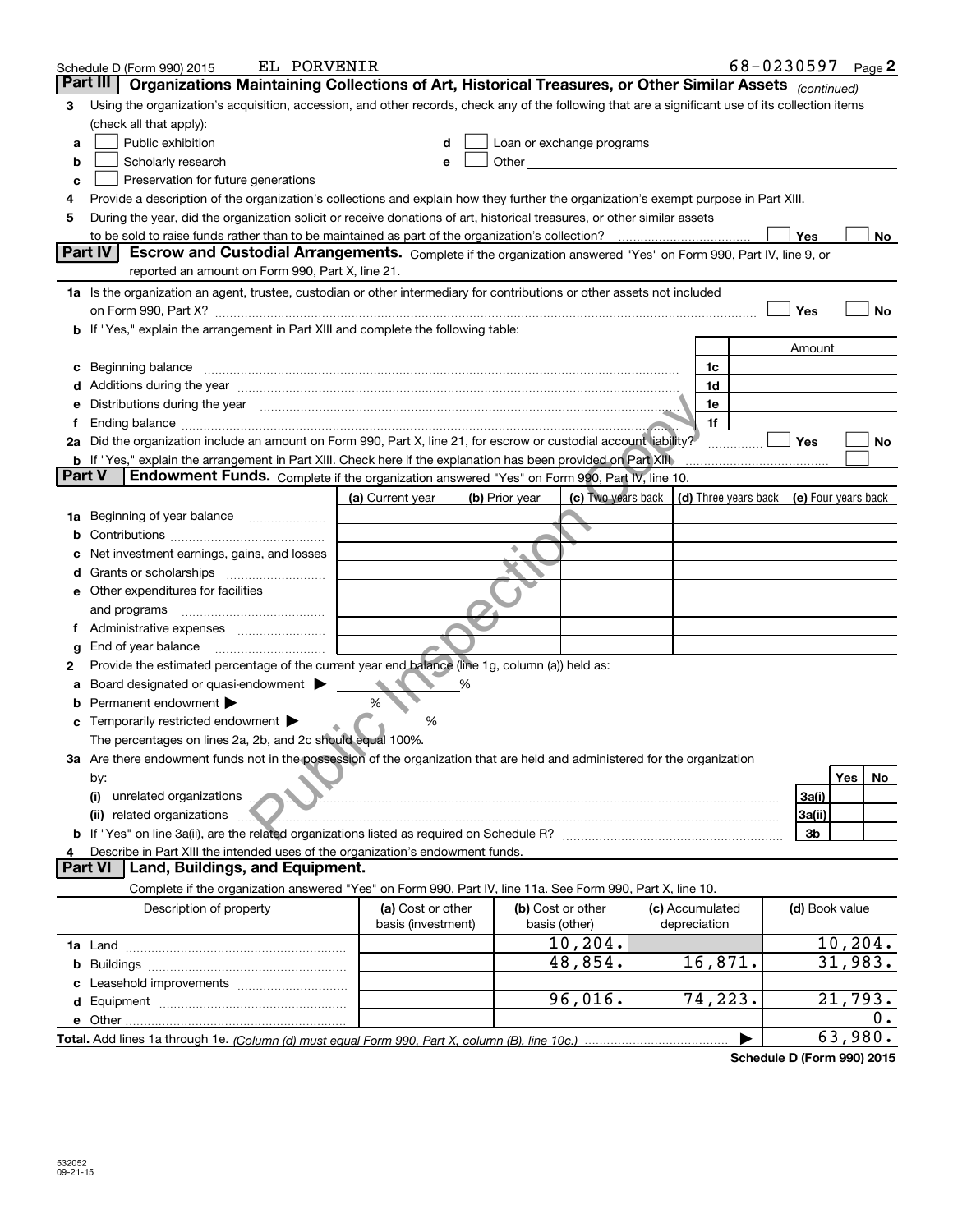Schedule D (Form 990) 2015 EL PORVENIR 68-0230597 Page 2

## Part III Organizations Maintaining Collections of Art, Historical Treasures, or Other Similar Assets *(continued)*

3 Using the organization's acquisition, accession, and other records, check any of the following that are a significant use of its collection items (check all that apply):

a ☐ Public exhibition
b ☐ Scholarly research
c ☐ Preservation for future generations
d ☐ Loan or exchange programs
e ☐ Other

4 Provide a description of the organization's collections and explain how they further the organization's exempt purpose in Part XIII.

5 During the year, did the organization solicit or receive donations of art, historical treasures, or other similar assets to be sold to raise funds rather than to be maintained as part of the organization's collection? ☐ Yes ☐ No

## Part IV Escrow and Custodial Arrangements.

Complete if the organization answered "Yes" on Form 990, Part IV, line 9, or reported an amount on Form 990, Part X, line 21.

1a Is the organization an agent, trustee, custodian or other intermediary for contributions or other assets not included on Form 990, Part X? ☐ Yes ☐ No

b If "Yes," explain the arrangement in Part XIII and complete the following table:

| | | Amount |
|---|---|---|
| c Beginning balance | 1c | |
| d Additions during the year | 1d | |
| e Distributions during the year | 1e | |
| f Ending balance | 1f | |

2a Did the organization include an amount on Form 990, Part X, line 21, for escrow or custodial account liability? ☐ Yes ☐ No

b If "Yes," explain the arrangement in Part XIII. Check here if the explanation has been provided on Part XIII ☐

## Part V Endowment Funds.

Complete if the organization answered "Yes" on Form 990, Part IV, line 10.

| | (a) Current year | (b) Prior year | (c) Two years back | (d) Three years back | (e) Four years back |
|---|---|---|---|---|---|
| 1a Beginning of year balance | | | | | |
| b Contributions | | | | | |
| c Net investment earnings, gains, and losses | | | | | |
| d Grants or scholarships | | | | | |
| e Other expenditures for facilities and programs | | | | | |
| f Administrative expenses | | | | | |
| g End of year balance | | | | | |

2 Provide the estimated percentage of the current year end balance (line 1g, column (a)) held as:

a Board designated or quasi-endowment ▶ %

b Permanent endowment ▶ %

c Temporarily restricted endowment ▶ %

The percentages on lines 2a, 2b, and 2c should equal 100%.

3a Are there endowment funds not in the possession of the organization that are held and administered for the organization by:

| | | Yes | No |
|---|---|---|---|
| (i) unrelated organizations | 3a(i) | | |
| (ii) related organizations | 3a(ii) | | |
| b If "Yes" on line 3a(ii), are the related organizations listed as required on Schedule R? | 3b | | |

4 Describe in Part XIII the intended uses of the organization's endowment funds.

## Part VI Land, Buildings, and Equipment.

Complete if the organization answered "Yes" on Form 990, Part IV, line 11a. See Form 990, Part X, line 10.

| Description of property | (a) Cost or other basis (investment) | (b) Cost or other basis (other) | (c) Accumulated depreciation | (d) Book value |
|---|---|---|---|---|
| 1a Land | | 10,204. | | 10,204. |
| b Buildings | | 48,854. | 16,871. | 31,983. |
| c Leasehold improvements | | | | |
| d Equipment | | 96,016. | 74,223. | 21,793. |
| e Other | | | | 0. |
| **Total.** Add lines 1a through 1e. *(Column (d) must equal Form 990, Part X, column (B), line 10c.)* | | | ▶ | 63,980. |

**Schedule D (Form 990) 2015**

532052 09-21-15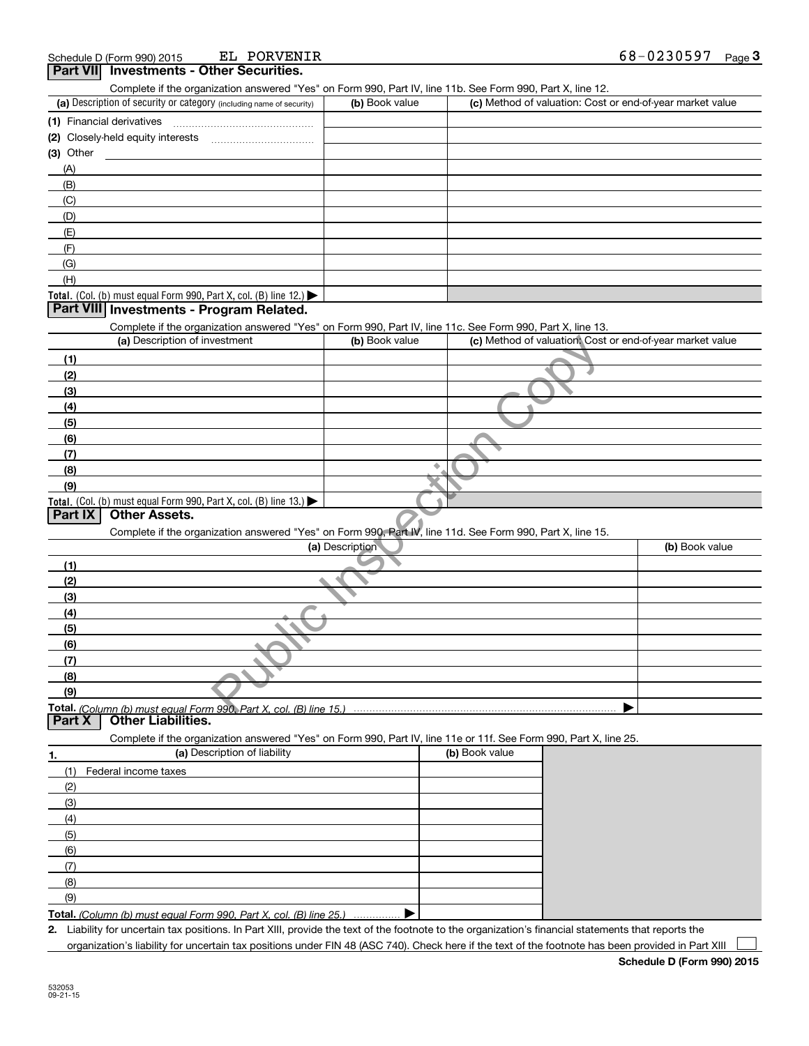Schedule D (Form 990) 2015 EL PORVENIR 68-0230597

## Part VII Investments - Other Securities.

Complete if the organization answered "Yes" on Form 990, Part IV, line 11b. See Form 990, Part X, line 12.

| (a) Description of security or category (including name of security) | (b) Book value | (c) Method of valuation: Cost or end-of-year market value |
|---|---|---|
| (1) Financial derivatives | | |
| (2) Closely-held equity interests | | |
| (3) Other | | |
| (A) | | |
| (B) | | |
| (C) | | |
| (D) | | |
| (E) | | |
| (F) | | |
| (G) | | |
| (H) | | |
| **Total.** (Col. (b) must equal Form 990, Part X, col. (B) line 12.) ▶ | | |

## Part VIII Investments - Program Related.

Complete if the organization answered "Yes" on Form 990, Part IV, line 11c. See Form 990, Part X, line 13.

| (a) Description of investment | (b) Book value | (c) Method of valuation: Cost or end-of-year market value |
|---|---|---|
| (1) | | |
| (2) | | |
| (3) | | |
| (4) | | |
| (5) | | |
| (6) | | |
| (7) | | |
| (8) | | |
| (9) | | |
| **Total.** (Col. (b) must equal Form 990, Part X, col. (B) line 13.) ▶ | | |

## Part IX Other Assets.

Complete if the organization answered "Yes" on Form 990, Part IV, line 11d. See Form 990, Part X, line 15.

| (a) Description | (b) Book value |
|---|---|
| (1) | |
| (2) | |
| (3) | |
| (4) | |
| (5) | |
| (6) | |
| (7) | |
| (8) | |
| (9) | |
| **Total.** *(Column (b) must equal Form 990, Part X, col. (B) line 15.)* ▶ | |

## Part X Other Liabilities.

Complete if the organization answered "Yes" on Form 990, Part IV, line 11e or 11f. See Form 990, Part X, line 25.

| 1. (a) Description of liability | (b) Book value |
|---|---|
| (1) Federal income taxes | |
| (2) | |
| (3) | |
| (4) | |
| (5) | |
| (6) | |
| (7) | |
| (8) | |
| (9) | |
| **Total.** *(Column (b) must equal Form 990, Part X, col. (B) line 25.)* ▶ | |

2. Liability for uncertain tax positions. In Part XIII, provide the text of the footnote to the organization's financial statements that reports the organization's liability for uncertain tax positions under FIN 48 (ASC 740). Check here if the text of the footnote has been provided in Part XIII ☐

**Schedule D (Form 990) 2015**

532053 09-21-15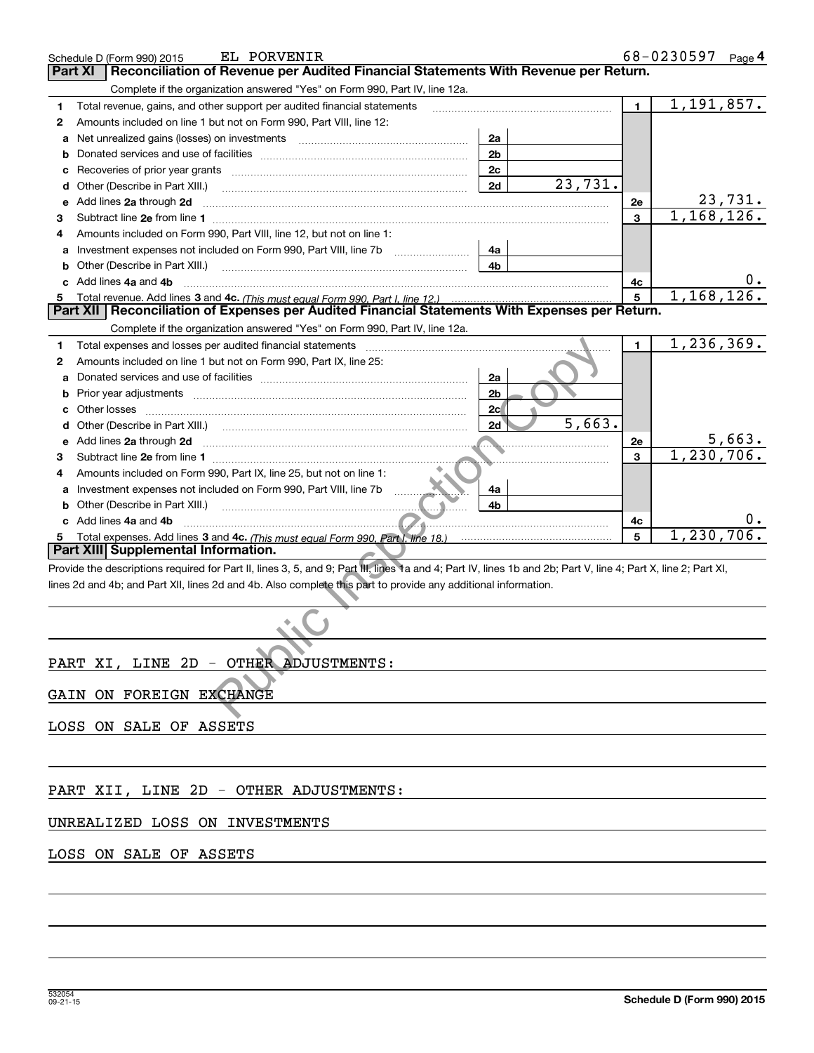Schedule D (Form 990) 2015 EL PORVENIR 68-0230597 Page 4

## Part XI | Reconciliation of Revenue per Audited Financial Statements With Revenue per Return.

Complete if the organization answered "Yes" on Form 990, Part IV, line 12a.

| | | | | | |
|---|---|---|---|---|---|
| 1 | Total revenue, gains, and other support per audited financial statements | | | 1 | 1,191,857. |
| 2 | Amounts included on line 1 but not on Form 990, Part VIII, line 12: | | | | |
| a | Net unrealized gains (losses) on investments | 2a | | | |
| b | Donated services and use of facilities | 2b | | | |
| c | Recoveries of prior year grants | 2c | | | |
| d | Other (Describe in Part XIII.) | 2d | 23,731. | | |
| e | Add lines 2a through 2d | | | 2e | 23,731. |
| 3 | Subtract line 2e from line 1 | | | 3 | 1,168,126. |
| 4 | Amounts included on Form 990, Part VIII, line 12, but not on line 1: | | | | |
| a | Investment expenses not included on Form 990, Part VIII, line 7b | 4a | | | |
| b | Other (Describe in Part XIII.) | 4b | | | |
| c | Add lines 4a and 4b | | | 4c | 0. |
| 5 | Total revenue. Add lines 3 and 4c. *(This must equal Form 990, Part I, line 12.)* | | | 5 | 1,168,126. |

## Part XII | Reconciliation of Expenses per Audited Financial Statements With Expenses per Return.

Complete if the organization answered "Yes" on Form 990, Part IV, line 12a.

| | | | | | |
|---|---|---|---|---|---|
| 1 | Total expenses and losses per audited financial statements | | | 1 | 1,236,369. |
| 2 | Amounts included on line 1 but not on Form 990, Part IX, line 25: | | | | |
| a | Donated services and use of facilities | 2a | | | |
| b | Prior year adjustments | 2b | | | |
| c | Other losses | 2c | | | |
| d | Other (Describe in Part XIII.) | 2d | 5,663. | | |
| e | Add lines 2a through 2d | | | 2e | 5,663. |
| 3 | Subtract line 2e from line 1 | | | 3 | 1,230,706. |
| 4 | Amounts included on Form 990, Part IX, line 25, but not on line 1: | | | | |
| a | Investment expenses not included on Form 990, Part VIII, line 7b | 4a | | | |
| b | Other (Describe in Part XIII.) | 4b | | | |
| c | Add lines 4a and 4b | | | 4c | 0. |
| 5 | Total expenses. Add lines 3 and 4c. *(This must equal Form 990, Part I, line 18.)* | | | 5 | 1,230,706. |

## Part XIII | Supplemental Information.

Provide the descriptions required for Part II, lines 3, 5, and 9; Part III, lines 1a and 4; Part IV, lines 1b and 2b; Part V, line 4; Part X, line 2; Part XI, lines 2d and 4b; and Part XII, lines 2d and 4b. Also complete this part to provide any additional information.

PART XI, LINE 2D - OTHER ADJUSTMENTS:

GAIN ON FOREIGN EXCHANGE

LOSS ON SALE OF ASSETS

PART XII, LINE 2D - OTHER ADJUSTMENTS:

UNREALIZED LOSS ON INVESTMENTS

LOSS ON SALE OF ASSETS

532054 09-21-15 Schedule D (Form 990) 2015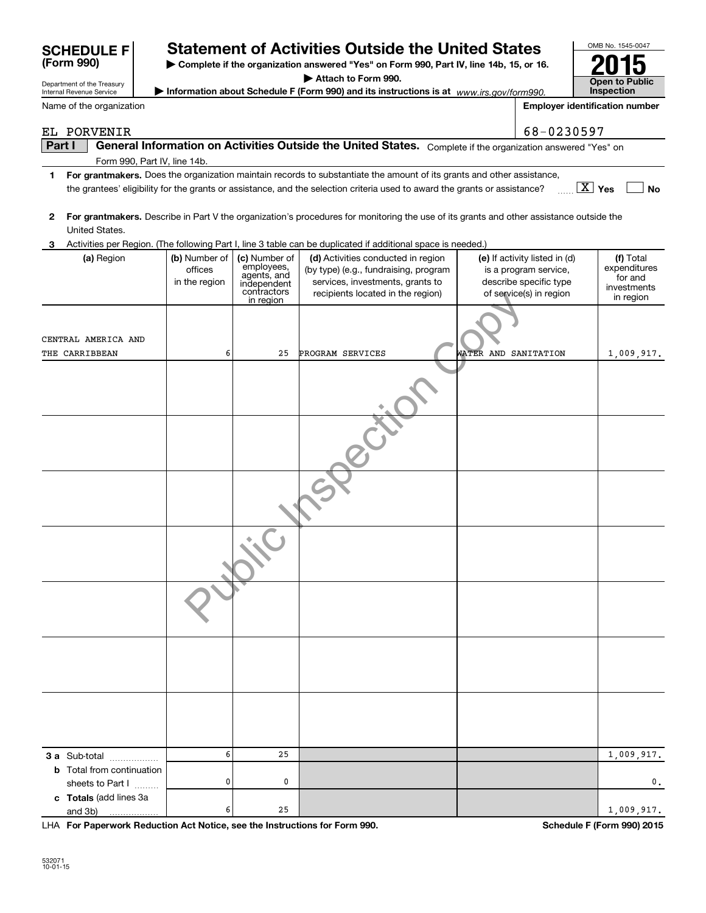**SCHEDULE F (Form 990)**

Department of the Treasury
Internal Revenue Service

# Statement of Activities Outside the United States

▶ Complete if the organization answered "Yes" on Form 990, Part IV, line 14b, 15, or 16.

▶ Attach to Form 990.

▶ Information about Schedule F (Form 990) and its instructions is at *www.irs.gov/form990.*

OMB No. 1545-0047

**2015**

**Open to Public Inspection**

Name of the organization: EL PORVENIR

Employer identification number: 68-0230597

**Part I — General Information on Activities Outside the United States.** Complete if the organization answered "Yes" on Form 990, Part IV, line 14b.

**1** **For grantmakers.** Does the organization maintain records to substantiate the amount of its grants and other assistance, the grantees' eligibility for the grants or assistance, and the selection criteria used to award the grants or assistance? ...... [X] Yes [ ] No

**2** **For grantmakers.** Describe in Part V the organization's procedures for monitoring the use of its grants and other assistance outside the United States.

**3** Activities per Region. (The following Part I, line 3 table can be duplicated if additional space is needed.)

| (a) Region | (b) Number of offices in the region | (c) Number of employees, agents, and independent contractors in region | (d) Activities conducted in region (by type) (e.g., fundraising, program services, investments, grants to recipients located in the region) | (e) If activity listed in (d) is a program service, describe specific type of service(s) in region | (f) Total expenditures for and investments in region |
|---|---|---|---|---|---|
| CENTRAL AMERICA AND THE CARRIBBEAN | 6 | 25 | PROGRAM SERVICES | WATER AND SANITATION | 1,009,917. |
| | | | | | |
| | | | | | |
| | | | | | |
| | | | | | |
| | | | | | |
| | | | | | |
| | | | | | |
| **3 a** Sub-total | 6 | 25 | | | 1,009,917. |
| **b** Total from continuation sheets to Part I | 0 | 0 | | | 0. |
| **c Totals** (add lines 3a and 3b) | 6 | 25 | | | 1,009,917. |

LHA **For Paperwork Reduction Act Notice, see the Instructions for Form 990.** **Schedule F (Form 990) 2015**

532071
10-01-15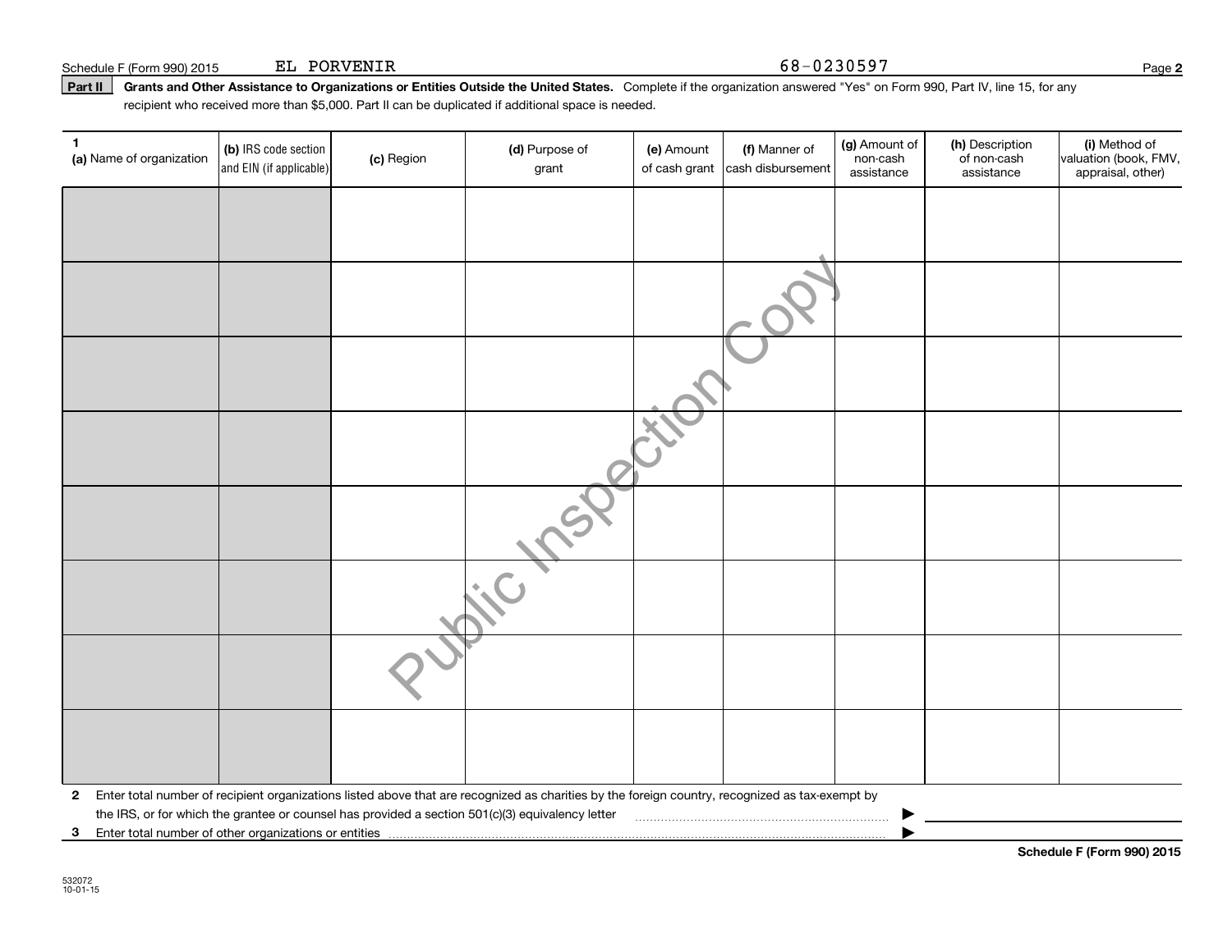Schedule F (Form 990) 2015 EL PORVENIR 68-0230597

**Part II** **Grants and Other Assistance to Organizations or Entities Outside the United States.** Complete if the organization answered "Yes" on Form 990, Part IV, line 15, for any recipient who received more than $5,000. Part II can be duplicated if additional space is needed.

| 1 (a) Name of organization | (b) IRS code section and EIN (if applicable) | (c) Region | (d) Purpose of grant | (e) Amount of cash grant | (f) Manner of cash disbursement | (g) Amount of non-cash assistance | (h) Description of non-cash assistance | (i) Method of valuation (book, FMV, appraisal, other) |
|---|---|---|---|---|---|---|---|---|
| | | | | | | | | |
| | | | | | | | | |
| | | | | | | | | |
| | | | | | | | | |
| | | | | | | | | |
| | | | | | | | | |
| | | | | | | | | |
| | | | | | | | | |

**2** Enter total number of recipient organizations listed above that are recognized as charities by the foreign country, recognized as tax-exempt by the IRS, or for which the grantee or counsel has provided a section 501(c)(3) equivalency letter ▶

**3** Enter total number of other organizations or entities ▶

**Schedule F (Form 990) 2015**

532072 10-01-15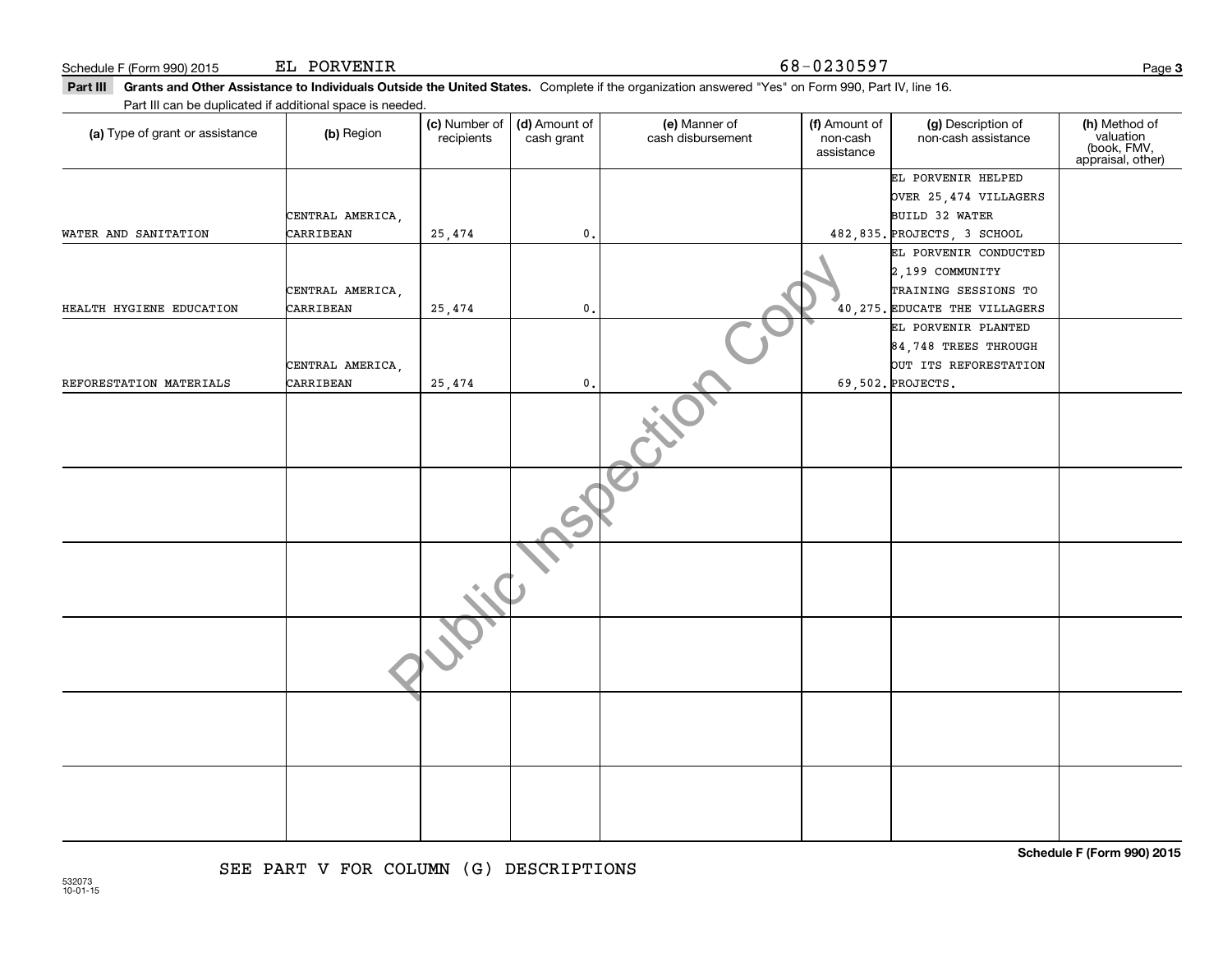Schedule F (Form 990) 2015 EL PORVENIR 68-0230597

**Part III** **Grants and Other Assistance to Individuals Outside the United States.** Complete if the organization answered "Yes" on Form 990, Part IV, line 16.

Part III can be duplicated if additional space is needed.

| (a) Type of grant or assistance | (b) Region | (c) Number of recipients | (d) Amount of cash grant | (e) Manner of cash disbursement | (f) Amount of non-cash assistance | (g) Description of non-cash assistance | (h) Method of valuation (book, FMV, appraisal, other) |
|---|---|---|---|---|---|---|---|
| WATER AND SANITATION | CENTRAL AMERICA, CARRIBEAN | 25,474 | 0. | | 482,835. | EL PORVENIR HELPED OVER 25,474 VILLAGERS BUILD 32 WATER PROJECTS, 3 SCHOOL | |
| HEALTH HYGIENE EDUCATION | CENTRAL AMERICA, CARRIBEAN | 25,474 | 0. | | 40,275. | EL PORVENIR CONDUCTED 2,199 COMMUNITY TRAINING SESSIONS TO EDUCATE THE VILLAGERS | |
| REFORESTATION MATERIALS | CENTRAL AMERICA, CARRIBEAN | 25,474 | 0. | | 69,502. | EL PORVENIR PLANTED 84,748 TREES THROUGH OUT ITS REFORESTATION PROJECTS. | |
| | | | | | | | |
| | | | | | | | |
| | | | | | | | |
| | | | | | | | |
| | | | | | | | |
| | | | | | | | |

SEE PART V FOR COLUMN (G) DESCRIPTIONS

532073
10-01-15

Schedule F (Form 990) 2015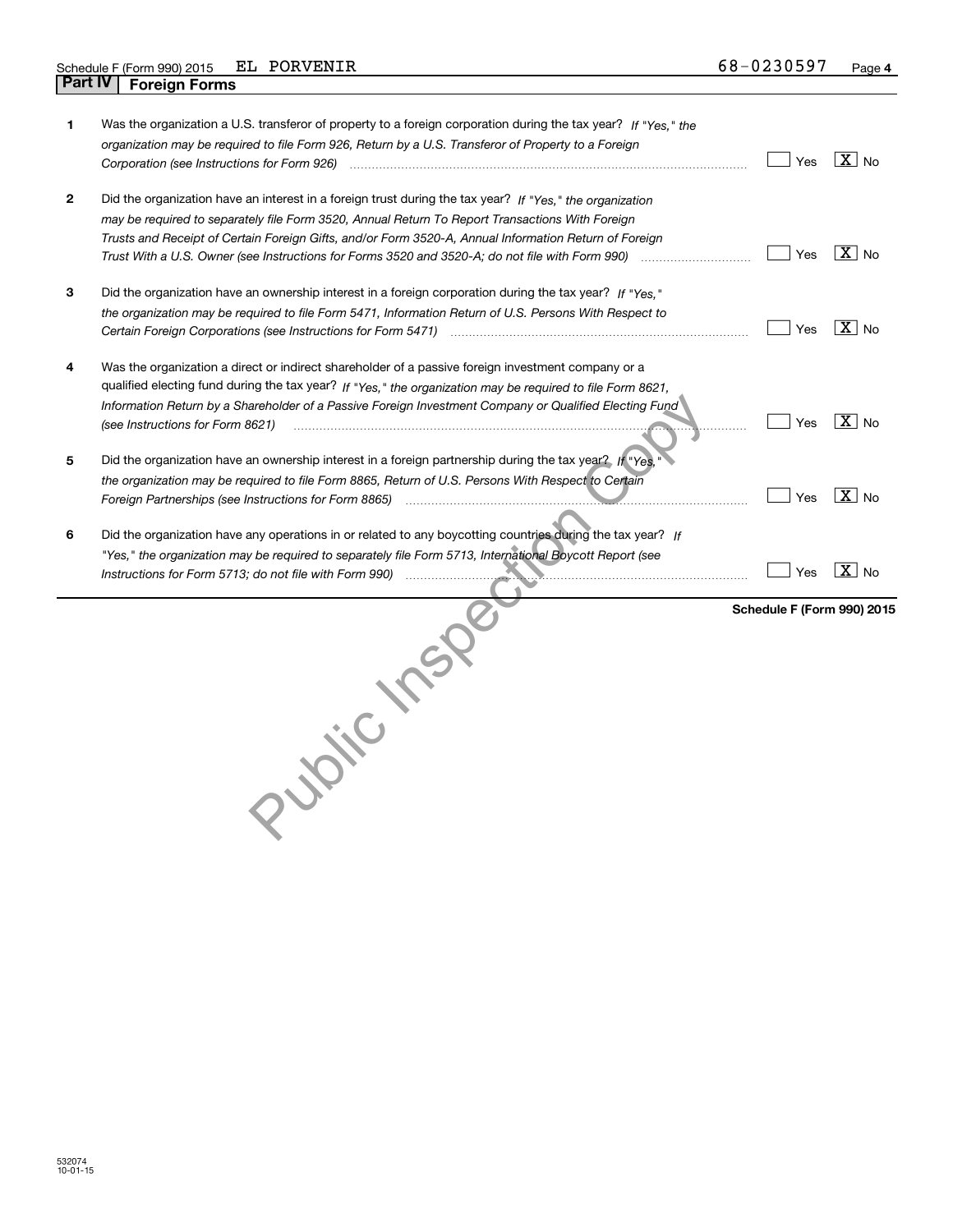Schedule F (Form 990) 2015 EL PORVENIR 68-0230597

## Part IV Foreign Forms

| | | Yes | No |
|---|---|---|---|
| **1** | Was the organization a U.S. transferor of property to a foreign corporation during the tax year? *If "Yes," the organization may be required to file Form 926, Return by a U.S. Transferor of Property to a Foreign Corporation (see Instructions for Form 926)* | | X |
| **2** | Did the organization have an interest in a foreign trust during the tax year? *If "Yes," the organization may be required to separately file Form 3520, Annual Return To Report Transactions With Foreign Trusts and Receipt of Certain Foreign Gifts, and/or Form 3520-A, Annual Information Return of Foreign Trust With a U.S. Owner (see Instructions for Forms 3520 and 3520-A; do not file with Form 990)* | | X |
| **3** | Did the organization have an ownership interest in a foreign corporation during the tax year? *If "Yes," the organization may be required to file Form 5471, Information Return of U.S. Persons With Respect to Certain Foreign Corporations (see Instructions for Form 5471)* | | X |
| **4** | Was the organization a direct or indirect shareholder of a passive foreign investment company or a qualified electing fund during the tax year? *If "Yes," the organization may be required to file Form 8621, Information Return by a Shareholder of a Passive Foreign Investment Company or Qualified Electing Fund (see Instructions for Form 8621)* | | X |
| **5** | Did the organization have an ownership interest in a foreign partnership during the tax year? *If "Yes," the organization may be required to file Form 8865, Return of U.S. Persons With Respect to Certain Foreign Partnerships (see Instructions for Form 8865)* | | X |
| **6** | Did the organization have any operations in or related to any boycotting countries during the tax year? *If "Yes," the organization may be required to separately file Form 5713, International Boycott Report (see Instructions for Form 5713; do not file with Form 990)* | | X |

**Schedule F (Form 990) 2015**

Public Inspection Copy

532074 10-01-15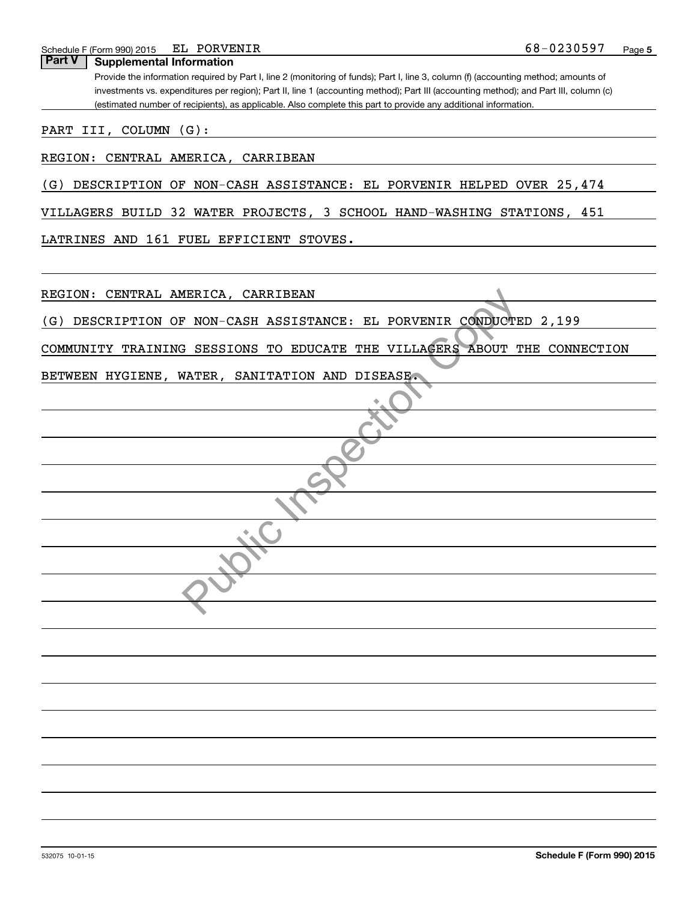## Part V Supplemental Information

Provide the information required by Part I, line 2 (monitoring of funds); Part I, line 3, column (f) (accounting method; amounts of investments vs. expenditures per region); Part II, line 1 (accounting method); Part III (accounting method); and Part III, column (c) (estimated number of recipients), as applicable. Also complete this part to provide any additional information.

PART III, COLUMN (G):

REGION: CENTRAL AMERICA, CARRIBEAN

(G) DESCRIPTION OF NON-CASH ASSISTANCE: EL PORVENIR HELPED OVER 25,474 VILLAGERS BUILD 32 WATER PROJECTS, 3 SCHOOL HAND-WASHING STATIONS, 451 LATRINES AND 161 FUEL EFFICIENT STOVES.

REGION: CENTRAL AMERICA, CARRIBEAN

(G) DESCRIPTION OF NON-CASH ASSISTANCE: EL PORVENIR CONDUCTED 2,199 COMMUNITY TRAINING SESSIONS TO EDUCATE THE VILLAGERS ABOUT THE CONNECTION BETWEEN HYGIENE, WATER, SANITATION AND DISEASE.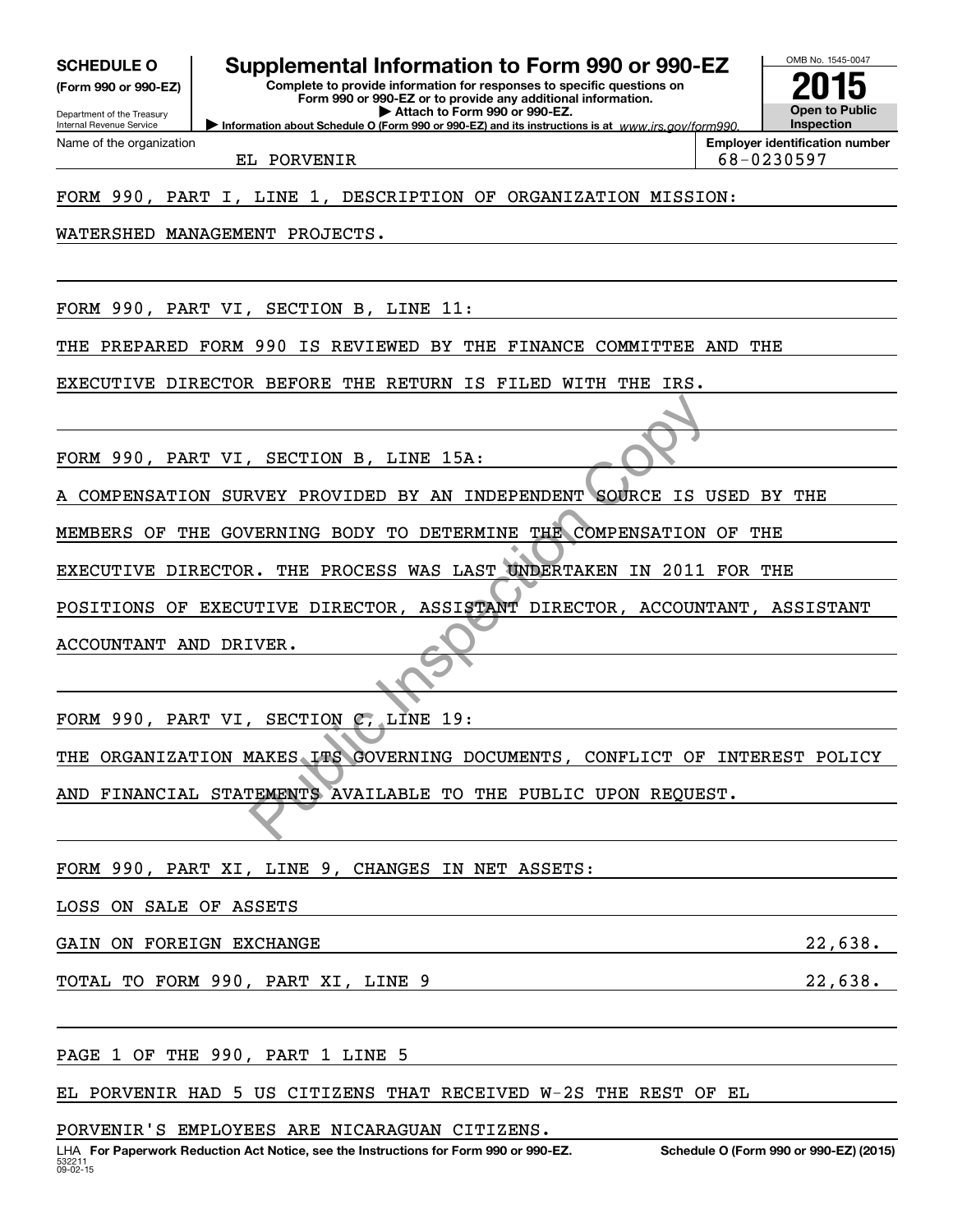**SCHEDULE O (Form 990 or 990-EZ)**

Department of the Treasury
Internal Revenue Service

# Supplemental Information to Form 990 or 990-EZ

**Complete to provide information for responses to specific questions on Form 990 or 990-EZ or to provide any additional information.**
**▶ Attach to Form 990 or 990-EZ.**
**▶ Information about Schedule O (Form 990 or 990-EZ) and its instructions is at** *www.irs.gov/form990.*

OMB No. 1545-0047
**2015**
**Open to Public Inspection**

Name of the organization: EL PORVENIR
**Employer identification number:** 68-0230597

FORM 990, PART I, LINE 1, DESCRIPTION OF ORGANIZATION MISSION:

WATERSHED MANAGEMENT PROJECTS.

FORM 990, PART VI, SECTION B, LINE 11:

THE PREPARED FORM 990 IS REVIEWED BY THE FINANCE COMMITTEE AND THE EXECUTIVE DIRECTOR BEFORE THE RETURN IS FILED WITH THE IRS.

FORM 990, PART VI, SECTION B, LINE 15A:

A COMPENSATION SURVEY PROVIDED BY AN INDEPENDENT SOURCE IS USED BY THE MEMBERS OF THE GOVERNING BODY TO DETERMINE THE COMPENSATION OF THE EXECUTIVE DIRECTOR. THE PROCESS WAS LAST UNDERTAKEN IN 2011 FOR THE POSITIONS OF EXECUTIVE DIRECTOR, ASSISTANT DIRECTOR, ACCOUNTANT, ASSISTANT ACCOUNTANT AND DRIVER.

FORM 990, PART VI, SECTION C, LINE 19:

THE ORGANIZATION MAKES ITS GOVERNING DOCUMENTS, CONFLICT OF INTEREST POLICY AND FINANCIAL STATEMENTS AVAILABLE TO THE PUBLIC UPON REQUEST.

FORM 990, PART XI, LINE 9, CHANGES IN NET ASSETS:

| | |
|---|---|
| LOSS ON SALE OF ASSETS | |
| GAIN ON FOREIGN EXCHANGE | 22,638. |
| TOTAL TO FORM 990, PART XI, LINE 9 | 22,638. |

PAGE 1 OF THE 990, PART 1 LINE 5

EL PORVENIR HAD 5 US CITIZENS THAT RECEIVED W-2S THE REST OF EL PORVENIR'S EMPLOYEES ARE NICARAGUAN CITIZENS.

LHA **For Paperwork Reduction Act Notice, see the Instructions for Form 990 or 990-EZ.** **Schedule O (Form 990 or 990-EZ) (2015)**
532211
09-02-15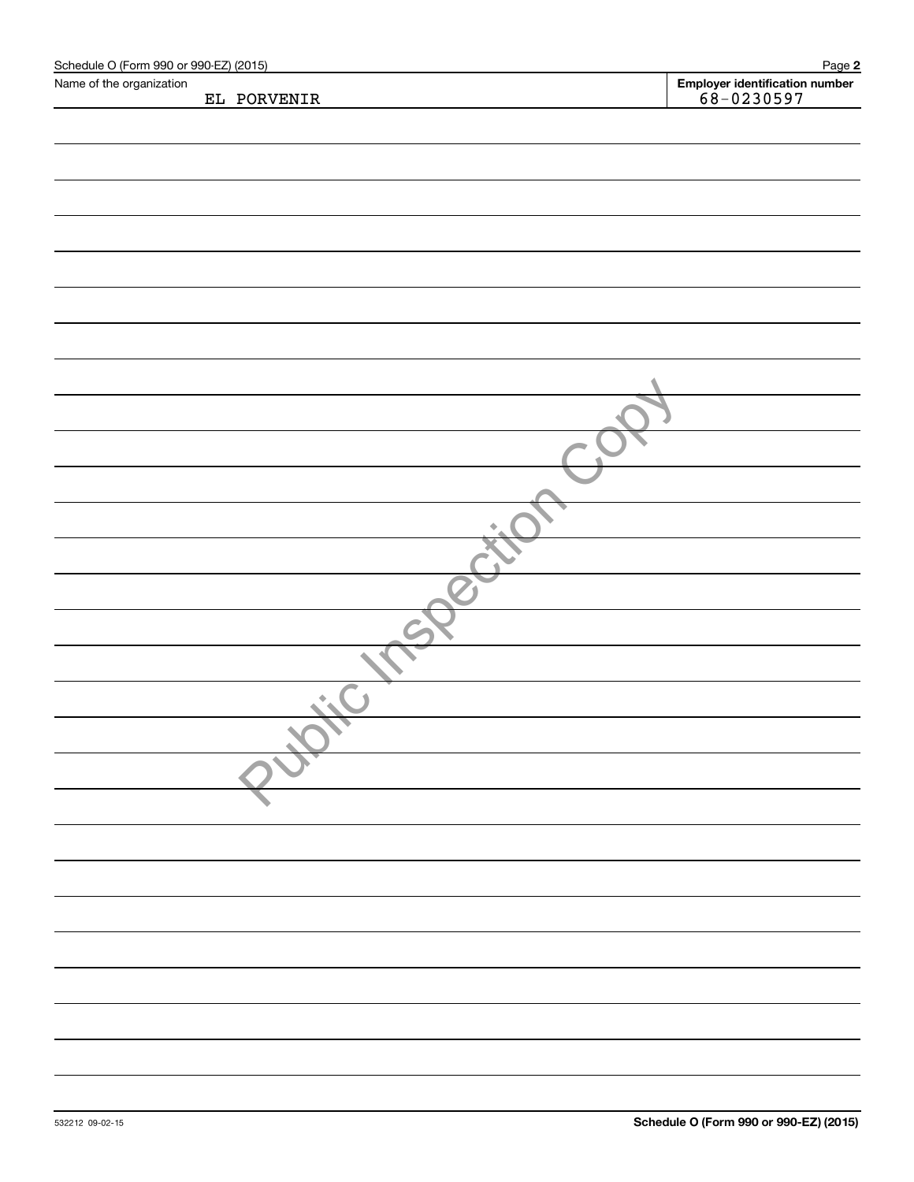Name of the organization

EL PORVENIR

**Employer identification number**

68-0230597

Public Inspection Copy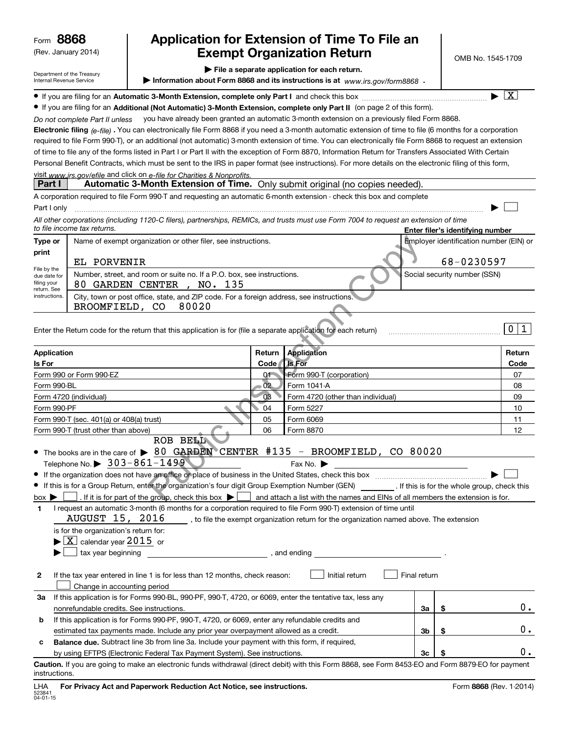Form **8868**
(Rev. January 2014)

Department of the Treasury
Internal Revenue Service

# Application for Extension of Time To File an Exempt Organization Return

▶ **File a separate application for each return.**

▶ **Information about Form 8868 and its instructions is at** *www.irs.gov/form8868* .

OMB No. 1545-1709

- If you are filing for an **Automatic 3-Month Extension, complete only Part I** and check this box ▶ [X]
- If you are filing for an **Additional (Not Automatic) 3-Month Extension, complete only Part II** (on page 2 of this form).

*Do not complete Part II unless* you have already been granted an automatic 3-month extension on a previously filed Form 8868.

**Electronic filing** *(e-file)* **.** You can electronically file Form 8868 if you need a 3-month automatic extension of time to file (6 months for a corporation required to file Form 990-T), or an additional (not automatic) 3-month extension of time. You can electronically file Form 8868 to request an extension of time to file any of the forms listed in Part I or Part II with the exception of Form 8870, Information Return for Transfers Associated With Certain Personal Benefit Contracts, which must be sent to the IRS in paper format (see instructions). For more details on the electronic filing of this form, visit *www.irs.gov/efile* and click on *e-file for Charities & Nonprofits*.

## Part I Automatic 3-Month Extension of Time. Only submit original (no copies needed).

A corporation required to file Form 990-T and requesting an automatic 6-month extension - check this box and complete Part I only ▶ [ ]

*All other corporations (including 1120-C filers), partnerships, REMICs, and trusts must use Form 7004 to request an extension of time to file income tax returns.*

**Enter filer's identifying number**

| Type or print | Name of exempt organization or other filer, see instructions. | Employer identification number (EIN) or |
|---|---|---|
| File by the due date for filing your return. See instructions. | EL PORVENIR | 68-0230597 |
| | Number, street, and room or suite no. If a P.O. box, see instructions. 80 GARDEN CENTER , NO. 135 | Social security number (SSN) |
| | City, town or post office, state, and ZIP code. For a foreign address, see instructions. BROOMFIELD, CO 80020 | |

Enter the Return code for the return that this application is for (file a separate application for each return) 0 1

| Application Is For | Return Code | Application Is For | Return Code |
|---|---|---|---|
| Form 990 or Form 990-EZ | 01 | Form 990-T (corporation) | 07 |
| Form 990-BL | 02 | Form 1041-A | 08 |
| Form 4720 (individual) | 03 | Form 4720 (other than individual) | 09 |
| Form 990-PF | 04 | Form 5227 | 10 |
| Form 990-T (sec. 401(a) or 408(a) trust) | 05 | Form 6069 | 11 |
| Form 990-T (trust other than above) | 06 | Form 8870 | 12 |

- The books are in the care of ▶ ROB BELL
80 GARDEN CENTER #135 - BROOMFIELD, CO 80020
Telephone No. ▶ 303-861-1499 Fax No. ▶
- If the organization does not have an office or place of business in the United States, check this box ▶ [ ]
- If this is for a Group Return, enter the organization's four digit Group Exemption Number (GEN) ______ . If this is for the whole group, check this box ▶ [ ] . If it is for part of the group, check this box ▶ [ ] and attach a list with the names and EINs of all members the extension is for.

**1** I request an automatic 3-month (6 months for a corporation required to file Form 990-T) extension of time until AUGUST 15, 2016 , to file the exempt organization return for the organization named above. The extension is for the organization's return for:
▶ [X] calendar year 2015 or
▶ [ ] tax year beginning ______ , and ending ______ .

**2** If the tax year entered in line 1 is for less than 12 months, check reason: [ ] Initial return [ ] Final return [ ] Change in accounting period

| | | | |
|---|---|---|---|
| **3a** | If this application is for Forms 990-BL, 990-PF, 990-T, 4720, or 6069, enter the tentative tax, less any nonrefundable credits. See instructions. | 3a | $ 0. |
| **b** | If this application is for Forms 990-PF, 990-T, 4720, or 6069, enter any refundable credits and estimated tax payments made. Include any prior year overpayment allowed as a credit. | 3b | $ 0. |
| **c** | **Balance due.** Subtract line 3b from line 3a. Include your payment with this form, if required, by using EFTPS (Electronic Federal Tax Payment System). See instructions. | 3c | $ 0. |

**Caution.** If you are going to make an electronic funds withdrawal (direct debit) with this Form 8868, see Form 8453-EO and Form 8879-EO for payment instructions.

LHA **For Privacy Act and Paperwork Reduction Act Notice, see instructions.** Form **8868** (Rev. 1-2014)

523841
04-01-15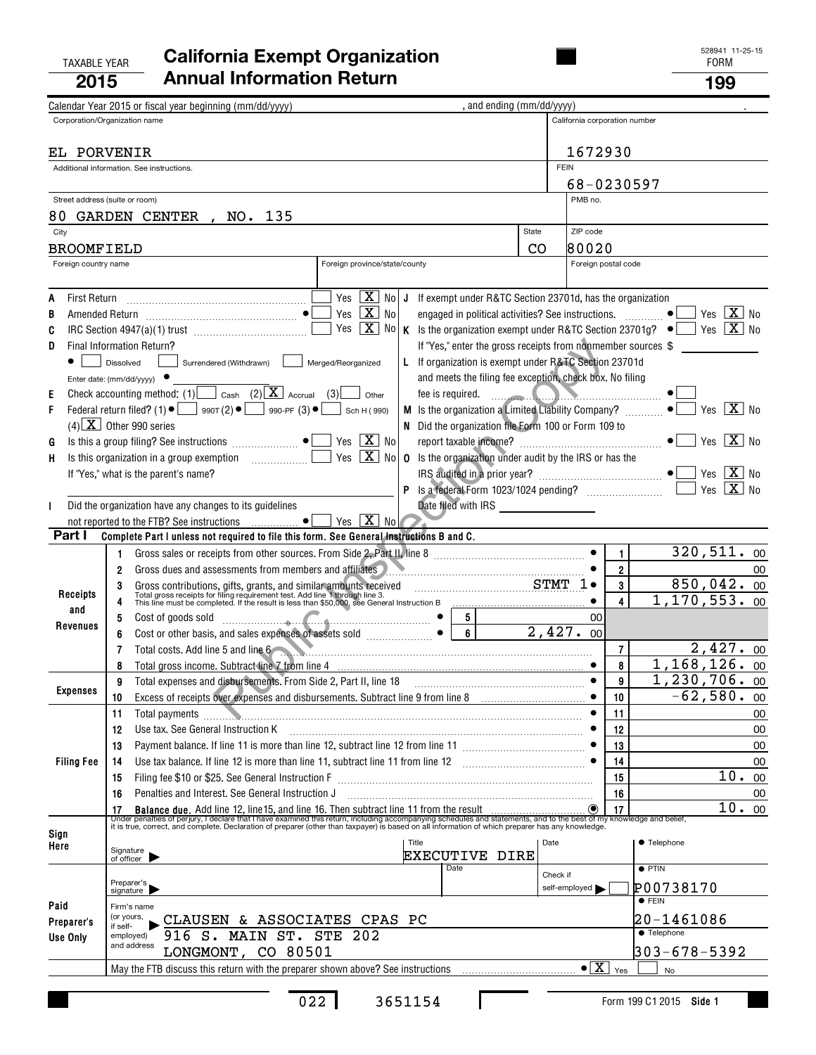TAXABLE YEAR **2015**

# California Exempt Organization Annual Information Return

528941 11-25-15

FORM **199**

Calendar Year 2015 or fiscal year beginning (mm/dd/yyyy) , and ending (mm/dd/yyyy) .

| Corporation/Organization name | California corporation number |
|---|---|
| EL PORVENIR | 1672930 |
| Additional information. See instructions. | FEIN 68-0230597 |
| Street address (suite or room) 80 GARDEN CENTER , NO. 135 | PMB no. |
| City BROOMFIELD | State CO · ZIP code 80020 |
| Foreign country name · Foreign province/state/county | Foreign postal code |

A First Return ... Yes [ ] No [X]

B Amended Return ... Yes [ ] No [X]

C IRC Section 4947(a)(1) trust ... Yes [ ] No [X]

D Final Information Return? [ ] Dissolved [ ] Surrendered (Withdrawn) [ ] Merged/Reorganized

Enter date: (mm/dd/yyyy)

E Check accounting method: (1) [ ] Cash (2) [X] Accrual (3) [ ] Other

F Federal return filed? (1) [ ] 990T (2) [ ] 990-PF (3) [ ] Sch H (990) (4) [X] Other 990 series

G Is this a group filing? See instructions ... Yes [ ] No [X]

H Is this organization in a group exemption ... Yes [ ] No [X]

If "Yes," what is the parent's name?

I Did the organization have any changes to its guidelines not reported to the FTB? See instructions ... Yes [ ] No [X]

J If exempt under R&TC Section 23701d, has the organization engaged in political activities? See instructions. ... Yes [ ] No [X]

K Is the organization exempt under R&TC Section 23701g? ... Yes [ ] No [X]

If "Yes," enter the gross receipts from nonmember sources $

L If organization is exempt under R&TC Section 23701d and meets the filing fee exception, check box. No filing fee is required. ... [ ]

M Is the organization a Limited Liability Company? ... Yes [ ] No [X]

N Did the organization file Form 100 or Form 109 to report taxable income? ... Yes [ ] No [X]

O Is the organization under audit by the IRS or has the IRS audited in a prior year? ... Yes [ ] No [X]

P Is a federal Form 1023/1024 pending? ... Yes [ ] No [X]

Date filed with IRS

**Part I** Complete Part I unless not required to file this form. See General Instructions B and C.

| Section | Line | Description | | Amount |
|---|---|---|---|---|
| Receipts and Revenues | 1 | Gross sales or receipts from other sources. From Side 2, Part II, line 8 | 1 | 320,511. 00 |
| | 2 | Gross dues and assessments from members and affiliates | 2 | 00 |
| | 3 | Gross contributions, gifts, grants, and similar amounts received STMT 1 | 3 | 850,042. 00 |
| | 4 | Total gross receipts for filing requirement test. Add line 1 through line 3. This line must be completed. If the result is less than $50,000, see General Instruction B | 4 | 1,170,553. 00 |
| | 5 | Cost of goods sold | 5 | 00 |
| | 6 | Cost or other basis, and sales expenses of assets sold | 6 | 2,427. 00 |
| | 7 | Total costs. Add line 5 and line 6 | 7 | 2,427. 00 |
| | 8 | Total gross income. Subtract line 7 from line 4 | 8 | 1,168,126. 00 |
| Expenses | 9 | Total expenses and disbursements. From Side 2, Part II, line 18 | 9 | 1,230,706. 00 |
| | 10 | Excess of receipts over expenses and disbursements. Subtract line 9 from line 8 | 10 | -62,580. 00 |
| Filing Fee | 11 | Total payments | 11 | 00 |
| | 12 | Use tax. See General Instruction K | 12 | 00 |
| | 13 | Payment balance. If line 11 is more than line 12, subtract line 12 from line 11 | 13 | 00 |
| | 14 | Use tax balance. If line 12 is more than line 11, subtract line 11 from line 12 | 14 | 00 |
| | 15 | Filing fee $10 or $25. See General Instruction F | 15 | 10. 00 |
| | 16 | Penalties and Interest. See General Instruction J | 16 | 00 |
| | 17 | Balance due. Add line 12, line15, and line 16. Then subtract line 11 from the result | 17 | 10. 00 |

Under penalties of perjury, I declare that I have examined this return, including accompanying schedules and statements, and to the best of my knowledge and belief, it is true, correct, and complete. Declaration of preparer (other than taxpayer) is based on all information of which preparer has any knowledge.

**Sign Here** Signature of officer · Title: EXECUTIVE DIRE · Date · Telephone

**Paid Preparer's Use Only**

Preparer's signature · Date · Check if self-employed [ ] · PTIN: P00738170

Firm's name (or yours, if self-employed) and address: CLAUSEN & ASSOCIATES CPAS PC, 916 S. MAIN ST. STE 202, LONGMONT, CO 80501 · FEIN: 20-1461086 · Telephone: 303-678-5392

May the FTB discuss this return with the preparer shown above? See instructions ... [X] Yes [ ] No

022 3651154 Form 199 C1 2015 Side 1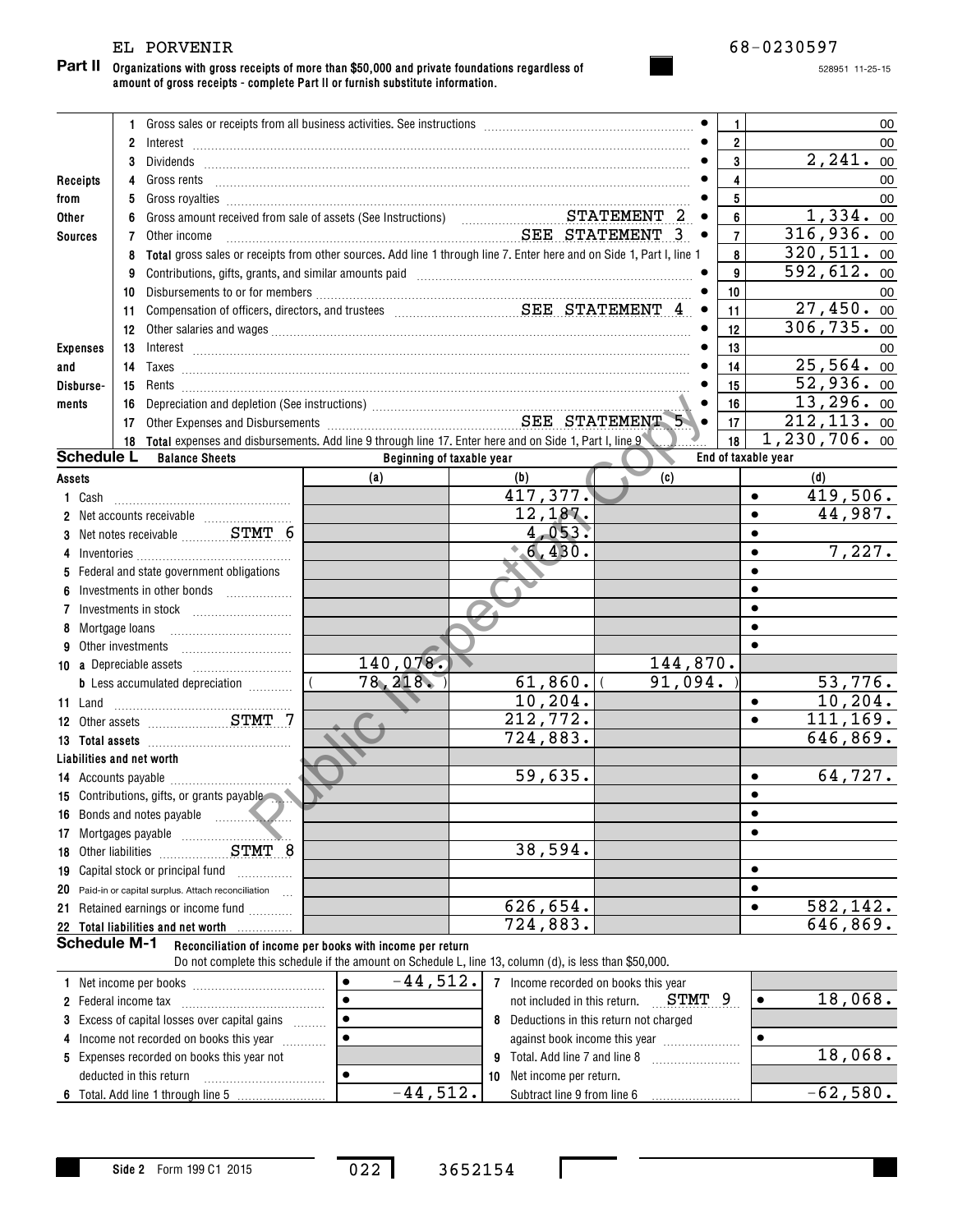EL PORVENIR 68-0230597

528951 11-25-15

**Part II Organizations with gross receipts of more than $50,000 and private foundations regardless of amount of gross receipts - complete Part II or furnish substitute information.**

| | | | Line | Amount |
|---|---|---|---|---|
| Receipts from Other Sources | 1 | Gross sales or receipts from all business activities. See instructions | 1 | 00 |
| | 2 | Interest | 2 | 00 |
| | 3 | Dividends | 3 | 2,241. 00 |
| | 4 | Gross rents | 4 | 00 |
| | 5 | Gross royalties | 5 | 00 |
| | 6 | Gross amount received from sale of assets (See Instructions) STATEMENT 2 | 6 | 1,334. 00 |
| | 7 | Other income SEE STATEMENT 3 | 7 | 316,936. 00 |
| | 8 | **Total** gross sales or receipts from other sources. Add line 1 through line 7. Enter here and on Side 1, Part I, line 1 | 8 | 320,511. 00 |
| Expenses and Disbursements | 9 | Contributions, gifts, grants, and similar amounts paid | 9 | 592,612. 00 |
| | 10 | Disbursements to or for members | 10 | 00 |
| | 11 | Compensation of officers, directors, and trustees SEE STATEMENT 4 | 11 | 27,450. 00 |
| | 12 | Other salaries and wages | 12 | 306,735. 00 |
| | 13 | Interest | 13 | 00 |
| | 14 | Taxes | 14 | 25,564. 00 |
| | 15 | Rents | 15 | 52,936. 00 |
| | 16 | Depreciation and depletion (See instructions) | 16 | 13,296. 00 |
| | 17 | Other Expenses and Disbursements SEE STATEMENT 5 | 17 | 212,113. 00 |
| | 18 | **Total** expenses and disbursements. Add line 9 through line 17. Enter here and on Side 1, Part I, line 9 | 18 | 1,230,706. 00 |

**Schedule L Balance Sheets**

| | Beginning of taxable year (a) | Beginning of taxable year (b) | End of taxable year (c) | End of taxable year (d) |
|---|---|---|---|---|
| **Assets** | | | | |
| 1 Cash | | 417,377. | | 419,506. |
| 2 Net accounts receivable | | 12,187. | | 44,987. |
| 3 Net notes receivable STMT 6 | | 4,053. | | |
| 4 Inventories | | 6,430. | | 7,227. |
| 5 Federal and state government obligations | | | | |
| 6 Investments in other bonds | | | | |
| 7 Investments in stock | | | | |
| 8 Mortgage loans | | | | |
| 9 Other investments | | | | |
| 10 a Depreciable assets | 140,078. | | 144,870. | |
| b Less accumulated depreciation | ( 78,218. ) | 61,860. | ( 91,094. ) | 53,776. |
| 11 Land | | 10,204. | | 10,204. |
| 12 Other assets STMT 7 | | 212,772. | | 111,169. |
| 13 **Total assets** | | 724,883. | | 646,869. |
| **Liabilities and net worth** | | | | |
| 14 Accounts payable | | 59,635. | | 64,727. |
| 15 Contributions, gifts, or grants payable | | | | |
| 16 Bonds and notes payable | | | | |
| 17 Mortgages payable | | | | |
| 18 Other liabilities STMT 8 | | 38,594. | | |
| 19 Capital stock or principal fund | | | | |
| 20 Paid-in or capital surplus. Attach reconciliation | | | | |
| 21 Retained earnings or income fund | | 626,654. | | 582,142. |
| 22 **Total liabilities and net worth** | | 724,883. | | 646,869. |

**Schedule M-1 Reconciliation of income per books with income per return**

Do not complete this schedule if the amount on Schedule L, line 13, column (d), is less than $50,000.

| | | | |
|---|---|---|---|
| 1 Net income per books | -44,512. | 7 Income recorded on books this year not included in this return. STMT 9 | 18,068. |
| 2 Federal income tax | | 8 Deductions in this return not charged against book income this year | |
| 3 Excess of capital losses over capital gains | | | |
| 4 Income not recorded on books this year | | | |
| 5 Expenses recorded on books this year not deducted in this return | | 9 Total. Add line 7 and line 8 | 18,068. |
| 6 Total. Add line 1 through line 5 | -44,512. | 10 Net income per return. Subtract line 9 from line 6 | -62,580. |

Side 2 Form 199 C1 2015 022 3652154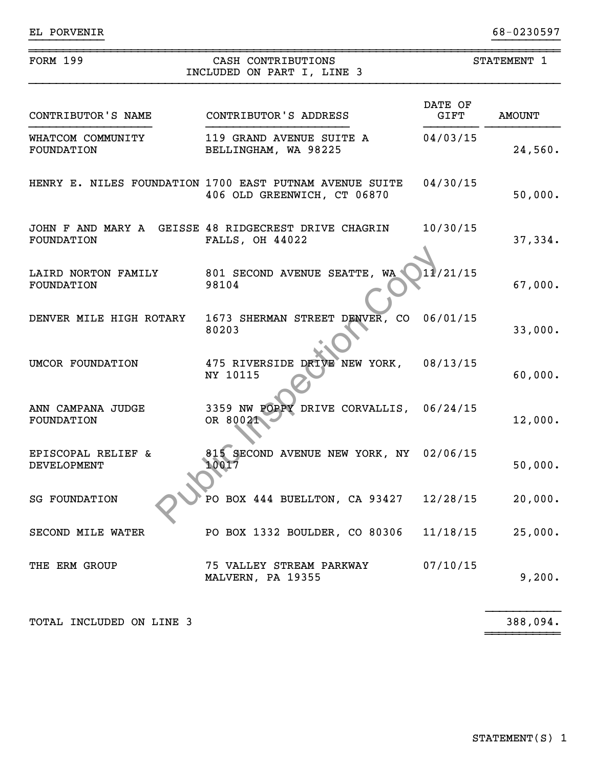EL PORVENIR 68-0230597

FORM 199 | CASH CONTRIBUTIONS INCLUDED ON PART I, LINE 3 | STATEMENT 1

| CONTRIBUTOR'S NAME | CONTRIBUTOR'S ADDRESS | DATE OF GIFT | AMOUNT |
|---|---|---|---|
| WHATCOM COMMUNITY FOUNDATION | 119 GRAND AVENUE SUITE A BELLINGHAM, WA 98225 | 04/03/15 | 24,560. |
| HENRY E. NILES FOUNDATION | 1700 EAST PUTNAM AVENUE SUITE 406 OLD GREENWICH, CT 06870 | 04/30/15 | 50,000. |
| JOHN F AND MARY A GEISSE FOUNDATION | 48 RIDGECREST DRIVE CHAGRIN FALLS, OH 44022 | 10/30/15 | 37,334. |
| LAIRD NORTON FAMILY FOUNDATION | 801 SECOND AVENUE SEATTE, WA 98104 | 11/21/15 | 67,000. |
| DENVER MILE HIGH ROTARY | 1673 SHERMAN STREET DENVER, CO 80203 | 06/01/15 | 33,000. |
| UMCOR FOUNDATION | 475 RIVERSIDE DRIVE NEW YORK, NY 10115 | 08/13/15 | 60,000. |
| ANN CAMPANA JUDGE FOUNDATION | 3359 NW POPPY DRIVE CORVALLIS, OR 80021 | 06/24/15 | 12,000. |
| EPISCOPAL RELIEF & DEVELOPMENT | 815 SECOND AVENUE NEW YORK, NY 10017 | 02/06/15 | 50,000. |
| SG FOUNDATION | PO BOX 444 BUELLTON, CA 93427 | 12/28/15 | 20,000. |
| SECOND MILE WATER | PO BOX 1332 BOULDER, CO 80306 | 11/18/15 | 25,000. |
| THE ERM GROUP | 75 VALLEY STREAM PARKWAY MALVERN, PA 19355 | 07/10/15 | 9,200. |
| TOTAL INCLUDED ON LINE 3 | | | 388,094. |

Public Inspection Copy

STATEMENT(S) 1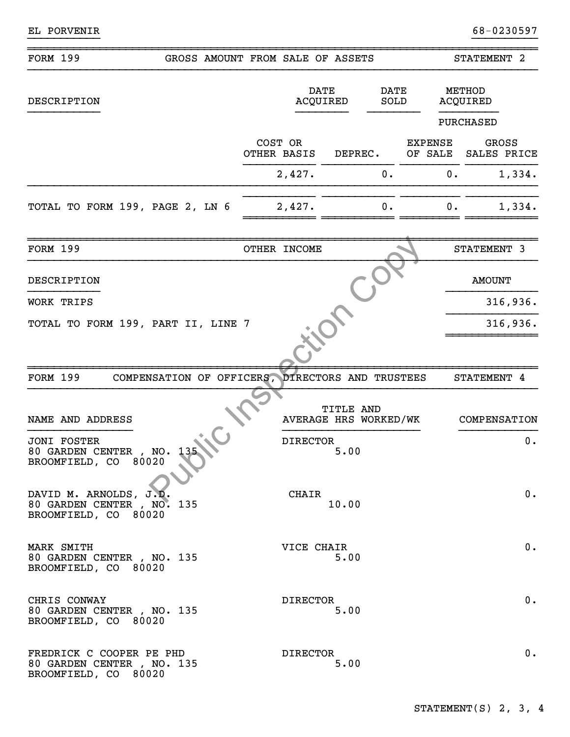EL PORVENIR 68-0230597

## FORM 199 — GROSS AMOUNT FROM SALE OF ASSETS — STATEMENT 2

| DESCRIPTION | DATE ACQUIRED | | DATE SOLD | METHOD ACQUIRED |
|---|---|---|---|---|
| | | | | PURCHASED |

| | COST OR OTHER BASIS | DEPREC. | EXPENSE OF SALE | GROSS SALES PRICE |
|---|---|---|---|---|
| | 2,427. | 0. | 0. | 1,334. |
| TOTAL TO FORM 199, PAGE 2, LN 6 | 2,427. | 0. | 0. | 1,334. |

## FORM 199 — OTHER INCOME — STATEMENT 3

| DESCRIPTION | AMOUNT |
|---|---|
| WORK TRIPS | 316,936. |
| TOTAL TO FORM 199, PART II, LINE 7 | 316,936. |

## FORM 199 — COMPENSATION OF OFFICERS, DIRECTORS AND TRUSTEES — STATEMENT 4

| NAME AND ADDRESS | TITLE AND AVERAGE HRS WORKED/WK | COMPENSATION |
|---|---|---|
| JONI FOSTER<br>80 GARDEN CENTER , NO. 135<br>BROOMFIELD, CO 80020 | DIRECTOR<br>5.00 | 0. |
| DAVID M. ARNOLDS, J.D.<br>80 GARDEN CENTER , NO. 135<br>BROOMFIELD, CO 80020 | CHAIR<br>10.00 | 0. |
| MARK SMITH<br>80 GARDEN CENTER , NO. 135<br>BROOMFIELD, CO 80020 | VICE CHAIR<br>5.00 | 0. |
| CHRIS CONWAY<br>80 GARDEN CENTER , NO. 135<br>BROOMFIELD, CO 80020 | DIRECTOR<br>5.00 | 0. |
| FREDRICK C COOPER PE PHD<br>80 GARDEN CENTER , NO. 135<br>BROOMFIELD, CO 80020 | DIRECTOR<br>5.00 | 0. |

STATEMENT(S) 2, 3, 4